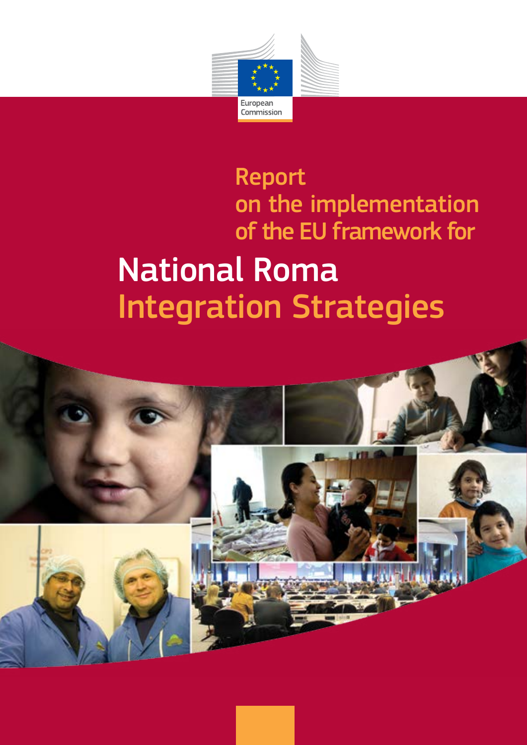European Commission

# Report on the implementation of the EU framework for National Roma Integration Strategies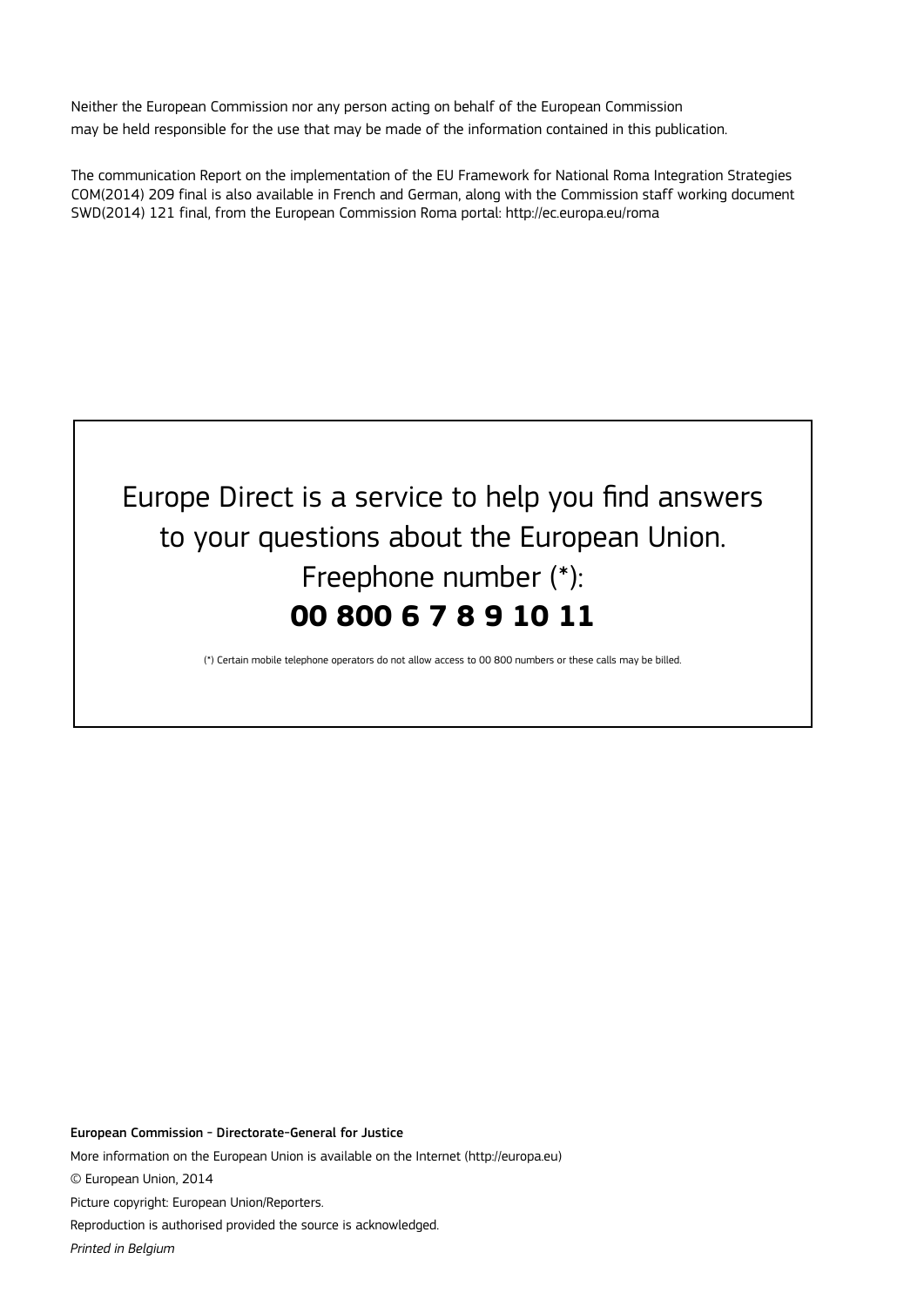Neither the European Commission nor any person acting on behalf of the European Commission may be held responsible for the use that may be made of the information contained in this publication.

The communication Report on the implementation of the EU Framework for National Roma Integration Strategies COM(2014) 209 final is also available in French and German, along with the Commission staff working document SWD(2014) 121 final, from the European Commission Roma portal: http://ec.europa.eu/roma

Europe Direct is a service to help you find answers to your questions about the European Union.

Freephone number (*):

**00 800 6 7 8 9 10 11**

(*) Certain mobile telephone operators do not allow access to 00 800 numbers or these calls may be billed.

**European Commission - Directorate-General for Justice**

More information on the European Union is available on the Internet (http://europa.eu)

© European Union, 2014

Picture copyright: European Union/Reporters.

Reproduction is authorised provided the source is acknowledged.

*Printed in Belgium*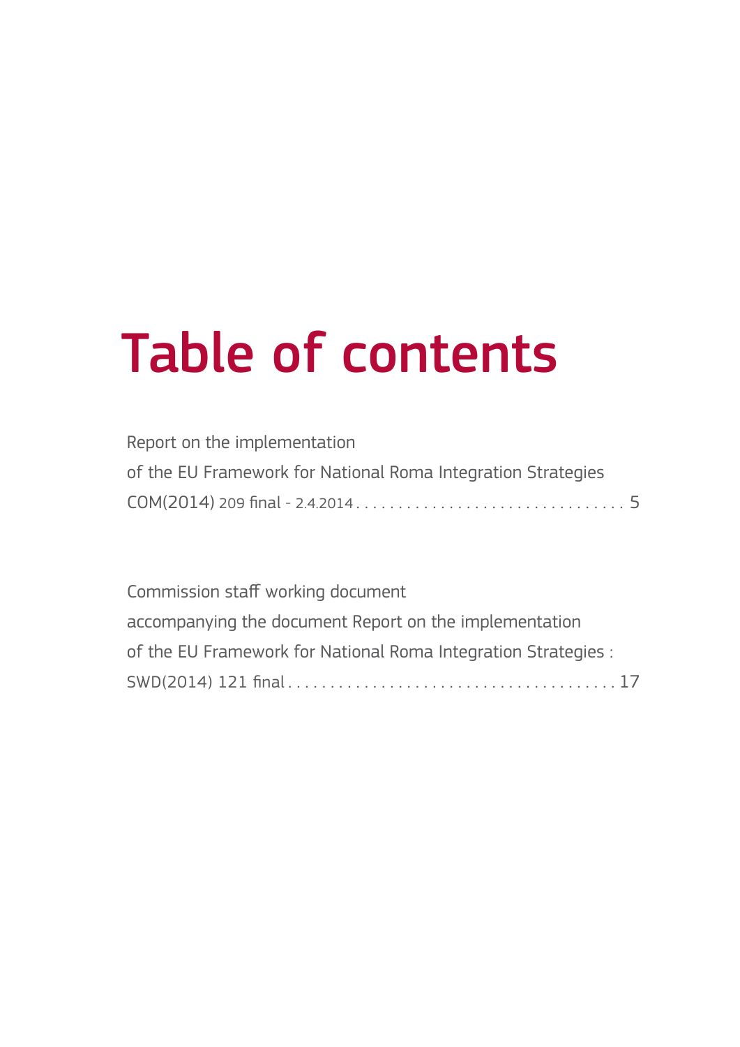# Table of contents

Report on the implementation
of the EU Framework for National Roma Integration Strategies
COM(2014) 209 final - 2.4.2014 . . . . . . . . . . . . . . . . . . . . . . . . . . . . . . . . 5

Commission staff working document
accompanying the document Report on the implementation
of the EU Framework for National Roma Integration Strategies :
SWD(2014) 121 final . . . . . . . . . . . . . . . . . . . . . . . . . . . . . . . . . . . . . . 17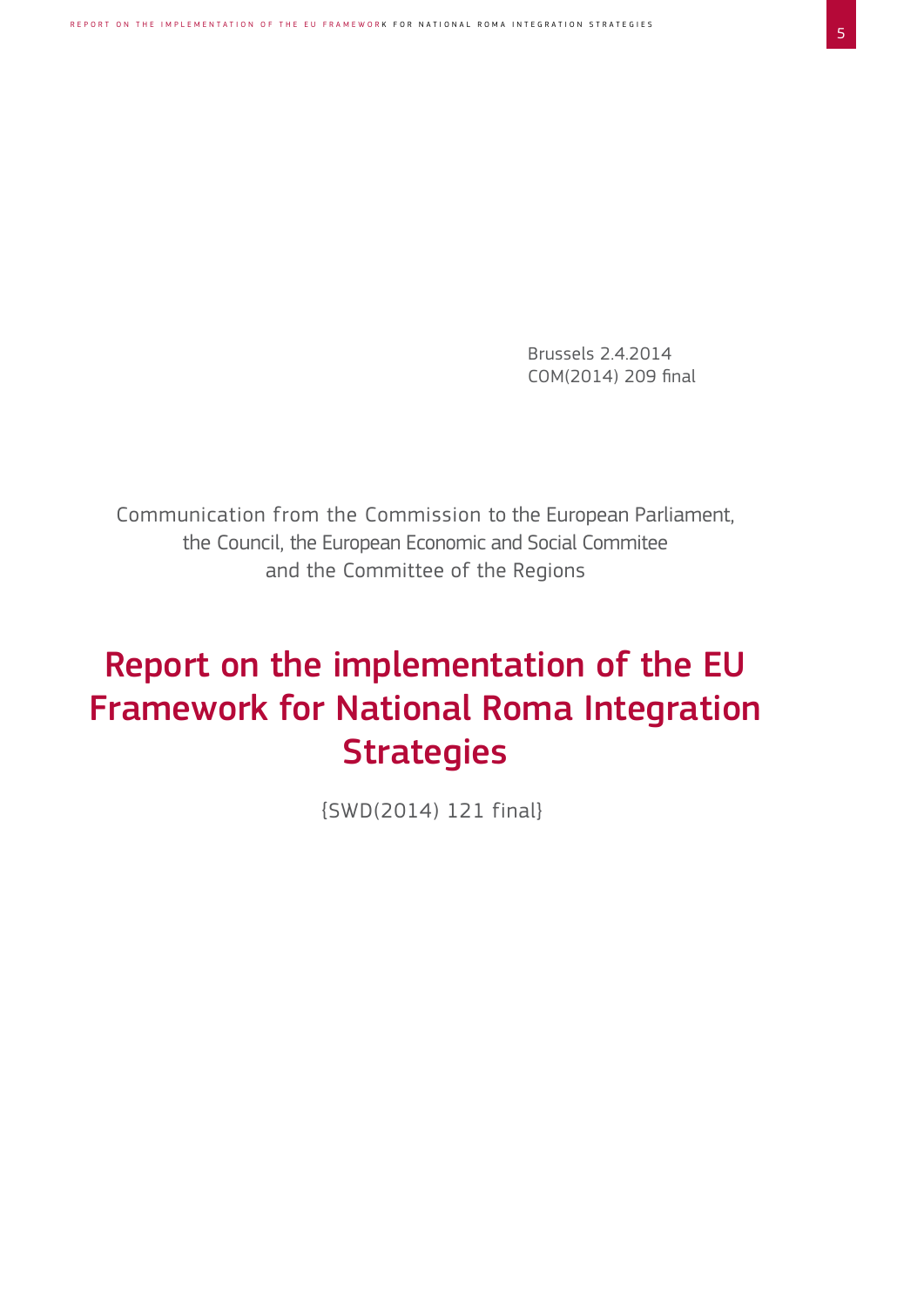Brussels 2.4.2014
COM(2014) 209 final

Communication from the Commission to the European Parliament, the Council, the European Economic and Social Commitee and the Committee of the Regions

# Report on the implementation of the EU Framework for National Roma Integration Strategies

{SWD(2014) 121 final}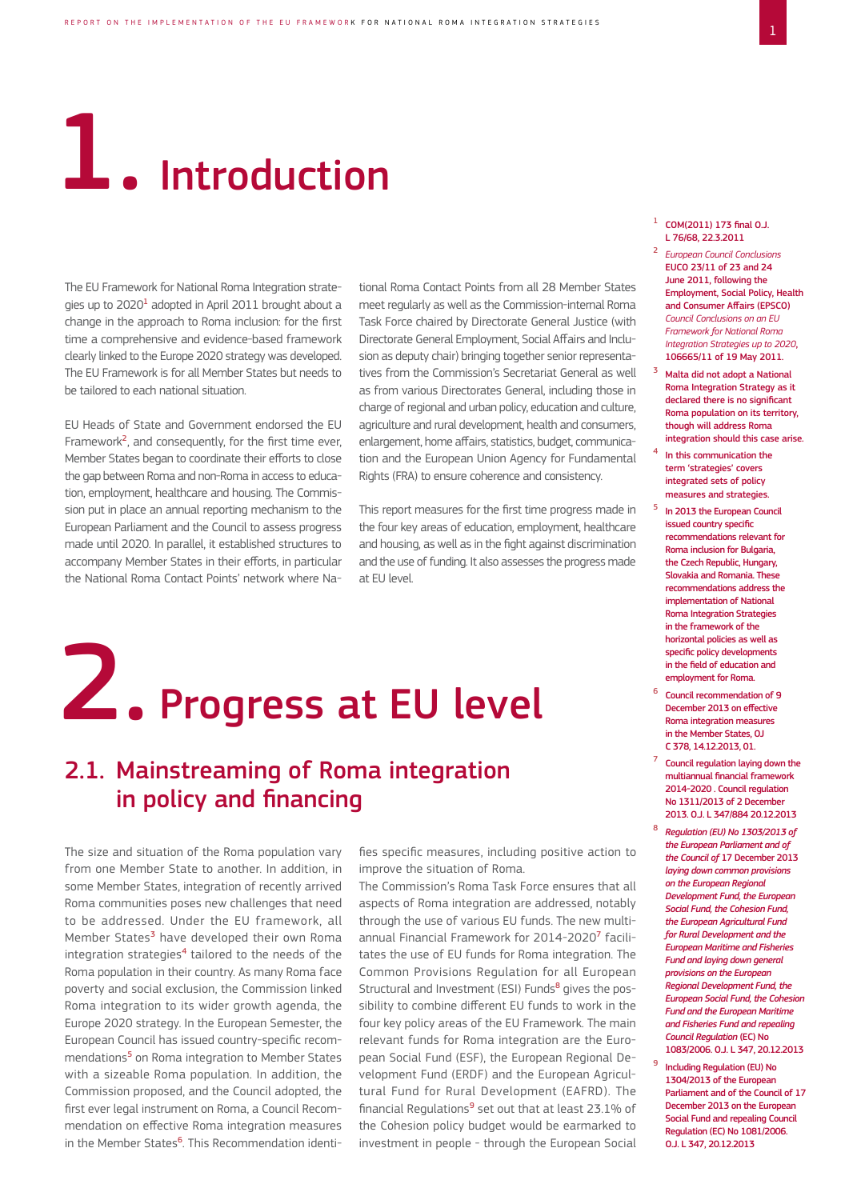# 1. Introduction

The EU Framework for National Roma Integration strategies up to 2020[1] adopted in April 2011 brought about a change in the approach to Roma inclusion: for the first time a comprehensive and evidence-based framework clearly linked to the Europe 2020 strategy was developed. The EU Framework is for all Member States but needs to be tailored to each national situation.

EU Heads of State and Government endorsed the EU Framework[2], and consequently, for the first time ever, Member States began to coordinate their efforts to close the gap between Roma and non-Roma in access to education, employment, healthcare and housing. The Commission put in place an annual reporting mechanism to the European Parliament and the Council to assess progress made until 2020. In parallel, it established structures to accompany Member States in their efforts, in particular the National Roma Contact Points' network where National Roma Contact Points from all 28 Member States meet regularly as well as the Commission-internal Roma Task Force chaired by Directorate General Justice (with Directorate General Employment, Social Affairs and Inclusion as deputy chair) bringing together senior representatives from the Commission's Secretariat General as well as from various Directorates General, including those in charge of regional and urban policy, education and culture, agriculture and rural development, health and consumers, enlargement, home affairs, statistics, budget, communication and the European Union Agency for Fundamental Rights (FRA) to ensure coherence and consistency.

This report measures for the first time progress made in the four key areas of education, employment, healthcare and housing, as well as in the fight against discrimination and the use of funding. It also assesses the progress made at EU level.

# 2. Progress at EU level

## 2.1. Mainstreaming of Roma integration in policy and financing

The size and situation of the Roma population vary from one Member State to another. In addition, in some Member States, integration of recently arrived Roma communities poses new challenges that need to be addressed. Under the EU framework, all Member States[3] have developed their own Roma integration strategies[4] tailored to the needs of the Roma population in their country. As many Roma face poverty and social exclusion, the Commission linked Roma integration to its wider growth agenda, the Europe 2020 strategy. In the European Semester, the European Council has issued country-specific recommendations[5] on Roma integration to Member States with a sizeable Roma population. In addition, the Commission proposed, and the Council adopted, the first ever legal instrument on Roma, a Council Recommendation on effective Roma integration measures in the Member States[6]. This Recommendation identifies specific measures, including positive action to improve the situation of Roma.

The Commission's Roma Task Force ensures that all aspects of Roma integration are addressed, notably through the use of various EU funds. The new multiannual Financial Framework for 2014-2020[7] facilitates the use of EU funds for Roma integration. The Common Provisions Regulation for all European Structural and Investment (ESI) Funds[8] gives the possibility to combine different EU funds to work in the four key policy areas of the EU Framework. The main relevant funds for Roma integration are the European Social Fund (ESF), the European Regional Development Fund (ERDF) and the European Agricultural Fund for Rural Development (EAFRD). The financial Regulations[9] set out that at least 23.1% of the Cohesion policy budget would be earmarked to investment in people - through the European Social

---

1. COM(2011) 173 final O.J. L 76/68, 22.3.2011
2. *European Council Conclusions* EUCO 23/11 of 23 and 24 June 2011, following the Employment, Social Policy, Health and Consumer Affairs (EPSCO) *Council Conclusions on an EU Framework for National Roma Integration Strategies up to 2020*, 106665/11 of 19 May 2011.
3. Malta did not adopt a National Roma Integration Strategy as it declared there is no significant Roma population on its territory, though will address Roma integration should this case arise.
4. In this communication the term 'strategies' covers integrated sets of policy measures and strategies.
5. In 2013 the European Council issued country specific recommendations relevant for Roma inclusion for Bulgaria, the Czech Republic, Hungary, Slovakia and Romania. These recommendations address the implementation of National Roma Integration Strategies in the framework of the horizontal policies as well as specific policy developments in the field of education and employment for Roma.
6. Council recommendation of 9 December 2013 on effective Roma integration measures in the Member States, OJ C 378, 14.12.2013, 01.
7. Council regulation laying down the multiannual financial framework 2014-2020 . Council regulation No 1311/2013 of 2 December 2013. O.J. L 347/884 20.12.2013
8. *Regulation (EU) No 1303/2013 of the European Parliament and of the Council of* 17 December 2013 *laying down common provisions on the European Regional Development Fund, the European Social Fund, the Cohesion Fund, the European Agricultural Fund for Rural Development and the European Maritime and Fisheries Fund and laying down general provisions on the European Regional Development Fund, the European Social Fund, the Cohesion Fund and the European Maritime and Fisheries Fund and repealing Council Regulation* (EC) No 1083/2006. O.J. L 347, 20.12.2013
9. Including Regulation (EU) No 1304/2013 of the European Parliament and of the Council of 17 December 2013 on the European Social Fund and repealing Council Regulation (EC) No 1081/2006. O.J. L 347, 20.12.2013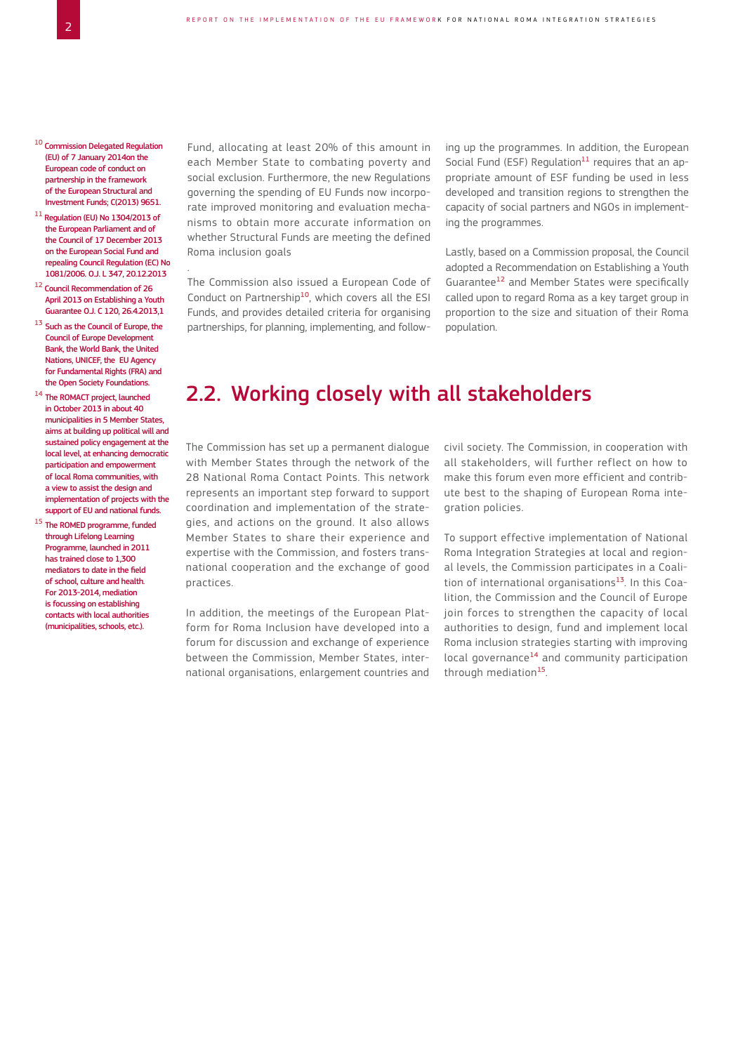Fund, allocating at least 20% of this amount in each Member State to combating poverty and social exclusion. Furthermore, the new Regulations governing the spending of EU Funds now incorporate improved monitoring and evaluation mechanisms to obtain more accurate information on whether Structural Funds are meeting the defined Roma inclusion goals

.

The Commission also issued a European Code of Conduct on Partnership[10], which covers all the ESI Funds, and provides detailed criteria for organising partnerships, for planning, implementing, and following up the programmes. In addition, the European Social Fund (ESF) Regulation[11] requires that an appropriate amount of ESF funding be used in less developed and transition regions to strengthen the capacity of social partners and NGOs in implementing the programmes.

Lastly, based on a Commission proposal, the Council adopted a Recommendation on Establishing a Youth Guarantee[12] and Member States were specifically called upon to regard Roma as a key target group in proportion to the size and situation of their Roma population.

## 2.2. Working closely with all stakeholders

The Commission has set up a permanent dialogue with Member States through the network of the 28 National Roma Contact Points. This network represents an important step forward to support coordination and implementation of the strategies, and actions on the ground. It also allows Member States to share their experience and expertise with the Commission, and fosters transnational cooperation and the exchange of good practices.

In addition, the meetings of the European Platform for Roma Inclusion have developed into a forum for discussion and exchange of experience between the Commission, Member States, international organisations, enlargement countries and civil society. The Commission, in cooperation with all stakeholders, will further reflect on how to make this forum even more efficient and contribute best to the shaping of European Roma integration policies.

To support effective implementation of National Roma Integration Strategies at local and regional levels, the Commission participates in a Coalition of international organisations[13]. In this Coalition, the Commission and the Council of Europe join forces to strengthen the capacity of local authorities to design, fund and implement local Roma inclusion strategies starting with improving local governance[14] and community participation through mediation[15].

---

[10] Commission Delegated Regulation (EU) of 7 January 2014on the European code of conduct on partnership in the framework of the European Structural and Investment Funds; C(2013) 9651.

[11] Regulation (EU) No 1304/2013 of the European Parliament and of the Council of 17 December 2013 on the European Social Fund and repealing Council Regulation (EC) No 1081/2006. O.J. L 347, 20.12.2013

[12] Council Recommendation of 26 April 2013 on Establishing a Youth Guarantee O.J. C 120, 26.4.2013,1

[13] Such as the Council of Europe, the Council of Europe Development Bank, the World Bank, the United Nations, UNICEF, the EU Agency for Fundamental Rights (FRA) and the Open Society Foundations.

[14] The ROMACT project, launched in October 2013 in about 40 municipalities in 5 Member States, aims at building up political will and sustained policy engagement at the local level, at enhancing democratic participation and empowerment of local Roma communities, with a view to assist the design and implementation of projects with the support of EU and national funds.

[15] The ROMED programme, funded through Lifelong Learning Programme, launched in 2011 has trained close to 1,300 mediators to date in the field of school, culture and health. For 2013-2014, mediation is focussing on establishing contacts with local authorities (municipalities, schools, etc.).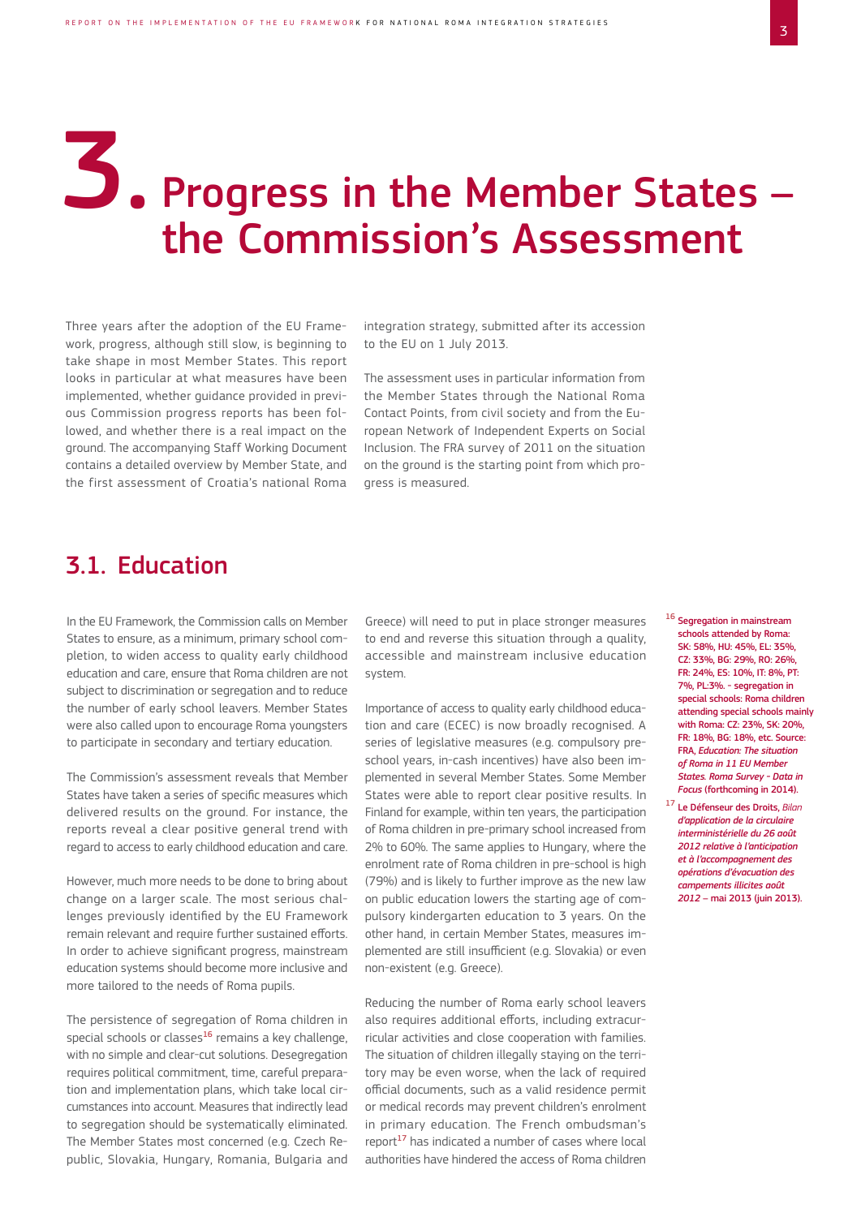# 3. Progress in the Member States – the Commission's Assessment

Three years after the adoption of the EU Framework, progress, although still slow, is beginning to take shape in most Member States. This report looks in particular at what measures have been implemented, whether guidance provided in previous Commission progress reports has been followed, and whether there is a real impact on the ground. The accompanying Staff Working Document contains a detailed overview by Member State, and the first assessment of Croatia's national Roma integration strategy, submitted after its accession to the EU on 1 July 2013.

The assessment uses in particular information from the Member States through the National Roma Contact Points, from civil society and from the European Network of Independent Experts on Social Inclusion. The FRA survey of 2011 on the situation on the ground is the starting point from which progress is measured.

## 3.1. Education

In the EU Framework, the Commission calls on Member States to ensure, as a minimum, primary school completion, to widen access to quality early childhood education and care, ensure that Roma children are not subject to discrimination or segregation and to reduce the number of early school leavers. Member States were also called upon to encourage Roma youngsters to participate in secondary and tertiary education.

The Commission's assessment reveals that Member States have taken a series of specific measures which delivered results on the ground. For instance, the reports reveal a clear positive general trend with regard to access to early childhood education and care.

However, much more needs to be done to bring about change on a larger scale. The most serious challenges previously identified by the EU Framework remain relevant and require further sustained efforts. In order to achieve significant progress, mainstream education systems should become more inclusive and more tailored to the needs of Roma pupils.

The persistence of segregation of Roma children in special schools or classes[16] remains a key challenge, with no simple and clear-cut solutions. Desegregation requires political commitment, time, careful preparation and implementation plans, which take local circumstances into account. Measures that indirectly lead to segregation should be systematically eliminated. The Member States most concerned (e.g. Czech Republic, Slovakia, Hungary, Romania, Bulgaria and Greece) will need to put in place stronger measures to end and reverse this situation through a quality, accessible and mainstream inclusive education system.

Importance of access to quality early childhood education and care (ECEC) is now broadly recognised. A series of legislative measures (e.g. compulsory preschool years, in-cash incentives) have also been implemented in several Member States. Some Member States were able to report clear positive results. In Finland for example, within ten years, the participation of Roma children in pre-primary school increased from 2% to 60%. The same applies to Hungary, where the enrolment rate of Roma children in pre-school is high (79%) and is likely to further improve as the new law on public education lowers the starting age of compulsory kindergarten education to 3 years. On the other hand, in certain Member States, measures implemented are still insufficient (e.g. Slovakia) or even non-existent (e.g. Greece).

Reducing the number of Roma early school leavers also requires additional efforts, including extracurricular activities and close cooperation with families. The situation of children illegally staying on the territory may be even worse, when the lack of required official documents, such as a valid residence permit or medical records may prevent children's enrolment in primary education. The French ombudsman's report[17] has indicated a number of cases where local authorities have hindered the access of Roma children

---

[16] Segregation in mainstream schools attended by Roma: SK: 58%, HU: 45%, EL: 35%, CZ: 33%, BG: 29%, RO: 26%, FR: 24%, ES: 10%, IT: 8%, PT: 7%, PL:3%. - segregation in special schools: Roma children attending special schools mainly with Roma: CZ: 23%, SK: 20%, FR: 18%, BG: 18%, etc. Source: FRA, *Education: The situation of Roma in 11 EU Member States. Roma Survey - Data in Focus* (forthcoming in 2014).

[17] Le Défenseur des Droits, *Bilan d'application de la circulaire interministérielle du 26 août 2012 relative à l'anticipation et à l'accompagnement des opérations d'évacuation des campements illicites août 2012* – mai 2013 (juin 2013).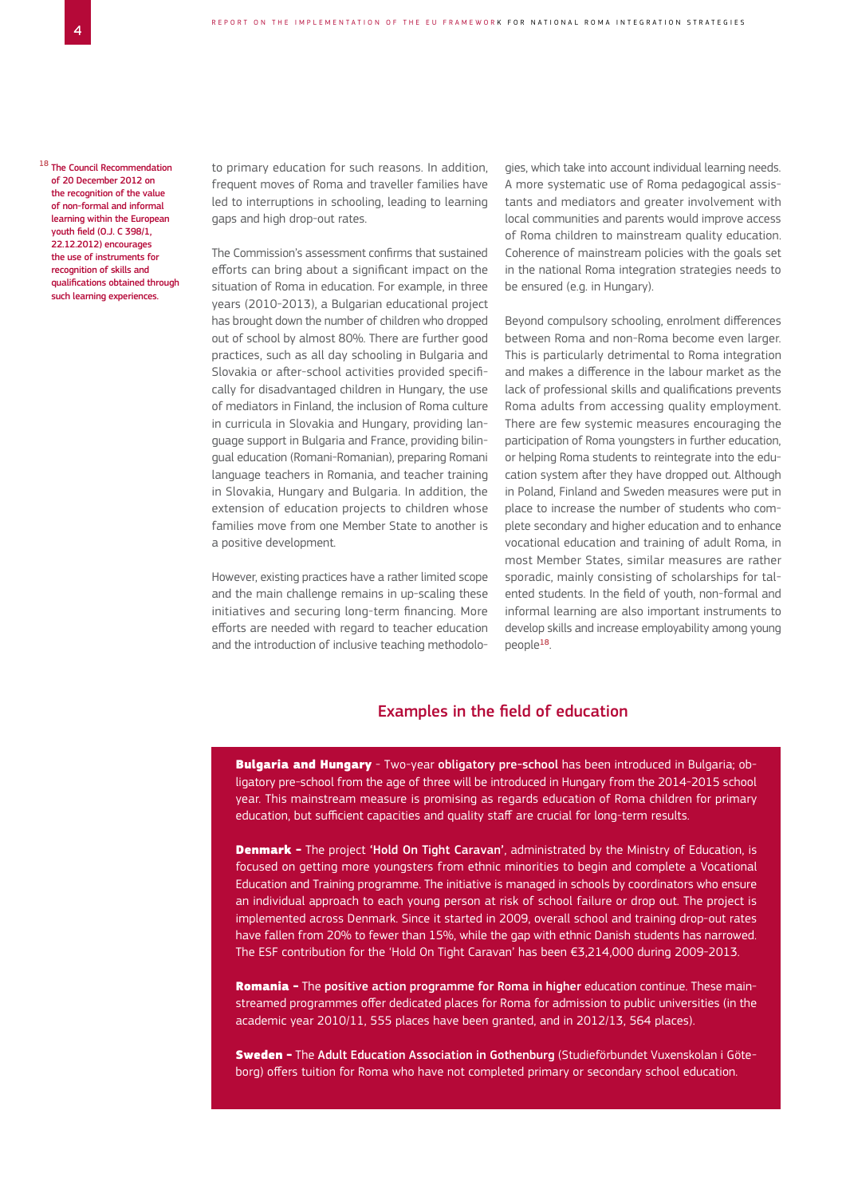to primary education for such reasons. In addition, frequent moves of Roma and traveller families have led to interruptions in schooling, leading to learning gaps and high drop-out rates.

The Commission's assessment confirms that sustained efforts can bring about a significant impact on the situation of Roma in education. For example, in three years (2010-2013), a Bulgarian educational project has brought down the number of children who dropped out of school by almost 80%. There are further good practices, such as all day schooling in Bulgaria and Slovakia or after-school activities provided specifically for disadvantaged children in Hungary, the use of mediators in Finland, the inclusion of Roma culture in curricula in Slovakia and Hungary, providing language support in Bulgaria and France, providing bilingual education (Romani-Romanian), preparing Romani language teachers in Romania, and teacher training in Slovakia, Hungary and Bulgaria. In addition, the extension of education projects to children whose families move from one Member State to another is a positive development.

However, existing practices have a rather limited scope and the main challenge remains in up-scaling these initiatives and securing long-term financing. More efforts are needed with regard to teacher education and the introduction of inclusive teaching methodologies, which take into account individual learning needs. A more systematic use of Roma pedagogical assistants and mediators and greater involvement with local communities and parents would improve access of Roma children to mainstream quality education. Coherence of mainstream policies with the goals set in the national Roma integration strategies needs to be ensured (e.g. in Hungary).

Beyond compulsory schooling, enrolment differences between Roma and non-Roma become even larger. This is particularly detrimental to Roma integration and makes a difference in the labour market as the lack of professional skills and qualifications prevents Roma adults from accessing quality employment. There are few systemic measures encouraging the participation of Roma youngsters in further education, or helping Roma students to reintegrate into the education system after they have dropped out. Although in Poland, Finland and Sweden measures were put in place to increase the number of students who complete secondary and higher education and to enhance vocational education and training of adult Roma, in most Member States, similar measures are rather sporadic, mainly consisting of scholarships for talented students. In the field of youth, non-formal and informal learning are also important instruments to develop skills and increase employability among young people[18].

[18] The Council Recommendation of 20 December 2012 on the recognition of the value of non-formal and informal learning within the European youth field (O.J. C 398/1, 22.12.2012) encourages the use of instruments for recognition of skills and qualifications obtained through such learning experiences.

## Examples in the field of education

**Bulgaria and Hungary** - Two-year **obligatory pre-school** has been introduced in Bulgaria; obligatory pre-school from the age of three will be introduced in Hungary from the 2014-2015 school year. This mainstream measure is promising as regards education of Roma children for primary education, but sufficient capacities and quality staff are crucial for long-term results.

**Denmark –** The project **'Hold On Tight Caravan'**, administrated by the Ministry of Education, is focused on getting more youngsters from ethnic minorities to begin and complete a Vocational Education and Training programme. The initiative is managed in schools by coordinators who ensure an individual approach to each young person at risk of school failure or drop out. The project is implemented across Denmark. Since it started in 2009, overall school and training drop-out rates have fallen from 20% to fewer than 15%, while the gap with ethnic Danish students has narrowed. The ESF contribution for the 'Hold On Tight Caravan' has been €3,214,000 during 2009-2013.

**Romania –** The **positive action programme for Roma in higher** education continue. These mainstreamed programmes offer dedicated places for Roma for admission to public universities (in the academic year 2010/11, 555 places have been granted, and in 2012/13, 564 places).

**Sweden –** The **Adult Education Association in Gothenburg** (Studieförbundet Vuxenskolan i Göteborg) offers tuition for Roma who have not completed primary or secondary school education.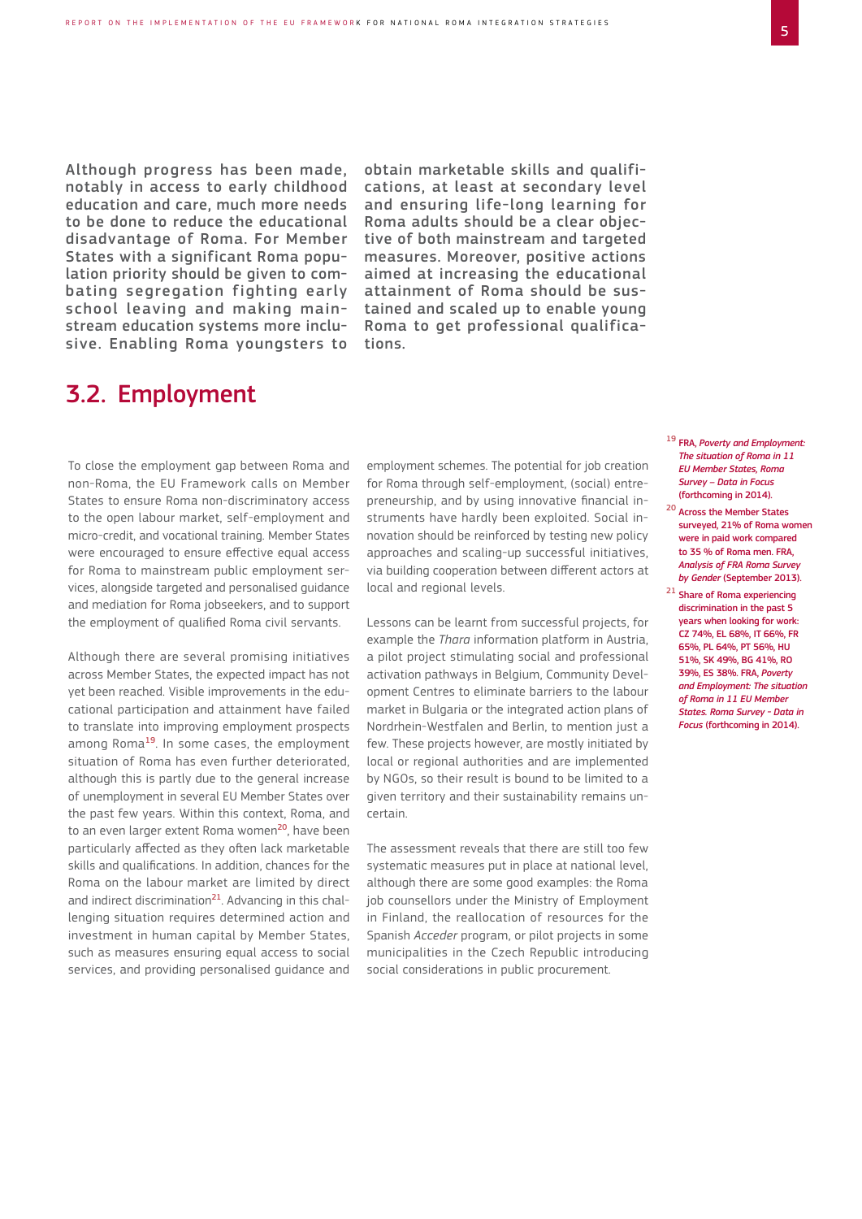Although progress has been made, notably in access to early childhood education and care, much more needs to be done to reduce the educational disadvantage of Roma. For Member States with a significant Roma population priority should be given to combating segregation fighting early school leaving and making mainstream education systems more inclusive. Enabling Roma youngsters to obtain marketable skills and qualifications, at least at secondary level and ensuring life-long learning for Roma adults should be a clear objective of both mainstream and targeted measures. Moreover, positive actions aimed at increasing the educational attainment of Roma should be sustained and scaled up to enable young Roma to get professional qualifications.

## 3.2. Employment

To close the employment gap between Roma and non-Roma, the EU Framework calls on Member States to ensure Roma non-discriminatory access to the open labour market, self-employment and micro-credit, and vocational training. Member States were encouraged to ensure effective equal access for Roma to mainstream public employment services, alongside targeted and personalised guidance and mediation for Roma jobseekers, and to support the employment of qualified Roma civil servants.

Although there are several promising initiatives across Member States, the expected impact has not yet been reached. Visible improvements in the educational participation and attainment have failed to translate into improving employment prospects among Roma[19]. In some cases, the employment situation of Roma has even further deteriorated, although this is partly due to the general increase of unemployment in several EU Member States over the past few years. Within this context, Roma, and to an even larger extent Roma women[20], have been particularly affected as they often lack marketable skills and qualifications. In addition, chances for the Roma on the labour market are limited by direct and indirect discrimination[21]. Advancing in this challenging situation requires determined action and investment in human capital by Member States, such as measures ensuring equal access to social services, and providing personalised guidance and employment schemes. The potential for job creation for Roma through self-employment, (social) entrepreneurship, and by using innovative financial instruments have hardly been exploited. Social innovation should be reinforced by testing new policy approaches and scaling-up successful initiatives, via building cooperation between different actors at local and regional levels.

Lessons can be learnt from successful projects, for example the *Thara* information platform in Austria, a pilot project stimulating social and professional activation pathways in Belgium, Community Development Centres to eliminate barriers to the labour market in Bulgaria or the integrated action plans of Nordrhein-Westfalen and Berlin, to mention just a few. These projects however, are mostly initiated by local or regional authorities and are implemented by NGOs, so their result is bound to be limited to a given territory and their sustainability remains uncertain.

The assessment reveals that there are still too few systematic measures put in place at national level, although there are some good examples: the Roma job counsellors under the Ministry of Employment in Finland, the reallocation of resources for the Spanish *Acceder* program, or pilot projects in some municipalities in the Czech Republic introducing social considerations in public procurement.

[19] FRA, *Poverty and Employment: The situation of Roma in 11 EU Member States, Roma Survey – Data in Focus* (forthcoming in 2014).

[20] Across the Member States surveyed, 21% of Roma women were in paid work compared to 35 % of Roma men. FRA, *Analysis of FRA Roma Survey by Gender* (September 2013).

[21] Share of Roma experiencing discrimination in the past 5 years when looking for work: CZ 74%, EL 68%, IT 66%, FR 65%, PL 64%, PT 56%, HU 51%, SK 49%, BG 41%, RO 39%, ES 38%. FRA, *Poverty and Employment: The situation of Roma in 11 EU Member States. Roma Survey - Data in Focus* (forthcoming in 2014).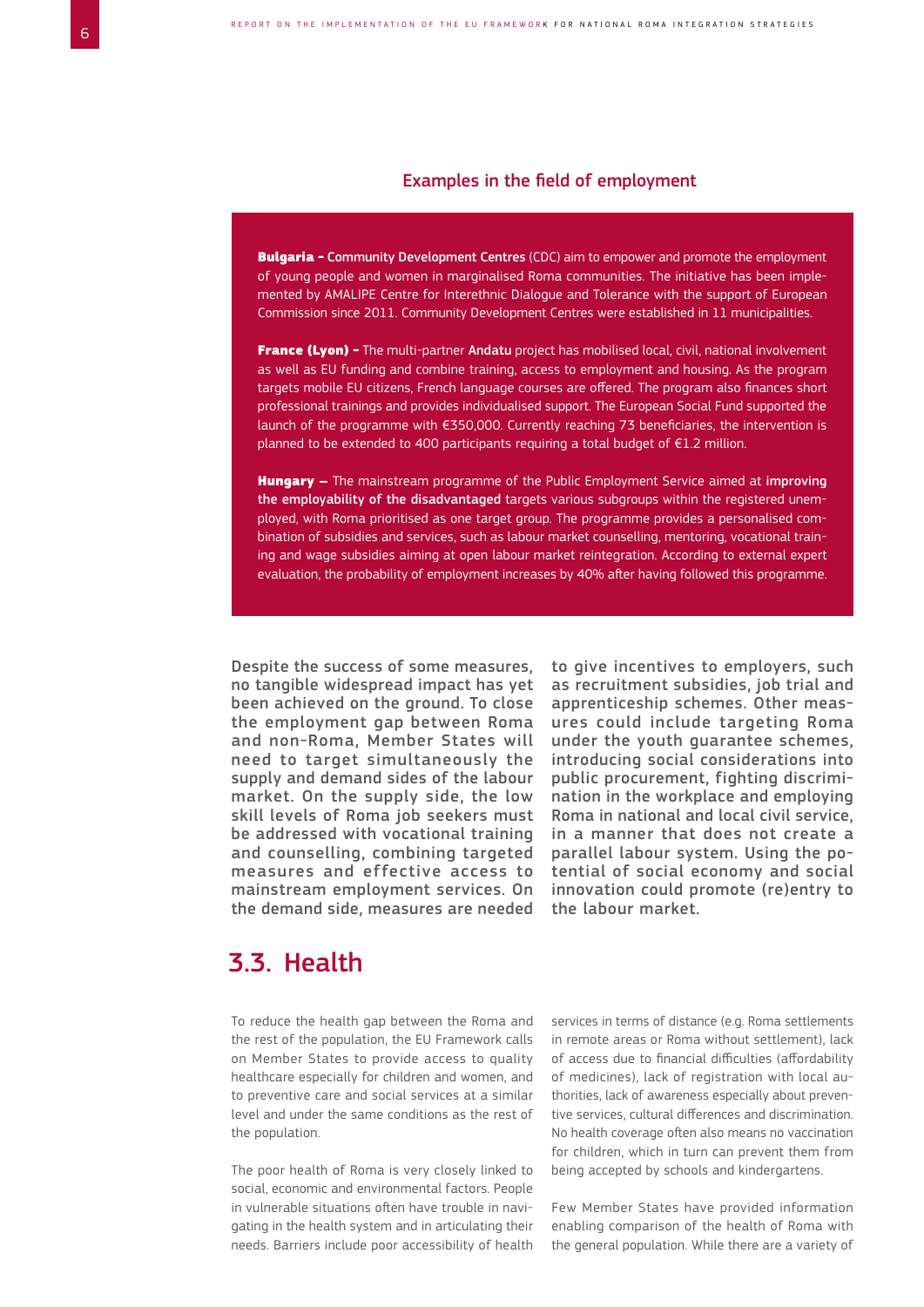### Examples in the field of employment

**Bulgaria – Community Development Centres** (CDC) aim to empower and promote the employment of young people and women in marginalised Roma communities. The initiative has been implemented by AMALIPE Centre for Interethnic Dialogue and Tolerance with the support of European Commission since 2011. Community Development Centres were established in 11 municipalities.

**France (Lyon) –** The multi-partner **Andatu** project has mobilised local, civil, national involvement as well as EU funding and combine training, access to employment and housing. As the program targets mobile EU citizens, French language courses are offered. The program also finances short professional trainings and provides individualised support. The European Social Fund supported the launch of the programme with €350,000. Currently reaching 73 beneficiaries, the intervention is planned to be extended to 400 participants requiring a total budget of €1.2 million.

**Hungary –** The mainstream programme of the Public Employment Service aimed at **improving the employability of the disadvantaged** targets various subgroups within the registered unemployed, with Roma prioritised as one target group. The programme provides a personalised combination of subsidies and services, such as labour market counselling, mentoring, vocational training and wage subsidies aiming at open labour market reintegration. According to external expert evaluation, the probability of employment increases by 40% after having followed this programme.

Despite the success of some measures, no tangible widespread impact has yet been achieved on the ground. To close the employment gap between Roma and non-Roma, Member States will need to target simultaneously the supply and demand sides of the labour market. On the supply side, the low skill levels of Roma job seekers must be addressed with vocational training and counselling, combining targeted measures and effective access to mainstream employment services. On the demand side, measures are needed to give incentives to employers, such as recruitment subsidies, job trial and apprenticeship schemes. Other measures could include targeting Roma under the youth guarantee schemes, introducing social considerations into public procurement, fighting discrimination in the workplace and employing Roma in national and local civil service, in a manner that does not create a parallel labour system. Using the potential of social economy and social innovation could promote (re)entry to the labour market.

## 3.3. Health

To reduce the health gap between the Roma and the rest of the population, the EU Framework calls on Member States to provide access to quality healthcare especially for children and women, and to preventive care and social services at a similar level and under the same conditions as the rest of the population.

The poor health of Roma is very closely linked to social, economic and environmental factors. People in vulnerable situations often have trouble in navigating in the health system and in articulating their needs. Barriers include poor accessibility of health services in terms of distance (e.g. Roma settlements in remote areas or Roma without settlement), lack of access due to financial difficulties (affordability of medicines), lack of registration with local authorities, lack of awareness especially about preventive services, cultural differences and discrimination. No health coverage often also means no vaccination for children, which in turn can prevent them from being accepted by schools and kindergartens.

Few Member States have provided information enabling comparison of the health of Roma with the general population. While there are a variety of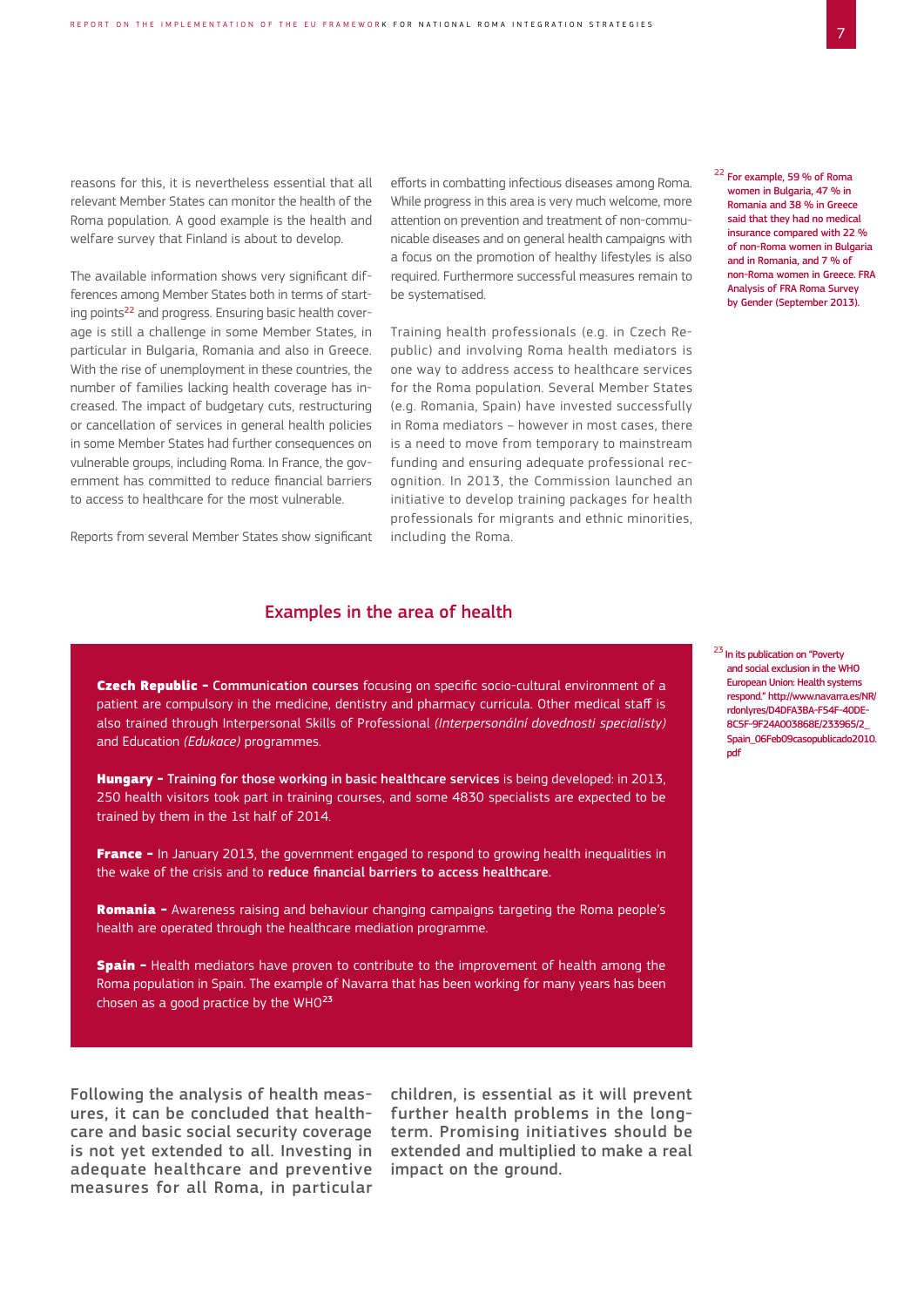reasons for this, it is nevertheless essential that all relevant Member States can monitor the health of the Roma population. A good example is the health and welfare survey that Finland is about to develop.

The available information shows very significant differences among Member States both in terms of starting points[22] and progress. Ensuring basic health coverage is still a challenge in some Member States, in particular in Bulgaria, Romania and also in Greece. With the rise of unemployment in these countries, the number of families lacking health coverage has increased. The impact of budgetary cuts, restructuring or cancellation of services in general health policies in some Member States had further consequences on vulnerable groups, including Roma. In France, the government has committed to reduce financial barriers to access to healthcare for the most vulnerable.

Reports from several Member States show significant efforts in combatting infectious diseases among Roma. While progress in this area is very much welcome, more attention on prevention and treatment of non-communicable diseases and on general health campaigns with a focus on the promotion of healthy lifestyles is also required. Furthermore successful measures remain to be systematised.

Training health professionals (e.g. in Czech Republic) and involving Roma health mediators is one way to address access to healthcare services for the Roma population. Several Member States (e.g. Romania, Spain) have invested successfully in Roma mediators – however in most cases, there is a need to move from temporary to mainstream funding and ensuring adequate professional recognition. In 2013, the Commission launched an initiative to develop training packages for health professionals for migrants and ethnic minorities, including the Roma.

[22] For example, 59 % of Roma women in Bulgaria, 47 % in Romania and 38 % in Greece said that they had no medical insurance compared with 22 % of non-Roma women in Bulgaria and in Romania, and 7 % of non-Roma women in Greece. FRA Analysis of FRA Roma Survey by Gender (September 2013).

## Examples in the area of health

**Czech Republic – Communication courses** focusing on specific socio-cultural environment of a patient are compulsory in the medicine, dentistry and pharmacy curricula. Other medical staff is also trained through Interpersonal Skills of Professional *(Interpersonální dovednosti specialisty)* and Education *(Edukace)* programmes.

**Hungary – Training for those working in basic healthcare services** is being developed: in 2013, 250 health visitors took part in training courses, and some 4830 specialists are expected to be trained by them in the 1st half of 2014.

**France –** In January 2013, the government engaged to respond to growing health inequalities in the wake of the crisis and to **reduce financial barriers to access healthcare.**

**Romania –** Awareness raising and behaviour changing campaigns targeting the Roma people's health are operated through the healthcare mediation programme.

**Spain –** Health mediators have proven to contribute to the improvement of health among the Roma population in Spain. The example of Navarra that has been working for many years has been chosen as a good practice by the WHO[23]

[23] In its publication on "Poverty and social exclusion in the WHO European Union: Health systems respond." http://www.navarra.es/NR/rdonlyres/D4DFA3BA-F54F-40DE-8C5F-9F24A003868E/233965/2_Spain_06Feb09casopublicado2010.pdf

Following the analysis of health measures, it can be concluded that healthcare and basic social security coverage is not yet extended to all. Investing in adequate healthcare and preventive measures for all Roma, in particular children, is essential as it will prevent further health problems in the long-term. Promising initiatives should be extended and multiplied to make a real impact on the ground.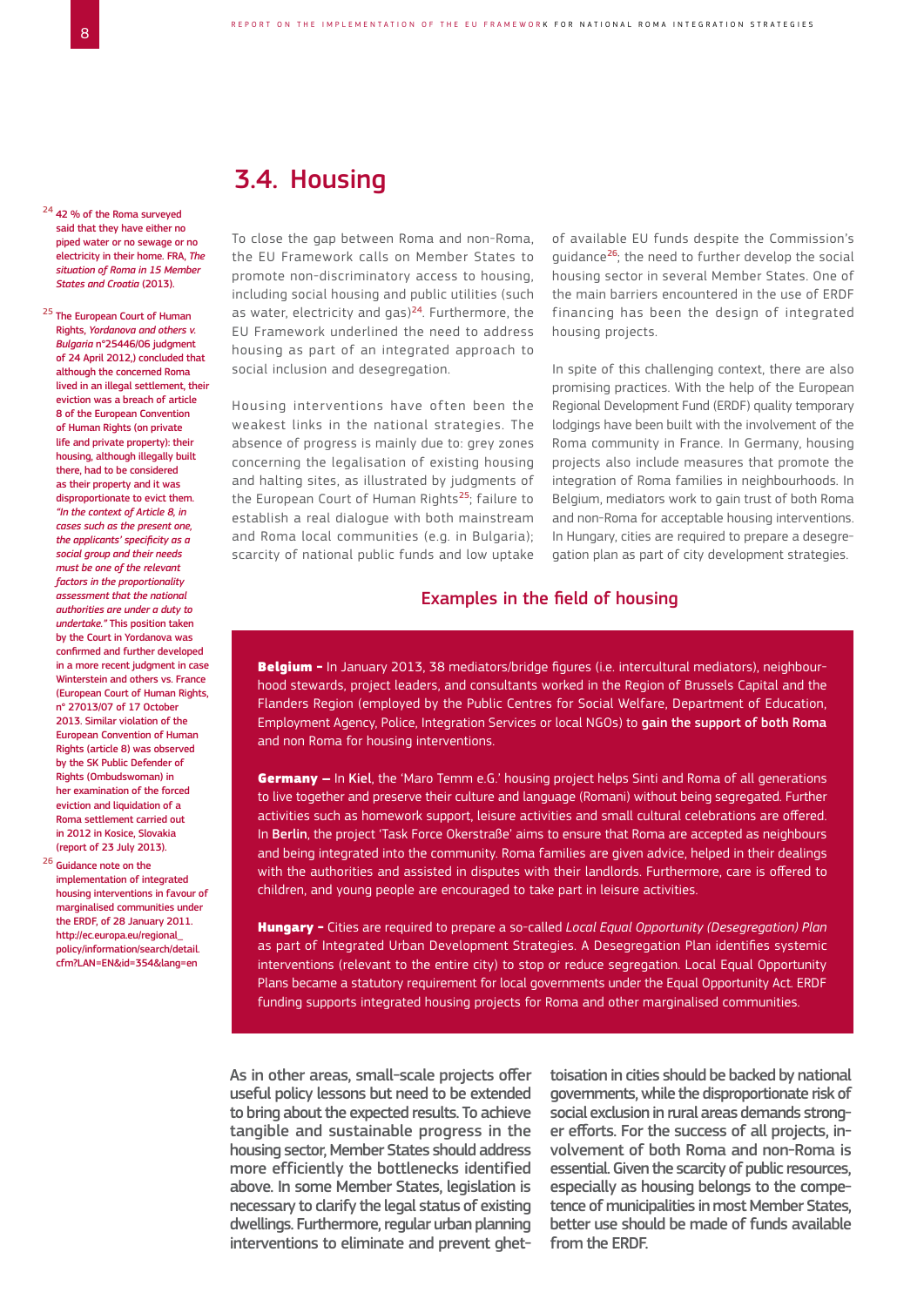## 3.4. Housing

To close the gap between Roma and non-Roma, the EU Framework calls on Member States to promote non-discriminatory access to housing, including social housing and public utilities (such as water, electricity and gas)[24]. Furthermore, the EU Framework underlined the need to address housing as part of an integrated approach to social inclusion and desegregation.

Housing interventions have often been the weakest links in the national strategies. The absence of progress is mainly due to: grey zones concerning the legalisation of existing housing and halting sites, as illustrated by judgments of the European Court of Human Rights[25]; failure to establish a real dialogue with both mainstream and Roma local communities (e.g. in Bulgaria); scarcity of national public funds and low uptake of available EU funds despite the Commission's guidance[26]; the need to further develop the social housing sector in several Member States. One of the main barriers encountered in the use of ERDF financing has been the design of integrated housing projects.

In spite of this challenging context, there are also promising practices. With the help of the European Regional Development Fund (ERDF) quality temporary lodgings have been built with the involvement of the Roma community in France. In Germany, housing projects also include measures that promote the integration of Roma families in neighbourhoods. In Belgium, mediators work to gain trust of both Roma and non-Roma for acceptable housing interventions. In Hungary, cities are required to prepare a desegregation plan as part of city development strategies.

### Examples in the field of housing

**Belgium –** In January 2013, 38 mediators/bridge figures (i.e. intercultural mediators), neighbourhood stewards, project leaders, and consultants worked in the Region of Brussels Capital and the Flanders Region (employed by the Public Centres for Social Welfare, Department of Education, Employment Agency, Police, Integration Services or local NGOs) to **gain the support of both Roma** and non Roma for housing interventions.

**Germany –** In **Kiel**, the 'Maro Temm e.G.' housing project helps Sinti and Roma of all generations to live together and preserve their culture and language (Romani) without being segregated. Further activities such as homework support, leisure activities and small cultural celebrations are offered. In **Berlin**, the project 'Task Force Okerstraße' aims to ensure that Roma are accepted as neighbours and being integrated into the community. Roma families are given advice, helped in their dealings with the authorities and assisted in disputes with their landlords. Furthermore, care is offered to children, and young people are encouraged to take part in leisure activities.

**Hungary –** Cities are required to prepare a so-called *Local Equal Opportunity (Desegregation) Plan* as part of Integrated Urban Development Strategies. A Desegregation Plan identifies systemic interventions (relevant to the entire city) to stop or reduce segregation. Local Equal Opportunity Plans became a statutory requirement for local governments under the Equal Opportunity Act. ERDF funding supports integrated housing projects for Roma and other marginalised communities.

As in other areas, small-scale projects offer useful policy lessons but need to be extended to bring about the expected results. To achieve tangible and sustainable progress in the housing sector, Member States should address more efficiently the bottlenecks identified above. In some Member States, legislation is necessary to clarify the legal status of existing dwellings. Furthermore, regular urban planning interventions to eliminate and prevent ghettoisation in cities should be backed by national governments, while the disproportionate risk of social exclusion in rural areas demands stronger efforts. For the success of all projects, involvement of both Roma and non-Roma is essential. Given the scarcity of public resources, especially as housing belongs to the competence of municipalities in most Member States, better use should be made of funds available from the ERDF.

---

[24] 42 % of the Roma surveyed said that they have either no piped water or no sewage or no electricity in their home. FRA, *The situation of Roma in 15 Member States and Croatia* (2013).

[25] The European Court of Human Rights, *Yordanova and others v. Bulgaria* n°25446/06 judgment of 24 April 2012,) concluded that although the concerned Roma lived in an illegal settlement, their eviction was a breach of article 8 of the European Convention of Human Rights (on private life and private property): their housing, although illegally built there, had to be considered as their property and it was disproportionate to evict them. *"In the context of Article 8, in cases such as the present one, the applicants' specificity as a social group and their needs must be one of the relevant factors in the proportionality assessment that the national authorities are under a duty to undertake."* This position taken by the Court in Yordanova was confirmed and further developed in a more recent judgment in case Winterstein and others vs. France (European Court of Human Rights, n° 27013/07 of 17 October 2013. Similar violation of the European Convention of Human Rights (article 8) was observed by the SK Public Defender of Rights (Ombudswoman) in her examination of the forced eviction and liquidation of a Roma settlement carried out in 2012 in Kosice, Slovakia (report of 23 July 2013).

[26] Guidance note on the implementation of integrated housing interventions in favour of marginalised communities under the ERDF, of 28 January 2011. http://ec.europa.eu/regional_policy/information/search/detail.cfm?LAN=EN&id=354&lang=en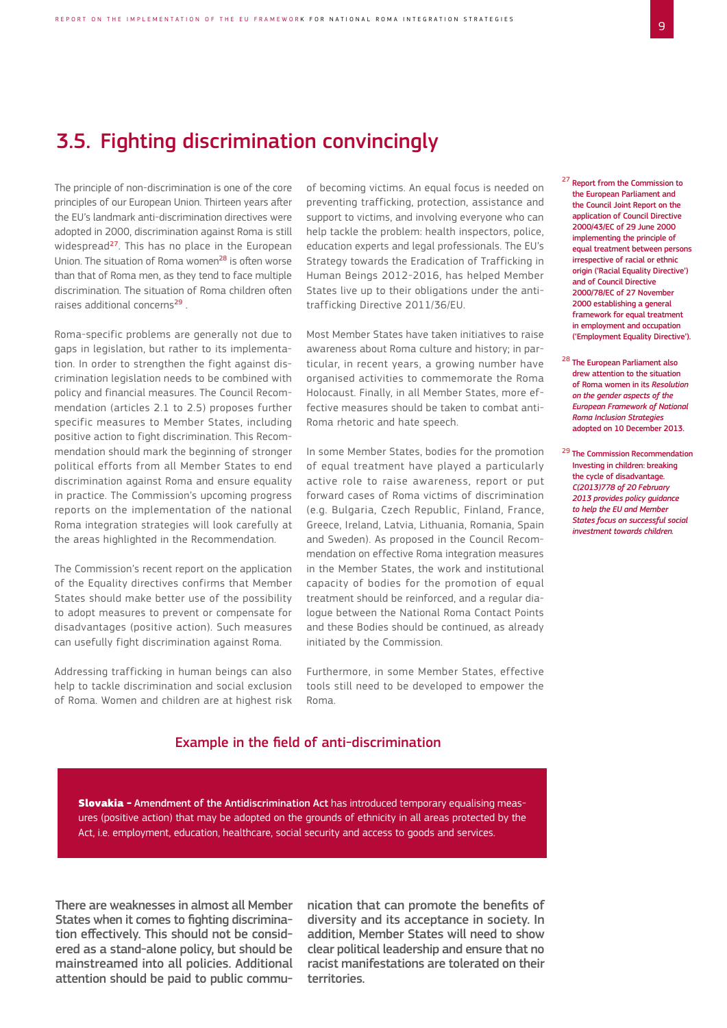## 3.5. Fighting discrimination convincingly

The principle of non-discrimination is one of the core principles of our European Union. Thirteen years after the EU's landmark anti-discrimination directives were adopted in 2000, discrimination against Roma is still widespread[27]. This has no place in the European Union. The situation of Roma women[28] is often worse than that of Roma men, as they tend to face multiple discrimination. The situation of Roma children often raises additional concerns[29] .

Roma-specific problems are generally not due to gaps in legislation, but rather to its implementation. In order to strengthen the fight against discrimination legislation needs to be combined with policy and financial measures. The Council Recommendation (articles 2.1 to 2.5) proposes further specific measures to Member States, including positive action to fight discrimination. This Recommendation should mark the beginning of stronger political efforts from all Member States to end discrimination against Roma and ensure equality in practice. The Commission's upcoming progress reports on the implementation of the national Roma integration strategies will look carefully at the areas highlighted in the Recommendation.

The Commission's recent report on the application of the Equality directives confirms that Member States should make better use of the possibility to adopt measures to prevent or compensate for disadvantages (positive action). Such measures can usefully fight discrimination against Roma.

Addressing trafficking in human beings can also help to tackle discrimination and social exclusion of Roma. Women and children are at highest risk of becoming victims. An equal focus is needed on preventing trafficking, protection, assistance and support to victims, and involving everyone who can help tackle the problem: health inspectors, police, education experts and legal professionals. The EU's Strategy towards the Eradication of Trafficking in Human Beings 2012-2016, has helped Member States live up to their obligations under the anti-trafficking Directive 2011/36/EU.

Most Member States have taken initiatives to raise awareness about Roma culture and history; in particular, in recent years, a growing number have organised activities to commemorate the Roma Holocaust. Finally, in all Member States, more effective measures should be taken to combat anti-Roma rhetoric and hate speech.

In some Member States, bodies for the promotion of equal treatment have played a particularly active role to raise awareness, report or put forward cases of Roma victims of discrimination (e.g. Bulgaria, Czech Republic, Finland, France, Greece, Ireland, Latvia, Lithuania, Romania, Spain and Sweden). As proposed in the Council Recommendation on effective Roma integration measures in the Member States, the work and institutional capacity of bodies for the promotion of equal treatment should be reinforced, and a regular dialogue between the National Roma Contact Points and these Bodies should be continued, as already initiated by the Commission.

Furthermore, in some Member States, effective tools still need to be developed to empower the Roma.

### Example in the field of anti-discrimination

**Slovakia -** Amendment of the Antidiscrimination Act has introduced temporary equalising measures (positive action) that may be adopted on the grounds of ethnicity in all areas protected by the Act, i.e. employment, education, healthcare, social security and access to goods and services.

**There are weaknesses in almost all Member States when it comes to fighting discrimination effectively. This should not be considered as a stand-alone policy, but should be mainstreamed into all policies. Additional attention should be paid to public communication that can promote the benefits of diversity and its acceptance in society. In addition, Member States will need to show clear political leadership and ensure that no racist manifestations are tolerated on their territories.**

---

[27] Report from the Commission to the European Parliament and the Council Joint Report on the application of Council Directive 2000/43/EC of 29 June 2000 implementing the principle of equal treatment between persons irrespective of racial or ethnic origin ('Racial Equality Directive') and of Council Directive 2000/78/EC of 27 November 2000 establishing a general framework for equal treatment in employment and occupation ('Employment Equality Directive').

[28] The European Parliament also drew attention to the situation of Roma women in its *Resolution on the gender aspects of the European Framework of National Roma Inclusion Strategies* adopted on 10 December 2013.

[29] The Commission Recommendation Investing in children: breaking the cycle of disadvantage. *C(2013)778 of 20 February 2013 provides policy guidance to help the EU and Member States focus on successful social investment towards children.*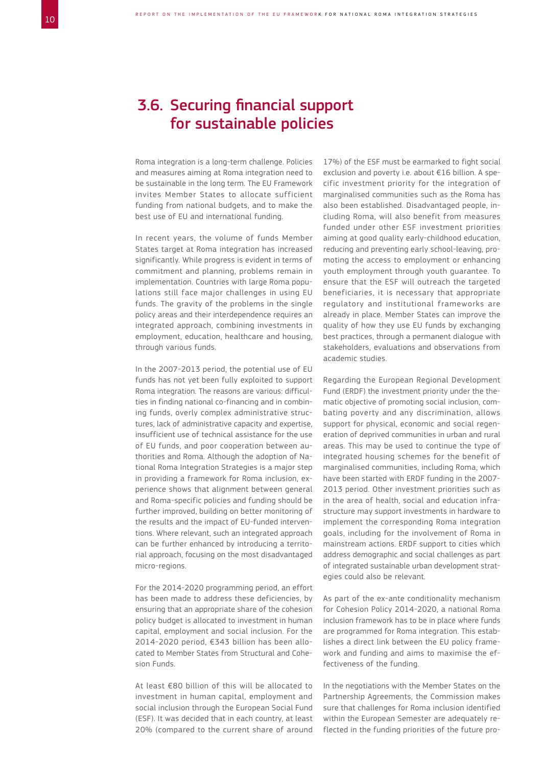## 3.6. Securing financial support for sustainable policies

Roma integration is a long-term challenge. Policies and measures aiming at Roma integration need to be sustainable in the long term. The EU Framework invites Member States to allocate sufficient funding from national budgets, and to make the best use of EU and international funding.

In recent years, the volume of funds Member States target at Roma integration has increased significantly. While progress is evident in terms of commitment and planning, problems remain in implementation. Countries with large Roma populations still face major challenges in using EU funds. The gravity of the problems in the single policy areas and their interdependence requires an integrated approach, combining investments in employment, education, healthcare and housing, through various funds.

In the 2007-2013 period, the potential use of EU funds has not yet been fully exploited to support Roma integration. The reasons are various: difficulties in finding national co-financing and in combining funds, overly complex administrative structures, lack of administrative capacity and expertise, insufficient use of technical assistance for the use of EU funds, and poor cooperation between authorities and Roma. Although the adoption of National Roma Integration Strategies is a major step in providing a framework for Roma inclusion, experience shows that alignment between general and Roma-specific policies and funding should be further improved, building on better monitoring of the results and the impact of EU-funded interventions. Where relevant, such an integrated approach can be further enhanced by introducing a territorial approach, focusing on the most disadvantaged micro-regions.

For the 2014-2020 programming period, an effort has been made to address these deficiencies, by ensuring that an appropriate share of the cohesion policy budget is allocated to investment in human capital, employment and social inclusion. For the 2014-2020 period, €343 billion has been allocated to Member States from Structural and Cohesion Funds.

At least €80 billion of this will be allocated to investment in human capital, employment and social inclusion through the European Social Fund (ESF). It was decided that in each country, at least 20% (compared to the current share of around 17%) of the ESF must be earmarked to fight social exclusion and poverty i.e. about €16 billion. A specific investment priority for the integration of marginalised communities such as the Roma has also been established. Disadvantaged people, including Roma, will also benefit from measures funded under other ESF investment priorities aiming at good quality early-childhood education, reducing and preventing early school-leaving, promoting the access to employment or enhancing youth employment through youth guarantee. To ensure that the ESF will outreach the targeted beneficiaries, it is necessary that appropriate regulatory and institutional frameworks are already in place. Member States can improve the quality of how they use EU funds by exchanging best practices, through a permanent dialogue with stakeholders, evaluations and observations from academic studies.

Regarding the European Regional Development Fund (ERDF) the investment priority under the thematic objective of promoting social inclusion, combating poverty and any discrimination, allows support for physical, economic and social regeneration of deprived communities in urban and rural areas. This may be used to continue the type of integrated housing schemes for the benefit of marginalised communities, including Roma, which have been started with ERDF funding in the 2007-2013 period. Other investment priorities such as in the area of health, social and education infrastructure may support investments in hardware to implement the corresponding Roma integration goals, including for the involvement of Roma in mainstream actions. ERDF support to cities which address demographic and social challenges as part of integrated sustainable urban development strategies could also be relevant.

As part of the ex-ante conditionality mechanism for Cohesion Policy 2014-2020, a national Roma inclusion framework has to be in place where funds are programmed for Roma integration. This establishes a direct link between the EU policy framework and funding and aims to maximise the effectiveness of the funding.

In the negotiations with the Member States on the Partnership Agreements, the Commission makes sure that challenges for Roma inclusion identified within the European Semester are adequately reflected in the funding priorities of the future pro-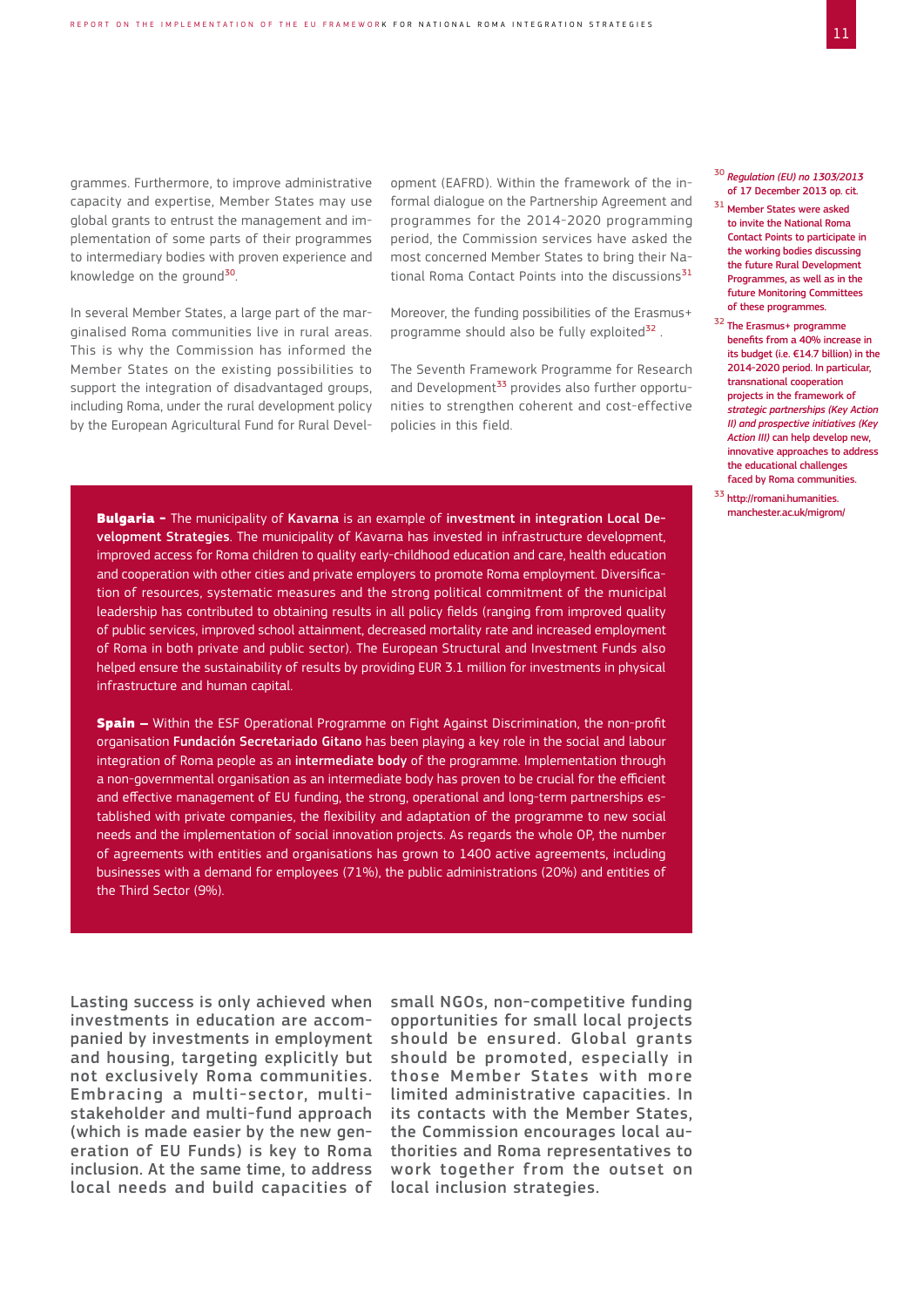grammes. Furthermore, to improve administrative capacity and expertise, Member States may use global grants to entrust the management and implementation of some parts of their programmes to intermediary bodies with proven experience and knowledge on the ground[30].

In several Member States, a large part of the marginalised Roma communities live in rural areas. This is why the Commission has informed the Member States on the existing possibilities to support the integration of disadvantaged groups, including Roma, under the rural development policy by the European Agricultural Fund for Rural Development (EAFRD). Within the framework of the informal dialogue on the Partnership Agreement and programmes for the 2014-2020 programming period, the Commission services have asked the most concerned Member States to bring their National Roma Contact Points into the discussions[31]

Moreover, the funding possibilities of the Erasmus+ programme should also be fully exploited[32] .

The Seventh Framework Programme for Research and Development[33] provides also further opportunities to strengthen coherent and cost-effective policies in this field.

**Bulgaria –** The municipality of **Kavarna** is an example of **investment in integration Local Development Strategies**. The municipality of Kavarna has invested in infrastructure development, improved access for Roma children to quality early-childhood education and care, health education and cooperation with other cities and private employers to promote Roma employment. Diversification of resources, systematic measures and the strong political commitment of the municipal leadership has contributed to obtaining results in all policy fields (ranging from improved quality of public services, improved school attainment, decreased mortality rate and increased employment of Roma in both private and public sector). The European Structural and Investment Funds also helped ensure the sustainability of results by providing EUR 3.1 million for investments in physical infrastructure and human capital.

**Spain –** Within the ESF Operational Programme on Fight Against Discrimination, the non-profit organisation **Fundación Secretariado Gitano** has been playing a key role in the social and labour integration of Roma people as an **intermediate body** of the programme. Implementation through a non-governmental organisation as an intermediate body has proven to be crucial for the efficient and effective management of EU funding, the strong, operational and long-term partnerships established with private companies, the flexibility and adaptation of the programme to new social needs and the implementation of social innovation projects. As regards the whole OP, the number of agreements with entities and organisations has grown to 1400 active agreements, including businesses with a demand for employees (71%), the public administrations (20%) and entities of the Third Sector (9%).

Lasting success is only achieved when investments in education are accompanied by investments in employment and housing, targeting explicitly but not exclusively Roma communities. Embracing a multi-sector, multi-stakeholder and multi-fund approach (which is made easier by the new generation of EU Funds) is key to Roma inclusion. At the same time, to address local needs and build capacities of small NGOs, non-competitive funding opportunities for small local projects should be ensured. Global grants should be promoted, especially in those Member States with more limited administrative capacities. In its contacts with the Member States, the Commission encourages local authorities and Roma representatives to work together from the outset on local inclusion strategies.

---

[30] *Regulation (EU) no 1303/2013* of 17 December 2013 op. cit.

[31] Member States were asked to invite the National Roma Contact Points to participate in the working bodies discussing the future Rural Development Programmes, as well as in the future Monitoring Committees of these programmes.

[32] The Erasmus+ programme benefits from a 40% increase in its budget (i.e. €14.7 billion) in the 2014-2020 period. In particular, transnational cooperation projects in the framework of *strategic partnerships (Key Action II) and prospective initiatives (Key Action III)* can help develop new, innovative approaches to address the educational challenges faced by Roma communities.

[33] http://romani.humanities.manchester.ac.uk/migrom/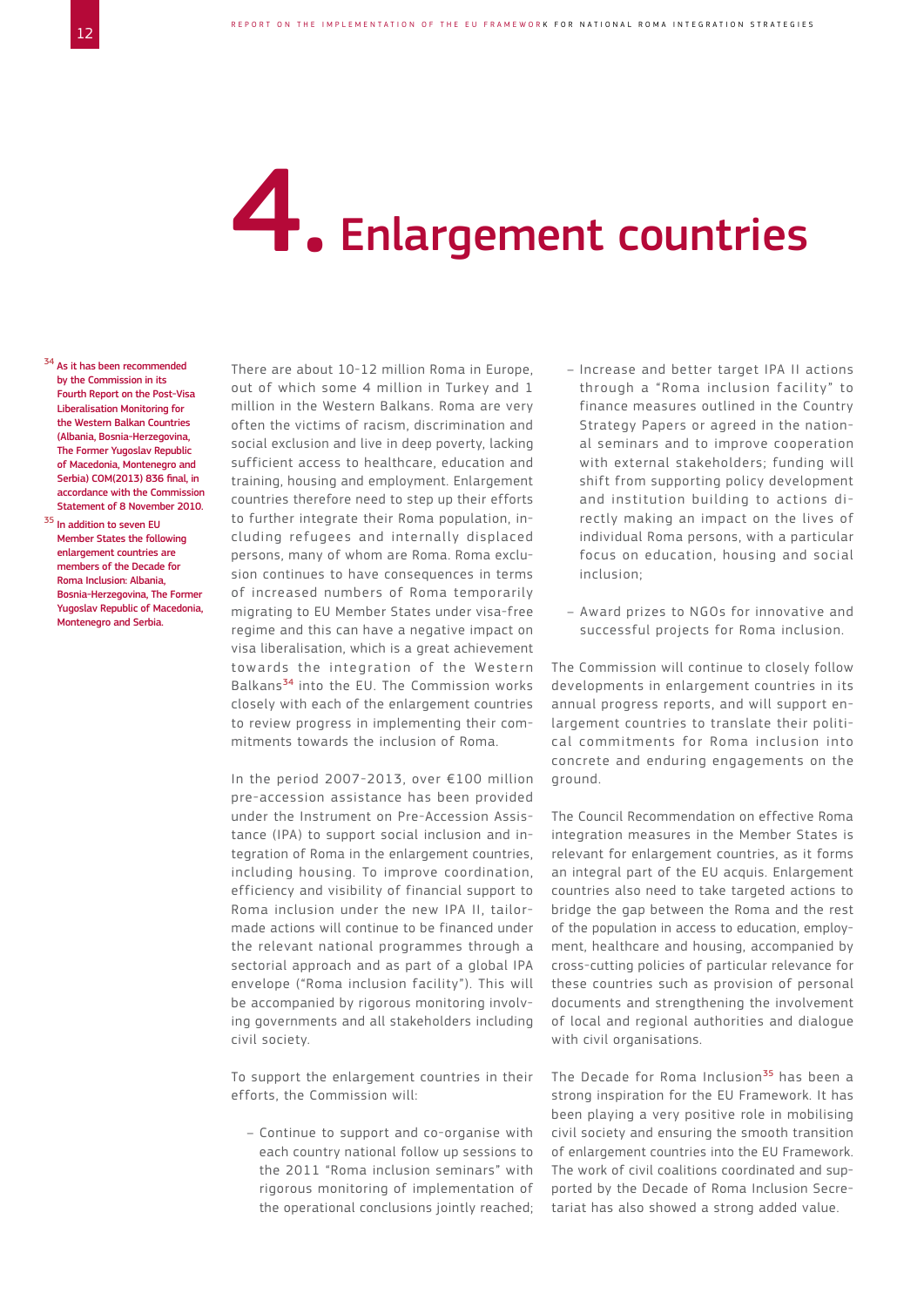# 4. Enlargement countries

There are about 10-12 million Roma in Europe, out of which some 4 million in Turkey and 1 million in the Western Balkans. Roma are very often the victims of racism, discrimination and social exclusion and live in deep poverty, lacking sufficient access to healthcare, education and training, housing and employment. Enlargement countries therefore need to step up their efforts to further integrate their Roma population, including refugees and internally displaced persons, many of whom are Roma. Roma exclusion continues to have consequences in terms of increased numbers of Roma temporarily migrating to EU Member States under visa-free regime and this can have a negative impact on visa liberalisation, which is a great achievement towards the integration of the Western Balkans[34] into the EU. The Commission works closely with each of the enlargement countries to review progress in implementing their commitments towards the inclusion of Roma.

In the period 2007-2013, over €100 million pre-accession assistance has been provided under the Instrument on Pre-Accession Assistance (IPA) to support social inclusion and integration of Roma in the enlargement countries, including housing. To improve coordination, efficiency and visibility of financial support to Roma inclusion under the new IPA II, tailor-made actions will continue to be financed under the relevant national programmes through a sectorial approach and as part of a global IPA envelope ("Roma inclusion facility"). This will be accompanied by rigorous monitoring involving governments and all stakeholders including civil society.

To support the enlargement countries in their efforts, the Commission will:

- Continue to support and co-organise with each country national follow up sessions to the 2011 "Roma inclusion seminars" with rigorous monitoring of implementation of the operational conclusions jointly reached;
- Increase and better target IPA II actions through a "Roma inclusion facility" to finance measures outlined in the Country Strategy Papers or agreed in the national seminars and to improve cooperation with external stakeholders; funding will shift from supporting policy development and institution building to actions directly making an impact on the lives of individual Roma persons, with a particular focus on education, housing and social inclusion;
- Award prizes to NGOs for innovative and successful projects for Roma inclusion.

The Commission will continue to closely follow developments in enlargement countries in its annual progress reports, and will support enlargement countries to translate their political commitments for Roma inclusion into concrete and enduring engagements on the ground.

The Council Recommendation on effective Roma integration measures in the Member States is relevant for enlargement countries, as it forms an integral part of the EU acquis. Enlargement countries also need to take targeted actions to bridge the gap between the Roma and the rest of the population in access to education, employment, healthcare and housing, accompanied by cross-cutting policies of particular relevance for these countries such as provision of personal documents and strengthening the involvement of local and regional authorities and dialogue with civil organisations.

The Decade for Roma Inclusion[35] has been a strong inspiration for the EU Framework. It has been playing a very positive role in mobilising civil society and ensuring the smooth transition of enlargement countries into the EU Framework. The work of civil coalitions coordinated and supported by the Decade of Roma Inclusion Secretariat has also showed a strong added value.

[34] As it has been recommended by the Commission in its Fourth Report on the Post-Visa Liberalisation Monitoring for the Western Balkan Countries (Albania, Bosnia-Herzegovina, The Former Yugoslav Republic of Macedonia, Montenegro and Serbia) COM(2013) 836 final, in accordance with the Commission Statement of 8 November 2010.

[35] In addition to seven EU Member States the following enlargement countries are members of the Decade for Roma Inclusion: Albania, Bosnia-Herzegovina, The Former Yugoslav Republic of Macedonia, Montenegro and Serbia.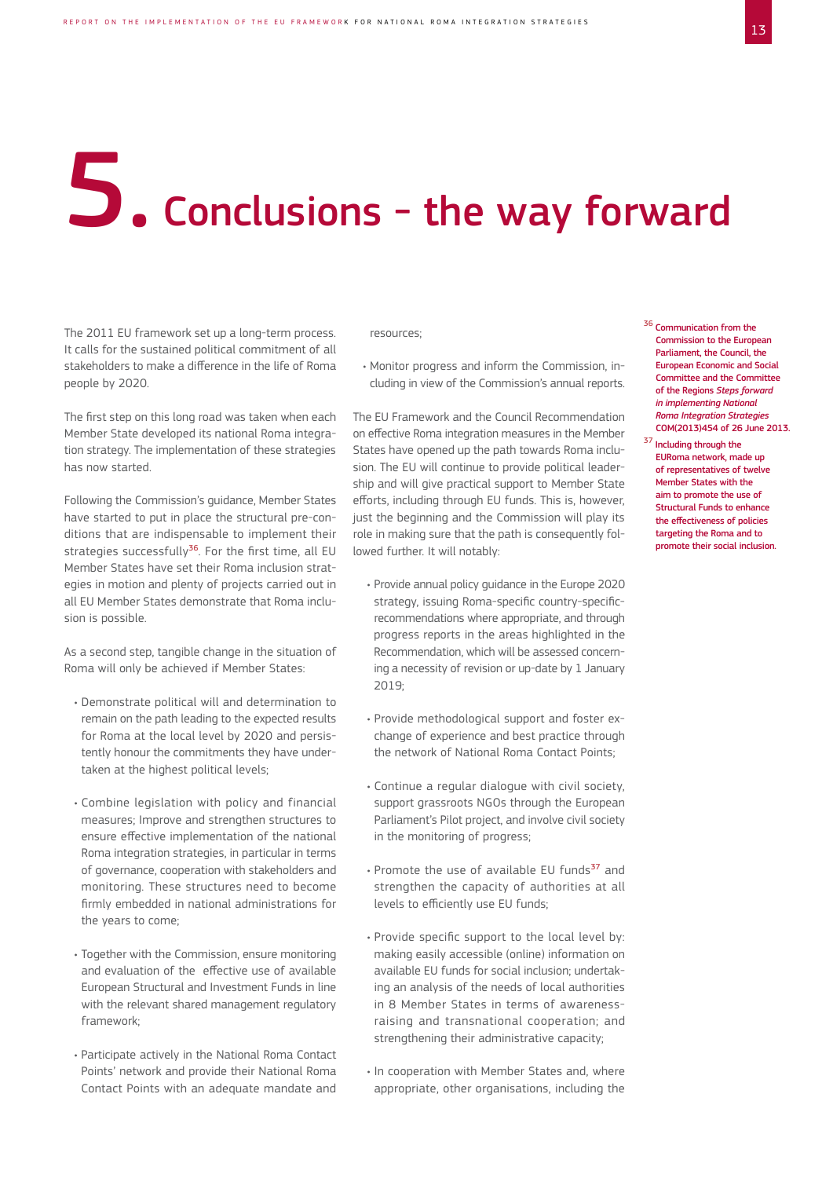# 5. Conclusions – the way forward

The 2011 EU framework set up a long-term process. It calls for the sustained political commitment of all stakeholders to make a difference in the life of Roma people by 2020.

The first step on this long road was taken when each Member State developed its national Roma integration strategy. The implementation of these strategies has now started.

Following the Commission's guidance, Member States have started to put in place the structural pre-conditions that are indispensable to implement their strategies successfully[36]. For the first time, all EU Member States have set their Roma inclusion strategies in motion and plenty of projects carried out in all EU Member States demonstrate that Roma inclusion is possible.

As a second step, tangible change in the situation of Roma will only be achieved if Member States:

- Demonstrate political will and determination to remain on the path leading to the expected results for Roma at the local level by 2020 and persistently honour the commitments they have undertaken at the highest political levels;
- Combine legislation with policy and financial measures; Improve and strengthen structures to ensure effective implementation of the national Roma integration strategies, in particular in terms of governance, cooperation with stakeholders and monitoring. These structures need to become firmly embedded in national administrations for the years to come;
- Together with the Commission, ensure monitoring and evaluation of the effective use of available European Structural and Investment Funds in line with the relevant shared management regulatory framework;
- Participate actively in the National Roma Contact Points' network and provide their National Roma Contact Points with an adequate mandate and resources;
- Monitor progress and inform the Commission, including in view of the Commission's annual reports.

The EU Framework and the Council Recommendation on effective Roma integration measures in the Member States have opened up the path towards Roma inclusion. The EU will continue to provide political leadership and will give practical support to Member State efforts, including through EU funds. This is, however, just the beginning and the Commission will play its role in making sure that the path is consequently followed further. It will notably:

- Provide annual policy guidance in the Europe 2020 strategy, issuing Roma-specific country-specific-recommendations where appropriate, and through progress reports in the areas highlighted in the Recommendation, which will be assessed concerning a necessity of revision or up-date by 1 January 2019;
- Provide methodological support and foster exchange of experience and best practice through the network of National Roma Contact Points;
- Continue a regular dialogue with civil society, support grassroots NGOs through the European Parliament's Pilot project, and involve civil society in the monitoring of progress;
- Promote the use of available EU funds[37] and strengthen the capacity of authorities at all levels to efficiently use EU funds;
- Provide specific support to the local level by: making easily accessible (online) information on available EU funds for social inclusion; undertaking an analysis of the needs of local authorities in 8 Member States in terms of awareness-raising and transnational cooperation; and strengthening their administrative capacity;
- In cooperation with Member States and, where appropriate, other organisations, including the

[36] Communication from the Commission to the European Parliament, the Council, the European Economic and Social Committee and the Committee of the Regions *Steps forward in implementing National Roma Integration Strategies* COM(2013)454 of 26 June 2013.

[37] Including through the EURoma network, made up of representatives of twelve Member States with the aim to promote the use of Structural Funds to enhance the effectiveness of policies targeting the Roma and to promote their social inclusion.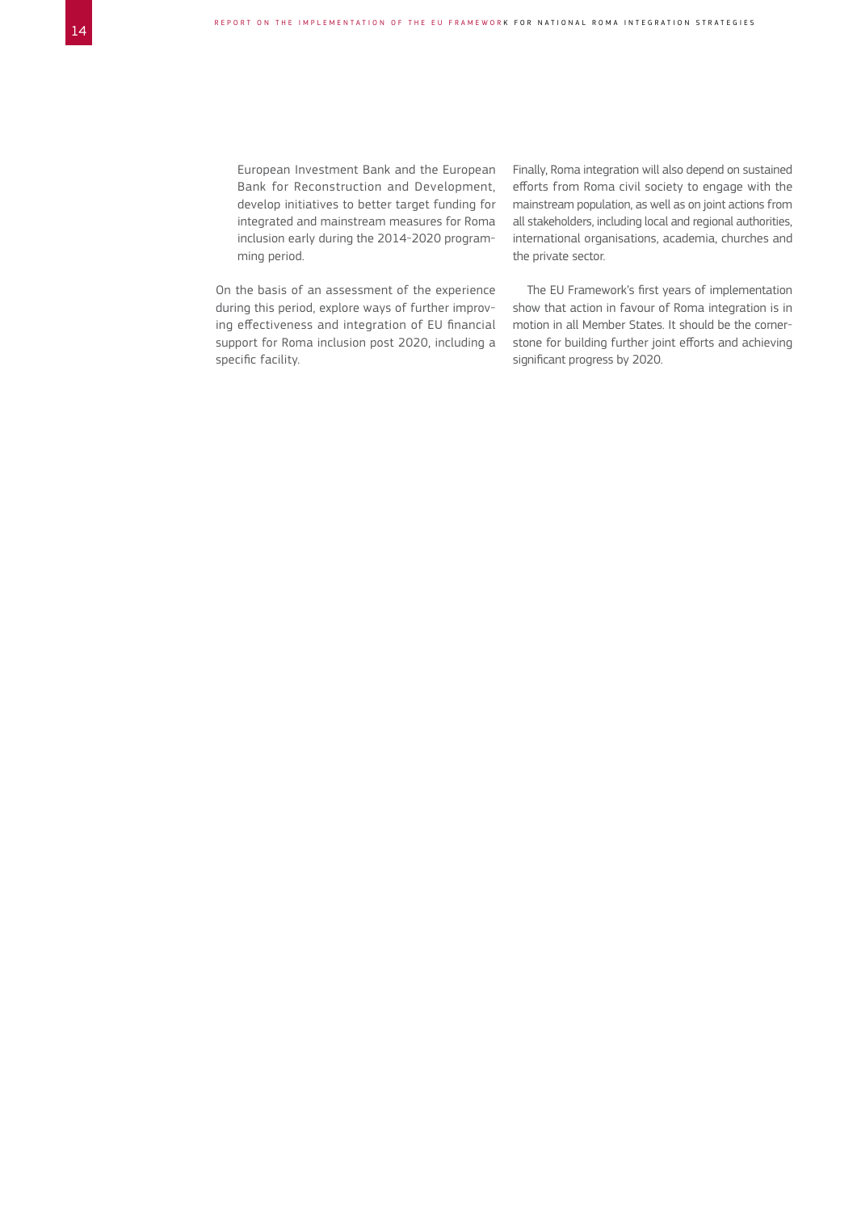European Investment Bank and the European Bank for Reconstruction and Development, develop initiatives to better target funding for integrated and mainstream measures for Roma inclusion early during the 2014-2020 programming period.

On the basis of an assessment of the experience during this period, explore ways of further improving effectiveness and integration of EU financial support for Roma inclusion post 2020, including a specific facility.

Finally, Roma integration will also depend on sustained efforts from Roma civil society to engage with the mainstream population, as well as on joint actions from all stakeholders, including local and regional authorities, international organisations, academia, churches and the private sector.

The EU Framework's first years of implementation show that action in favour of Roma integration is in motion in all Member States. It should be the cornerstone for building further joint efforts and achieving significant progress by 2020.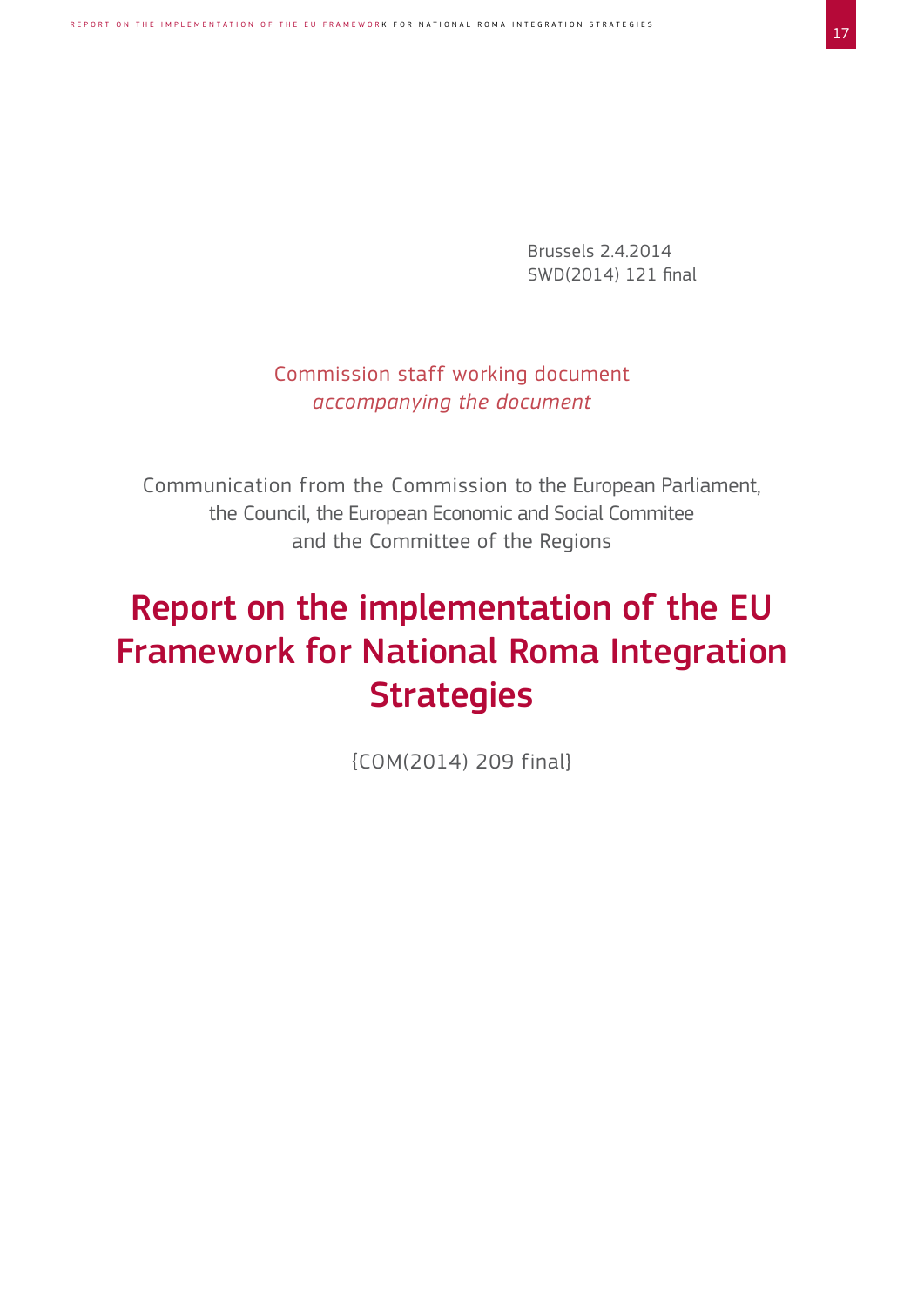Brussels 2.4.2014
SWD(2014) 121 final

Commission staff working document
*accompanying the document*

Communication from the Commission to the European Parliament, the Council, the European Economic and Social Commitee and the Committee of the Regions

# Report on the implementation of the EU Framework for National Roma Integration Strategies

{COM(2014) 209 final}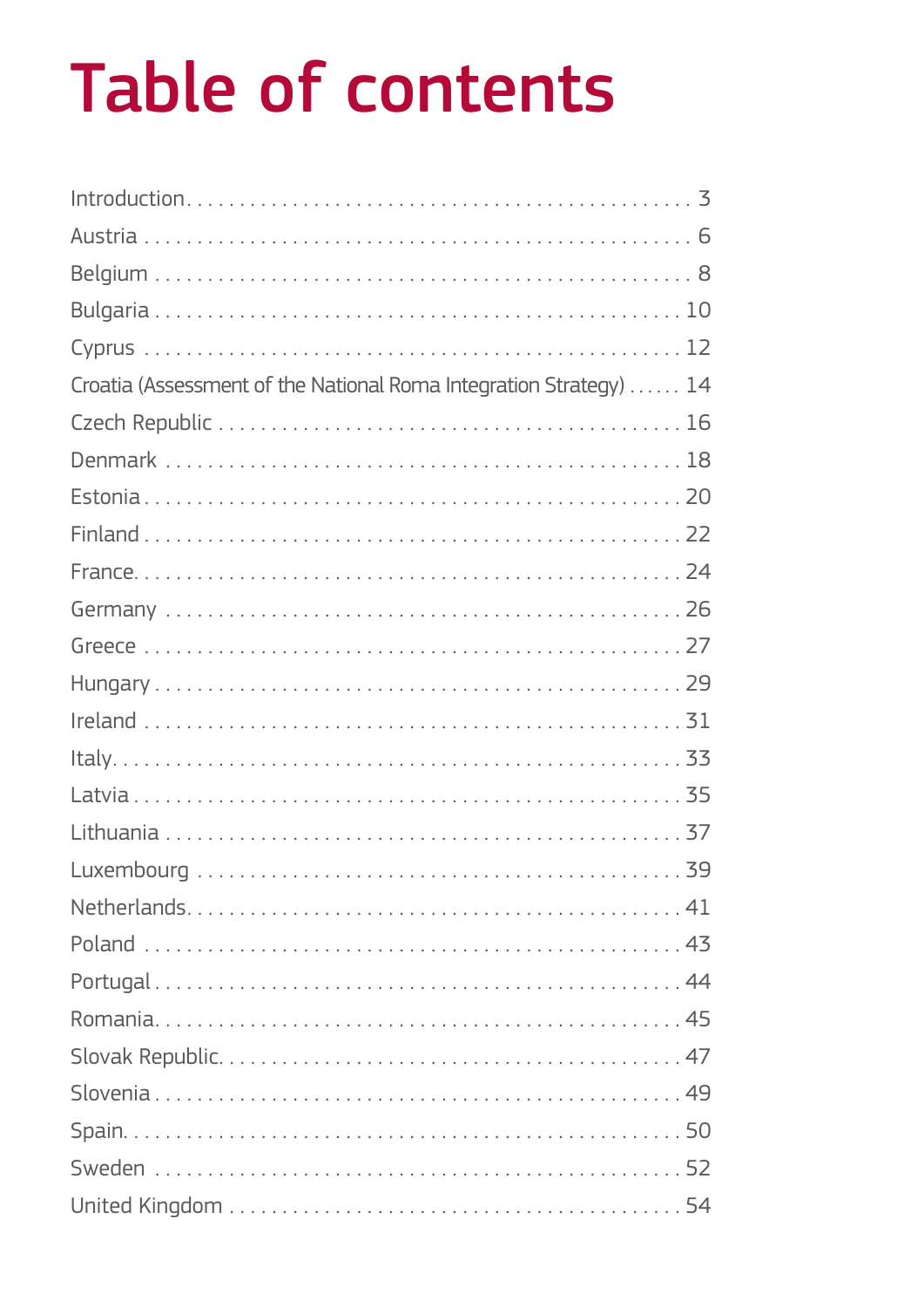# Table of contents

| | |
|---|---|
| Introduction | 3 |
| Austria | 6 |
| Belgium | 8 |
| Bulgaria | 10 |
| Cyprus | 12 |
| Croatia (Assessment of the National Roma Integration Strategy) | 14 |
| Czech Republic | 16 |
| Denmark | 18 |
| Estonia | 20 |
| Finland | 22 |
| France | 24 |
| Germany | 26 |
| Greece | 27 |
| Hungary | 29 |
| Ireland | 31 |
| Italy | 33 |
| Latvia | 35 |
| Lithuania | 37 |
| Luxembourg | 39 |
| Netherlands | 41 |
| Poland | 43 |
| Portugal | 44 |
| Romania | 45 |
| Slovak Republic | 47 |
| Slovenia | 49 |
| Spain | 50 |
| Sweden | 52 |
| United Kingdom | 54 |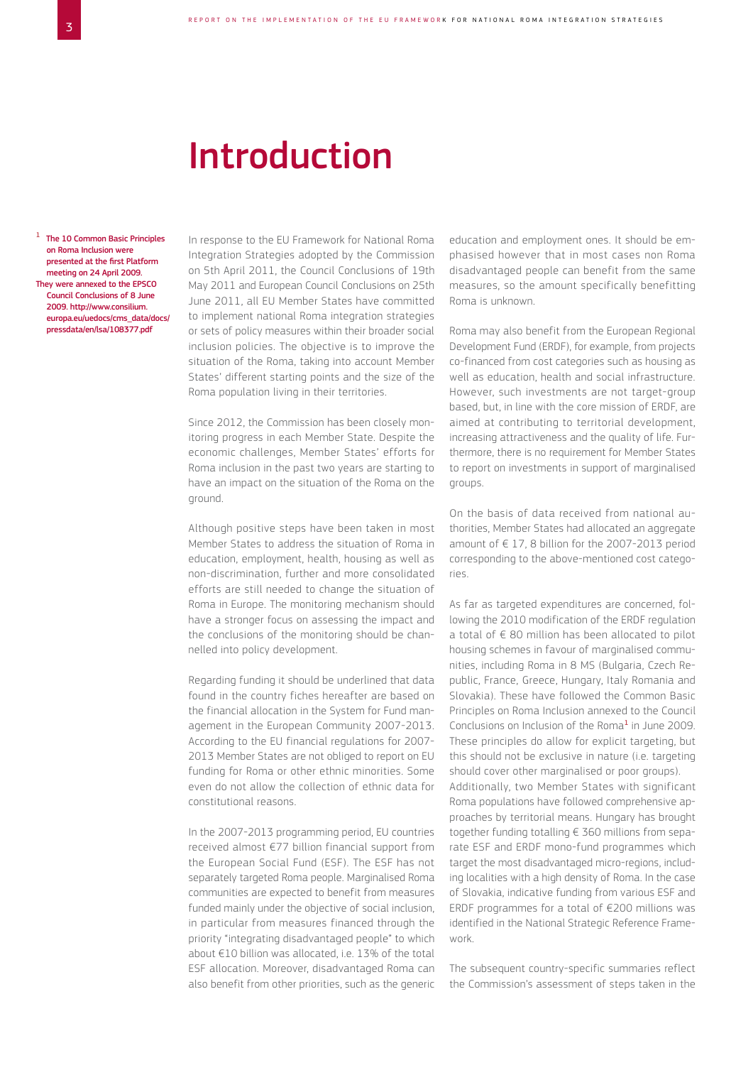# Introduction

In response to the EU Framework for National Roma Integration Strategies adopted by the Commission on 5th April 2011, the Council Conclusions of 19th May 2011 and European Council Conclusions on 25th June 2011, all EU Member States have committed to implement national Roma integration strategies or sets of policy measures within their broader social inclusion policies. The objective is to improve the situation of the Roma, taking into account Member States' different starting points and the size of the Roma population living in their territories.

Since 2012, the Commission has been closely monitoring progress in each Member State. Despite the economic challenges, Member States' efforts for Roma inclusion in the past two years are starting to have an impact on the situation of the Roma on the ground.

Although positive steps have been taken in most Member States to address the situation of Roma in education, employment, health, housing as well as non-discrimination, further and more consolidated efforts are still needed to change the situation of Roma in Europe. The monitoring mechanism should have a stronger focus on assessing the impact and the conclusions of the monitoring should be channelled into policy development.

Regarding funding it should be underlined that data found in the country fiches hereafter are based on the financial allocation in the System for Fund management in the European Community 2007-2013. According to the EU financial regulations for 2007-2013 Member States are not obliged to report on EU funding for Roma or other ethnic minorities. Some even do not allow the collection of ethnic data for constitutional reasons.

In the 2007-2013 programming period, EU countries received almost €77 billion financial support from the European Social Fund (ESF). The ESF has not separately targeted Roma people. Marginalised Roma communities are expected to benefit from measures funded mainly under the objective of social inclusion, in particular from measures financed through the priority "integrating disadvantaged people" to which about €10 billion was allocated, i.e. 13% of the total ESF allocation. Moreover, disadvantaged Roma can also benefit from other priorities, such as the generic education and employment ones. It should be emphasised however that in most cases non Roma disadvantaged people can benefit from the same measures, so the amount specifically benefitting Roma is unknown.

Roma may also benefit from the European Regional Development Fund (ERDF), for example, from projects co-financed from cost categories such as housing as well as education, health and social infrastructure. However, such investments are not target-group based, but, in line with the core mission of ERDF, are aimed at contributing to territorial development, increasing attractiveness and the quality of life. Furthermore, there is no requirement for Member States to report on investments in support of marginalised groups.

On the basis of data received from national authorities, Member States had allocated an aggregate amount of € 17, 8 billion for the 2007-2013 period corresponding to the above-mentioned cost categories.

As far as targeted expenditures are concerned, following the 2010 modification of the ERDF regulation a total of € 80 million has been allocated to pilot housing schemes in favour of marginalised communities, including Roma in 8 MS (Bulgaria, Czech Republic, France, Greece, Hungary, Italy Romania and Slovakia). These have followed the Common Basic Principles on Roma Inclusion annexed to the Council Conclusions on Inclusion of the Roma[1] in June 2009. These principles do allow for explicit targeting, but this should not be exclusive in nature (i.e. targeting should cover other marginalised or poor groups).

Additionally, two Member States with significant Roma populations have followed comprehensive approaches by territorial means. Hungary has brought together funding totalling € 360 millions from separate ESF and ERDF mono-fund programmes which target the most disadvantaged micro-regions, including localities with a high density of Roma. In the case of Slovakia, indicative funding from various ESF and ERDF programmes for a total of €200 millions was identified in the National Strategic Reference Framework.

The subsequent country-specific summaries reflect the Commission's assessment of steps taken in the

[1] The 10 Common Basic Principles on Roma Inclusion were presented at the first Platform meeting on 24 April 2009. They were annexed to the EPSCO Council Conclusions of 8 June 2009. http://www.consilium.europa.eu/uedocs/cms_data/docs/pressdata/en/lsa/108377.pdf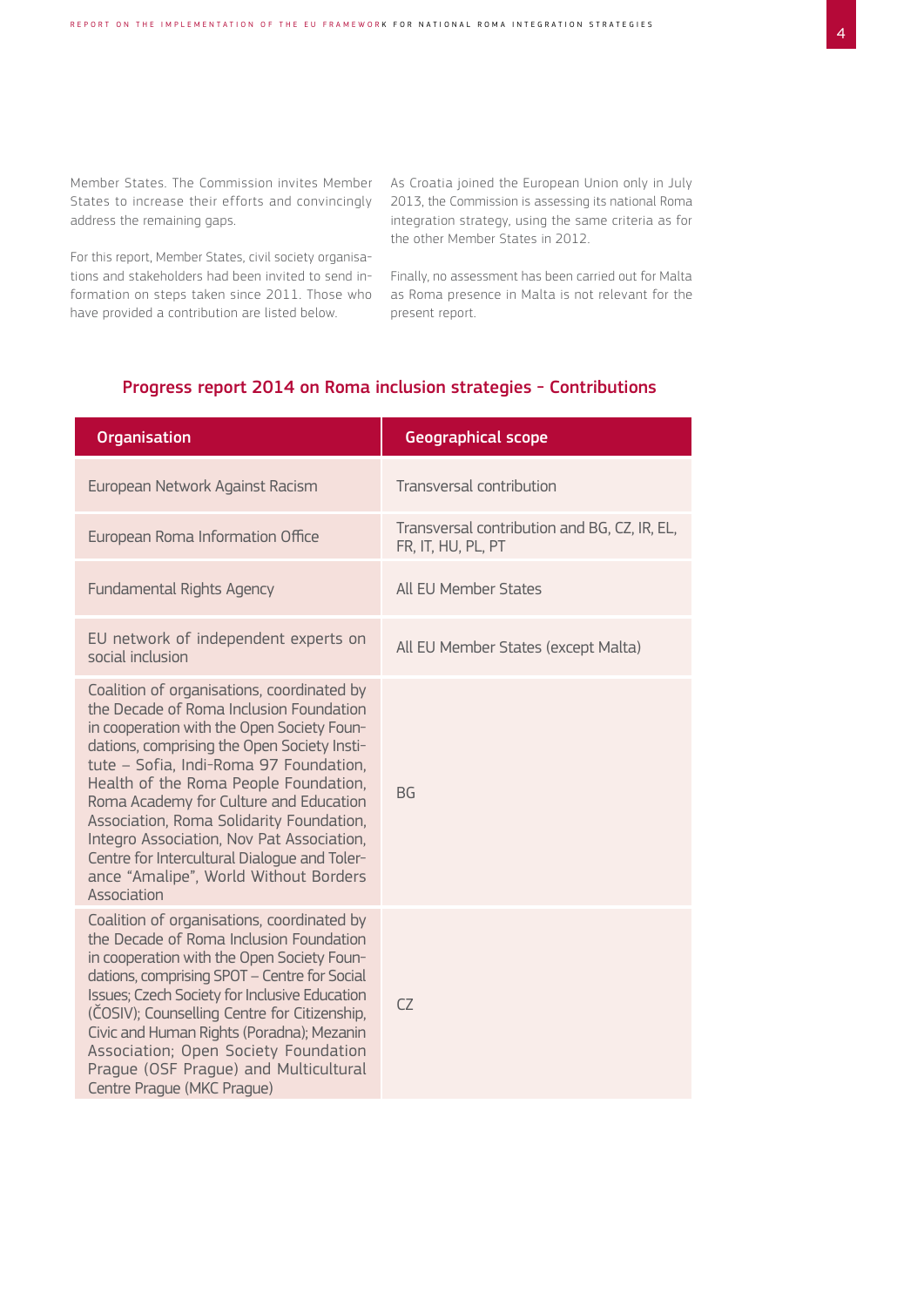Member States. The Commission invites Member States to increase their efforts and convincingly address the remaining gaps.

For this report, Member States, civil society organisations and stakeholders had been invited to send information on steps taken since 2011. Those who have provided a contribution are listed below.

As Croatia joined the European Union only in July 2013, the Commission is assessing its national Roma integration strategy, using the same criteria as for the other Member States in 2012.

Finally, no assessment has been carried out for Malta as Roma presence in Malta is not relevant for the present report.

## Progress report 2014 on Roma inclusion strategies – Contributions

| Organisation | Geographical scope |
|---|---|
| European Network Against Racism | Transversal contribution |
| European Roma Information Office | Transversal contribution and BG, CZ, IR, EL, FR, IT, HU, PL, PT |
| Fundamental Rights Agency | All EU Member States |
| EU network of independent experts on social inclusion | All EU Member States (except Malta) |
| Coalition of organisations, coordinated by the Decade of Roma Inclusion Foundation in cooperation with the Open Society Foundations, comprising the Open Society Institute – Sofia, Indi-Roma 97 Foundation, Health of the Roma People Foundation, Roma Academy for Culture and Education Association, Roma Solidarity Foundation, Integro Association, Nov Pat Association, Centre for Intercultural Dialogue and Tolerance "Amalipe", World Without Borders Association | BG |
| Coalition of organisations, coordinated by the Decade of Roma Inclusion Foundation in cooperation with the Open Society Foundations, comprising SPOT – Centre for Social Issues; Czech Society for Inclusive Education (ČOSIV); Counselling Centre for Citizenship, Civic and Human Rights (Poradna); Mezanin Association; Open Society Foundation Prague (OSF Prague) and Multicultural Centre Prague (MKC Prague) | CZ |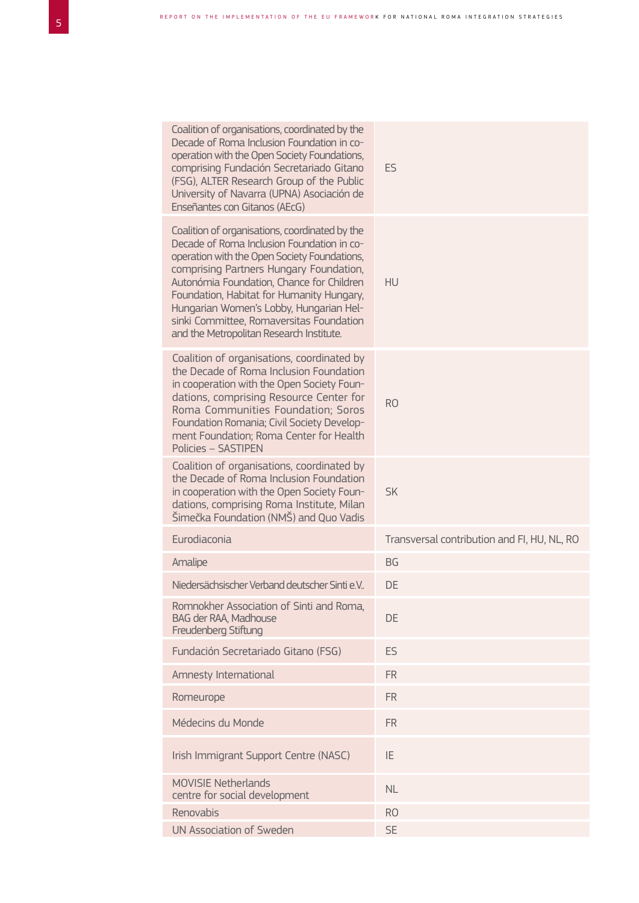| | |
|---|---|
| Coalition of organisations, coordinated by the Decade of Roma Inclusion Foundation in co-operation with the Open Society Foundations, comprising Fundación Secretariado Gitano (FSG), ALTER Research Group of the Public University of Navarra (UPNA) Asociación de Enseñantes con Gitanos (AEcG) | ES |
| Coalition of organisations, coordinated by the Decade of Roma Inclusion Foundation in co-operation with the Open Society Foundations, comprising Partners Hungary Foundation, Autonómia Foundation, Chance for Children Foundation, Habitat for Humanity Hungary, Hungarian Women's Lobby, Hungarian Helsinki Committee, Romaversitas Foundation and the Metropolitan Research Institute. | HU |
| Coalition of organisations, coordinated by the Decade of Roma Inclusion Foundation in cooperation with the Open Society Foundations, comprising Resource Center for Roma Communities Foundation; Soros Foundation Romania; Civil Society Development Foundation; Roma Center for Health Policies – SASTIPEN | RO |
| Coalition of organisations, coordinated by the Decade of Roma Inclusion Foundation in cooperation with the Open Society Foundations, comprising Roma Institute, Milan Šimečka Foundation (NMŠ) and Quo Vadis | SK |
| Eurodiaconia | Transversal contribution and FI, HU, NL, RO |
| Amalipe | BG |
| Niedersächsischer Verband deutscher Sinti e.V. | DE |
| Romnokher Association of Sinti and Roma, BAG der RAA, Madhouse Freudenberg Stiftung | DE |
| Fundación Secretariado Gitano (FSG) | ES |
| Amnesty International | FR |
| Romeurope | FR |
| Médecins du Monde | FR |
| Irish Immigrant Support Centre (NASC) | IE |
| MOVISIE Netherlands centre for social development | NL |
| Renovabis | RO |
| UN Association of Sweden | SE |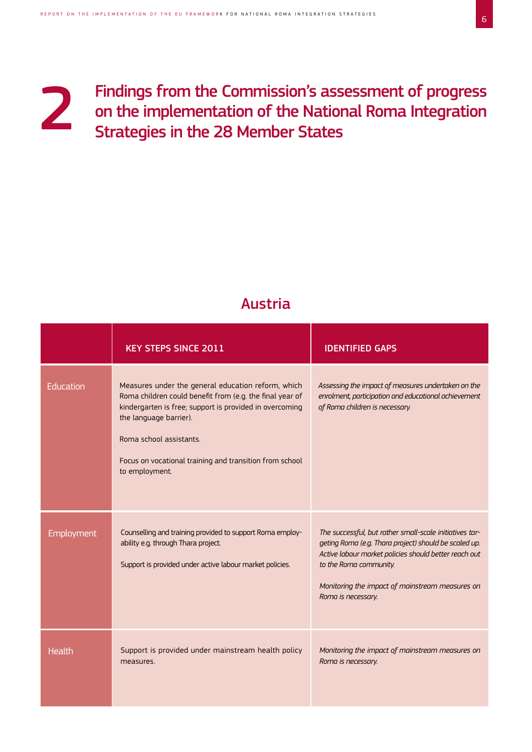# 2 Findings from the Commission's assessment of progress on the implementation of the National Roma Integration Strategies in the 28 Member States

## Austria

| | KEY STEPS SINCE 2011 | IDENTIFIED GAPS |
|---|---|---|
| Education | Measures under the general education reform, which Roma children could benefit from (e.g. the final year of kindergarten is free; support is provided in overcoming the language barrier).<br><br>Roma school assistants.<br><br>Focus on vocational training and transition from school to employment. | *Assessing the impact of measures undertaken on the enrolment, participation and educational achievement of Roma children is necessary.* |
| Employment | Counselling and training provided to support Roma employability e.g. through Thara project.<br><br>Support is provided under active labour market policies. | *The successful, but rather small-scale initiatives targeting Roma (e.g. Thara project) should be scaled up. Active labour market policies should better reach out to the Roma community.*<br><br>*Monitoring the impact of mainstream measures on Roma is necessary.* |
| Health | Support is provided under mainstream health policy measures. | *Monitoring the impact of mainstream measures on Roma is necessary.* |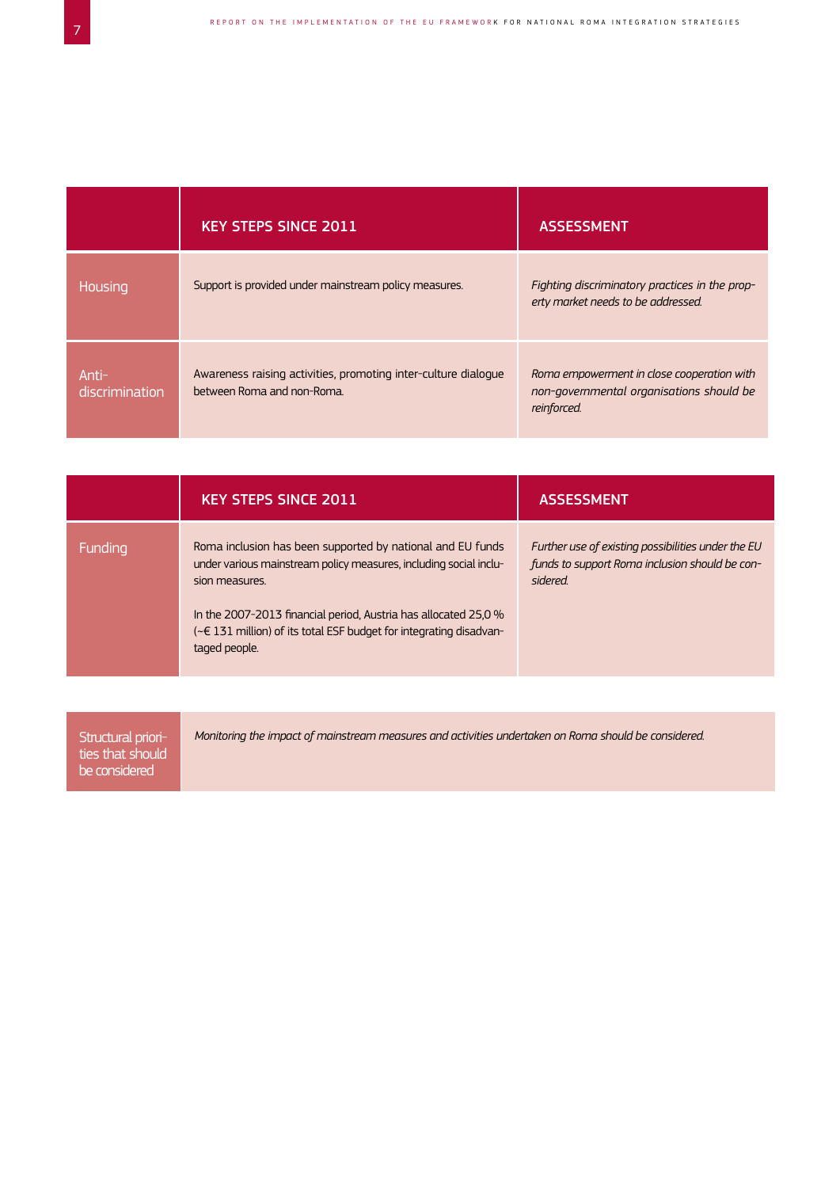| | KEY STEPS SINCE 2011 | ASSESSMENT |
|---|---|---|
| Housing | Support is provided under mainstream policy measures. | *Fighting discriminatory practices in the property market needs to be addressed.* |
| Anti-discrimination | Awareness raising activities, promoting inter-culture dialogue between Roma and non-Roma. | *Roma empowerment in close cooperation with non-governmental organisations should be reinforced.* |

| | KEY STEPS SINCE 2011 | ASSESSMENT |
|---|---|---|
| Funding | Roma inclusion has been supported by national and EU funds under various mainstream policy measures, including social inclusion measures.<br><br>In the 2007-2013 financial period, Austria has allocated 25,0 % (~€ 131 million) of its total ESF budget for integrating disadvantaged people. | *Further use of existing possibilities under the EU funds to support Roma inclusion should be considered.* |

| Structural priorities that should be considered | *Monitoring the impact of mainstream measures and activities undertaken on Roma should be considered.* |
|---|---|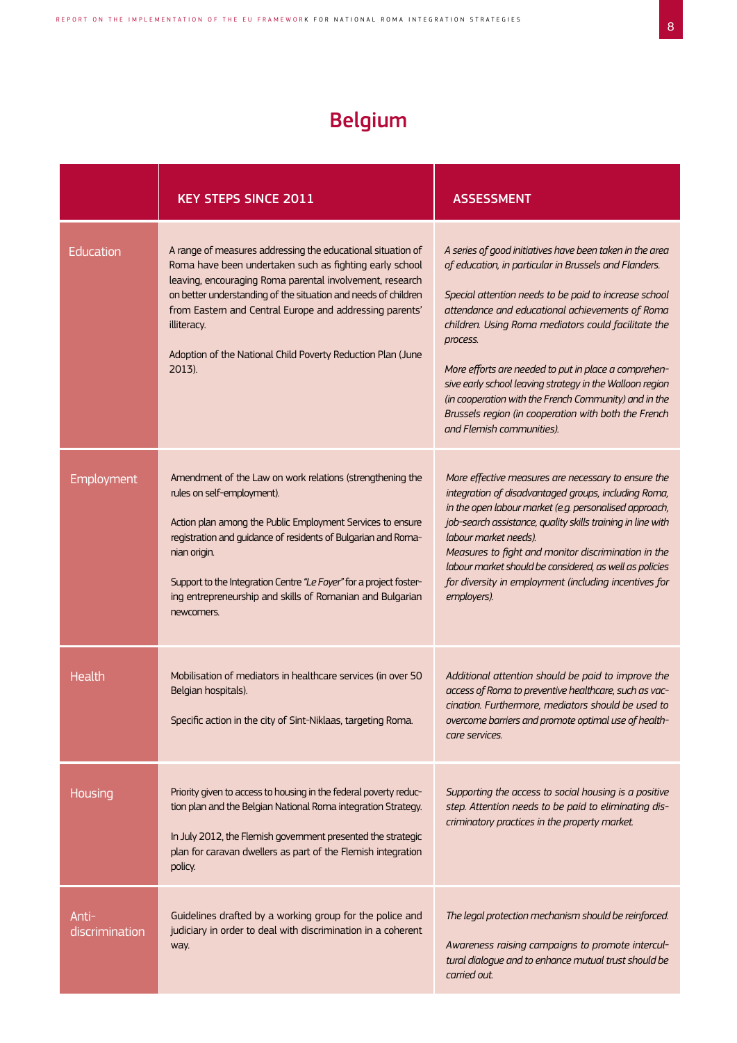# Belgium

| | KEY STEPS SINCE 2011 | ASSESSMENT |
|---|---|---|
| Education | A range of measures addressing the educational situation of Roma have been undertaken such as fighting early school leaving, encouraging Roma parental involvement, research on better understanding of the situation and needs of children from Eastern and Central Europe and addressing parents' illiteracy.<br><br>Adoption of the National Child Poverty Reduction Plan (June 2013). | *A series of good initiatives have been taken in the area of education, in particular in Brussels and Flanders.*<br><br>*Special attention needs to be paid to increase school attendance and educational achievements of Roma children. Using Roma mediators could facilitate the process.*<br><br>*More efforts are needed to put in place a comprehensive early school leaving strategy in the Walloon region (in cooperation with the French Community) and in the Brussels region (in cooperation with both the French and Flemish communities).* |
| Employment | Amendment of the Law on work relations (strengthening the rules on self-employment).<br><br>Action plan among the Public Employment Services to ensure registration and guidance of residents of Bulgarian and Romanian origin.<br><br>Support to the Integration Centre *"Le Foyer"* for a project fostering entrepreneurship and skills of Romanian and Bulgarian newcomers. | *More effective measures are necessary to ensure the integration of disadvantaged groups, including Roma, in the open labour market (e.g. personalised approach, job-search assistance, quality skills training in line with labour market needs).*<br>*Measures to fight and monitor discrimination in the labour market should be considered, as well as policies for diversity in employment (including incentives for employers).* |
| Health | Mobilisation of mediators in healthcare services (in over 50 Belgian hospitals).<br><br>Specific action in the city of Sint-Niklaas, targeting Roma. | *Additional attention should be paid to improve the access of Roma to preventive healthcare, such as vaccination. Furthermore, mediators should be used to overcome barriers and promote optimal use of healthcare services.* |
| Housing | Priority given to access to housing in the federal poverty reduction plan and the Belgian National Roma integration Strategy.<br><br>In July 2012, the Flemish government presented the strategic plan for caravan dwellers as part of the Flemish integration policy. | *Supporting the access to social housing is a positive step. Attention needs to be paid to eliminating discriminatory practices in the property market.* |
| Anti-discrimination | Guidelines drafted by a working group for the police and judiciary in order to deal with discrimination in a coherent way. | *The legal protection mechanism should be reinforced.*<br><br>*Awareness raising campaigns to promote intercultural dialogue and to enhance mutual trust should be carried out.* |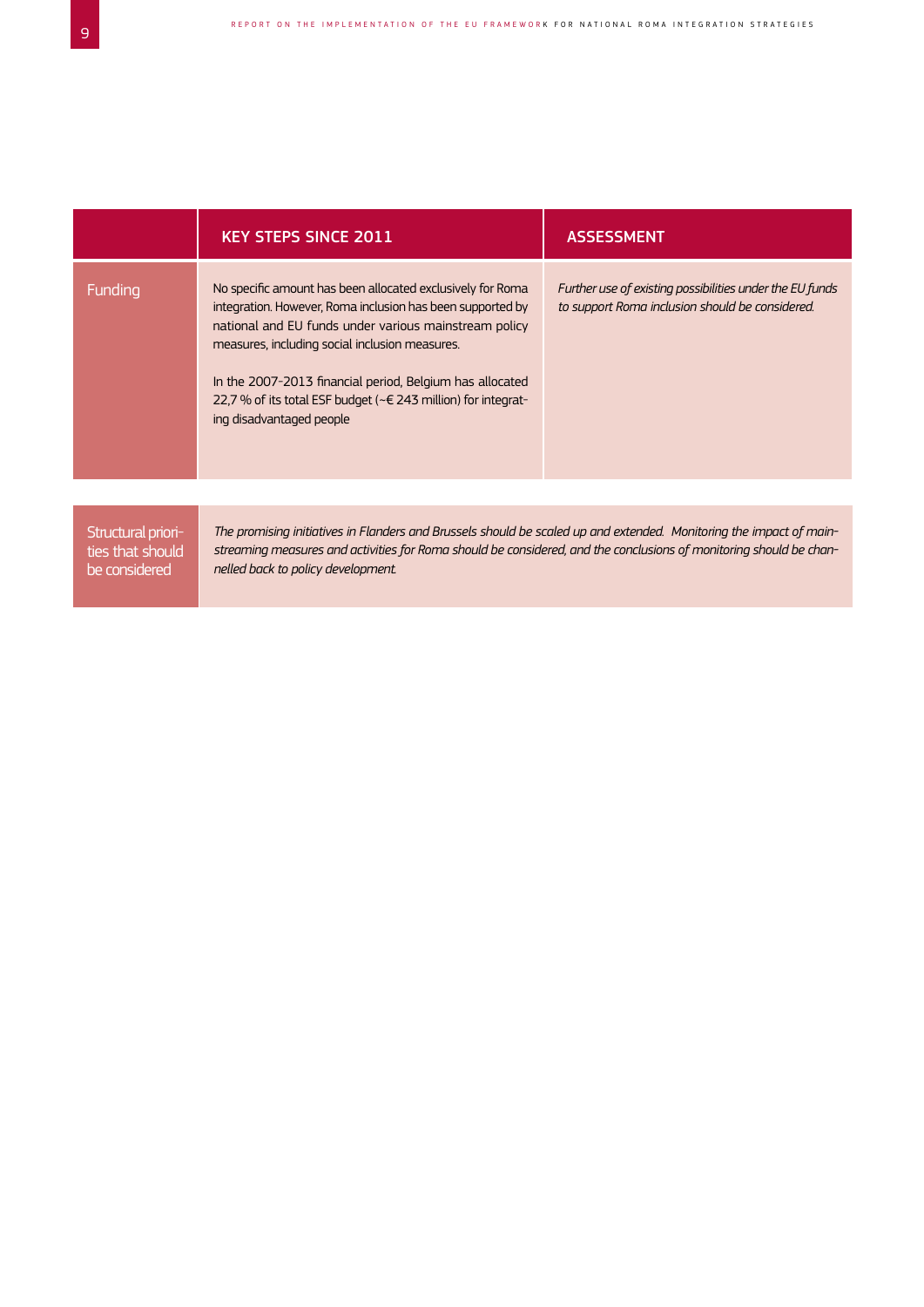| | KEY STEPS SINCE 2011 | ASSESSMENT |
|---|---|---|
| Funding | No specific amount has been allocated exclusively for Roma integration. However, Roma inclusion has been supported by national and EU funds under various mainstream policy measures, including social inclusion measures.<br><br>In the 2007-2013 financial period, Belgium has allocated 22,7 % of its total ESF budget (~€ 243 million) for integrating disadvantaged people | *Further use of existing possibilities under the EU funds to support Roma inclusion should be considered.* |

| Structural priorities that should be considered | |
|---|---|
| | *The promising initiatives in Flanders and Brussels should be scaled up and extended. Monitoring the impact of mainstreaming measures and activities for Roma should be considered, and the conclusions of monitoring should be channelled back to policy development.* |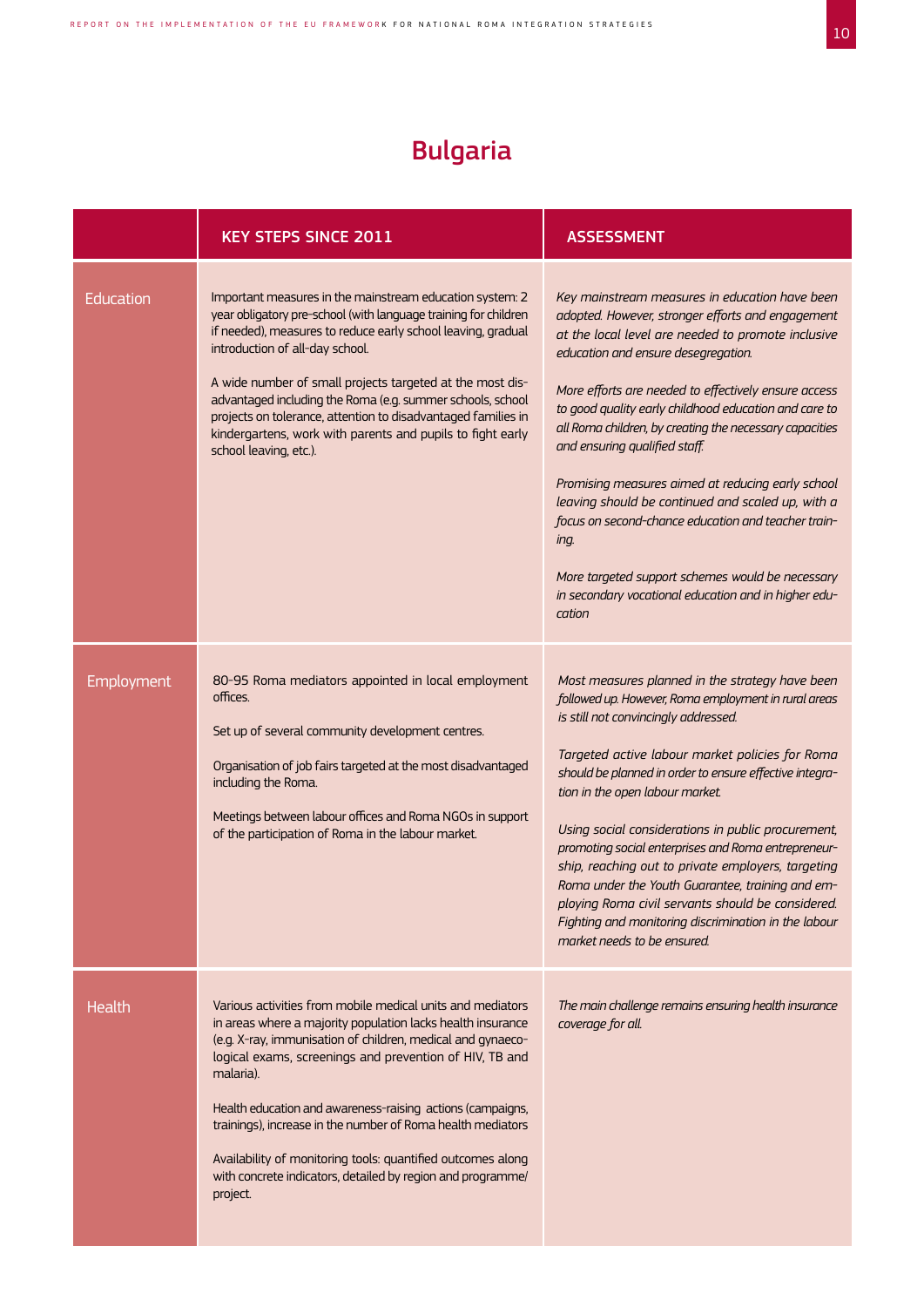# Bulgaria

| | KEY STEPS SINCE 2011 | ASSESSMENT |
|---|---|---|
| Education | Important measures in the mainstream education system: 2 year obligatory pre-school (with language training for children if needed), measures to reduce early school leaving, gradual introduction of all-day school.<br><br>A wide number of small projects targeted at the most disadvantaged including the Roma (e.g. summer schools, school projects on tolerance, attention to disadvantaged families in kindergartens, work with parents and pupils to fight early school leaving, etc.). | *Key mainstream measures in education have been adopted. However, stronger efforts and engagement at the local level are needed to promote inclusive education and ensure desegregation.*<br><br>*More efforts are needed to effectively ensure access to good quality early childhood education and care to all Roma children, by creating the necessary capacities and ensuring qualified staff.*<br><br>*Promising measures aimed at reducing early school leaving should be continued and scaled up, with a focus on second-chance education and teacher training.*<br><br>*More targeted support schemes would be necessary in secondary vocational education and in higher education* |
| Employment | 80-95 Roma mediators appointed in local employment offices.<br><br>Set up of several community development centres.<br><br>Organisation of job fairs targeted at the most disadvantaged including the Roma.<br><br>Meetings between labour offices and Roma NGOs in support of the participation of Roma in the labour market. | *Most measures planned in the strategy have been followed up. However, Roma employment in rural areas is still not convincingly addressed.*<br><br>*Targeted active labour market policies for Roma should be planned in order to ensure effective integration in the open labour market.*<br><br>*Using social considerations in public procurement, promoting social enterprises and Roma entrepreneurship, reaching out to private employers, targeting Roma under the Youth Guarantee, training and employing Roma civil servants should be considered. Fighting and monitoring discrimination in the labour market needs to be ensured.* |
| Health | Various activities from mobile medical units and mediators in areas where a majority population lacks health insurance (e.g. X-ray, immunisation of children, medical and gynaecological exams, screenings and prevention of HIV, TB and malaria).<br><br>Health education and awareness-raising actions (campaigns, trainings), increase in the number of Roma health mediators<br><br>Availability of monitoring tools: quantified outcomes along with concrete indicators, detailed by region and programme/project. | *The main challenge remains ensuring health insurance coverage for all.* |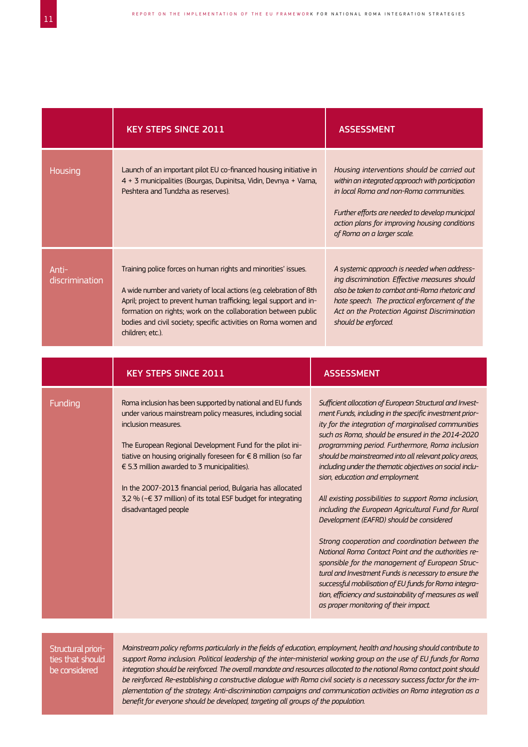|  | KEY STEPS SINCE 2011 | ASSESSMENT |
|---|---|---|
| Housing | Launch of an important pilot EU co-financed housing initiative in 4 + 3 municipalities (Bourgas, Dupinitsa, Vidin, Devnya + Varna, Peshtera and Tundzha as reserves). | *Housing interventions should be carried out within an integrated approach with participation in local Roma and non-Roma communities.*<br><br>*Further efforts are needed to develop municipal action plans for improving housing conditions of Roma on a larger scale.* |
| Anti-discrimination | Training police forces on human rights and minorities' issues.<br><br>A wide number and variety of local actions (e.g. celebration of 8th April; project to prevent human trafficking; legal support and information on rights; work on the collaboration between public bodies and civil society; specific activities on Roma women and children; etc.). | *A systemic approach is needed when addressing discrimination. Effective measures should also be taken to combat anti-Roma rhetoric and hate speech. The practical enforcement of the Act on the Protection Against Discrimination should be enforced.* |

|  | KEY STEPS SINCE 2011 | ASSESSMENT |
|---|---|---|
| Funding | Roma inclusion has been supported by national and EU funds under various mainstream policy measures, including social inclusion measures.<br><br>The European Regional Development Fund for the pilot initiative on housing originally foreseen for € 8 million (so far € 5.3 million awarded to 3 municipalities).<br><br>In the 2007-2013 financial period, Bulgaria has allocated 3,2 % (~€ 37 million) of its total ESF budget for integrating disadvantaged people | *Sufficient allocation of European Structural and Investment Funds, including in the specific investment priority for the integration of marginalised communities such as Roma, should be ensured in the 2014-2020 programming period. Furthermore, Roma inclusion should be mainstreamed into all relevant policy areas, including under the thematic objectives on social inclusion, education and employment.*<br><br>*All existing possibilities to support Roma inclusion, including the European Agricultural Fund for Rural Development (EAFRD) should be considered*<br><br>*Strong cooperation and coordination between the National Roma Contact Point and the authorities responsible for the management of European Structural and Investment Funds is necessary to ensure the successful mobilisation of EU funds for Roma integration, efficiency and sustainability of measures as well as proper monitoring of their impact.* |

| Structural priorities that should be considered | *Mainstream policy reforms particularly in the fields of education, employment, health and housing should contribute to support Roma inclusion. Political leadership of the inter-ministerial working group on the use of EU funds for Roma integration should be reinforced. The overall mandate and resources allocated to the national Roma contact point should be reinforced. Re-establishing a constructive dialogue with Roma civil society is a necessary success factor for the implementation of the strategy. Anti-discrimination campaigns and communication activities on Roma integration as a benefit for everyone should be developed, targeting all groups of the population.* |
|---|---|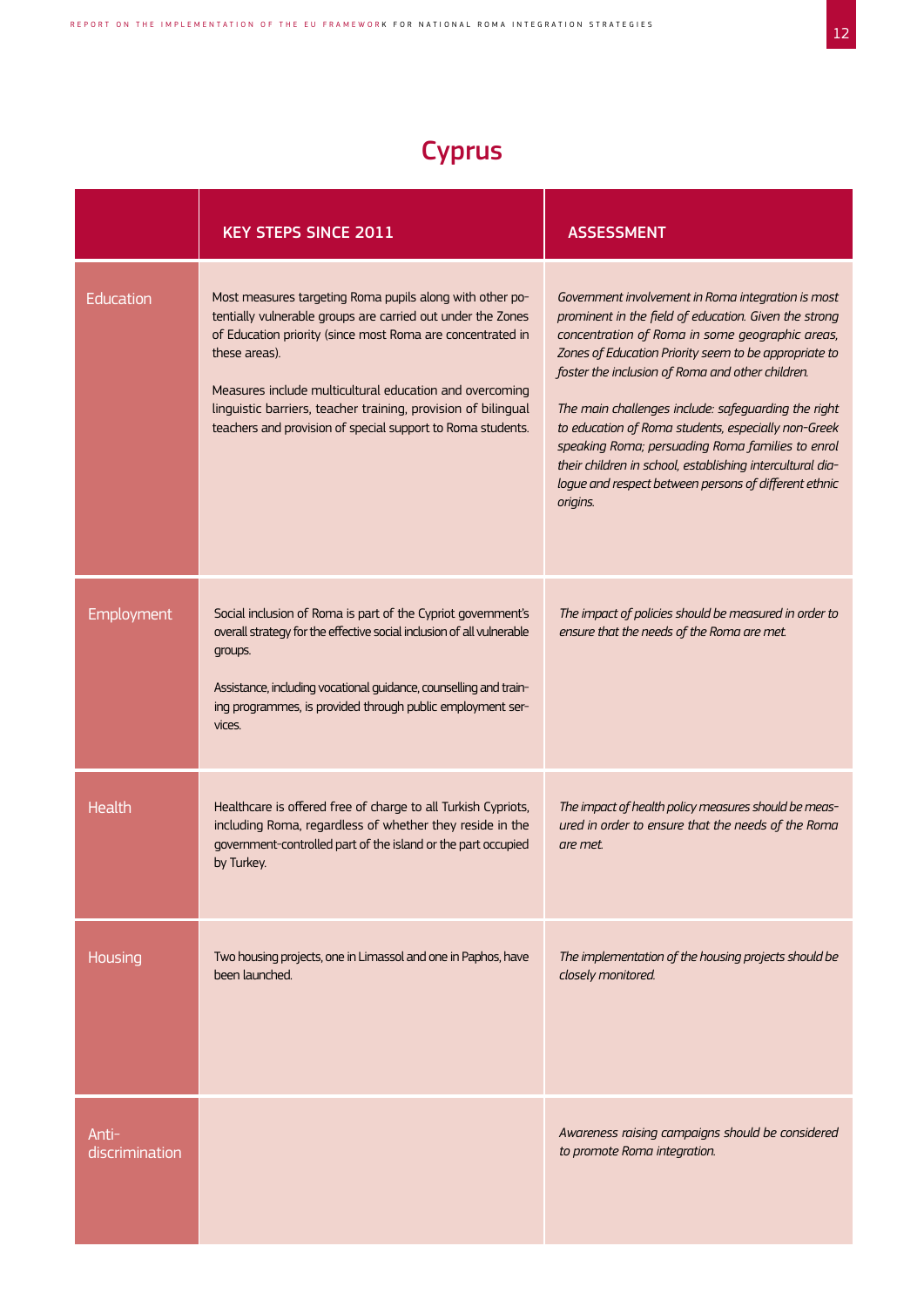# Cyprus

| | KEY STEPS SINCE 2011 | ASSESSMENT |
|---|---|---|
| Education | Most measures targeting Roma pupils along with other potentially vulnerable groups are carried out under the Zones of Education priority (since most Roma are concentrated in these areas).<br><br>Measures include multicultural education and overcoming linguistic barriers, teacher training, provision of bilingual teachers and provision of special support to Roma students. | *Government involvement in Roma integration is most prominent in the field of education. Given the strong concentration of Roma in some geographic areas, Zones of Education Priority seem to be appropriate to foster the inclusion of Roma and other children.*<br><br>*The main challenges include: safeguarding the right to education of Roma students, especially non-Greek speaking Roma; persuading Roma families to enrol their children in school, establishing intercultural dialogue and respect between persons of different ethnic origins.* |
| Employment | Social inclusion of Roma is part of the Cypriot government's overall strategy for the effective social inclusion of all vulnerable groups.<br><br>Assistance, including vocational guidance, counselling and training programmes, is provided through public employment services. | *The impact of policies should be measured in order to ensure that the needs of the Roma are met.* |
| Health | Healthcare is offered free of charge to all Turkish Cypriots, including Roma, regardless of whether they reside in the government-controlled part of the island or the part occupied by Turkey. | *The impact of health policy measures should be measured in order to ensure that the needs of the Roma are met.* |
| Housing | Two housing projects, one in Limassol and one in Paphos, have been launched. | *The implementation of the housing projects should be closely monitored.* |
| Anti-discrimination | | *Awareness raising campaigns should be considered to promote Roma integration.* |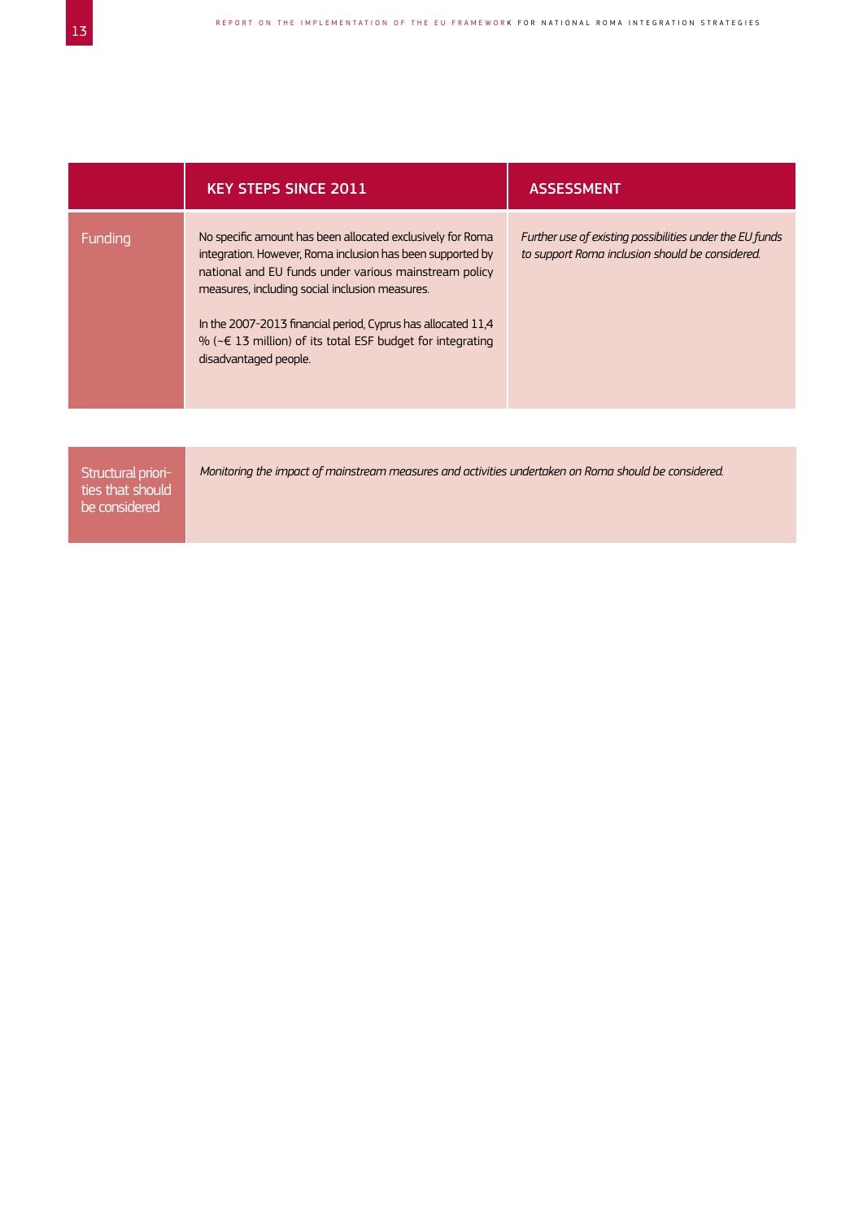| | KEY STEPS SINCE 2011 | ASSESSMENT |
|---|---|---|
| Funding | No specific amount has been allocated exclusively for Roma integration. However, Roma inclusion has been supported by national and EU funds under various mainstream policy measures, including social inclusion measures.<br><br>In the 2007-2013 financial period, Cyprus has allocated 11,4 % (~€ 13 million) of its total ESF budget for integrating disadvantaged people. | *Further use of existing possibilities under the EU funds to support Roma inclusion should be considered.* |

| Structural priorities that should be considered | *Monitoring the impact of mainstream measures and activities undertaken on Roma should be considered.* |
|---|---|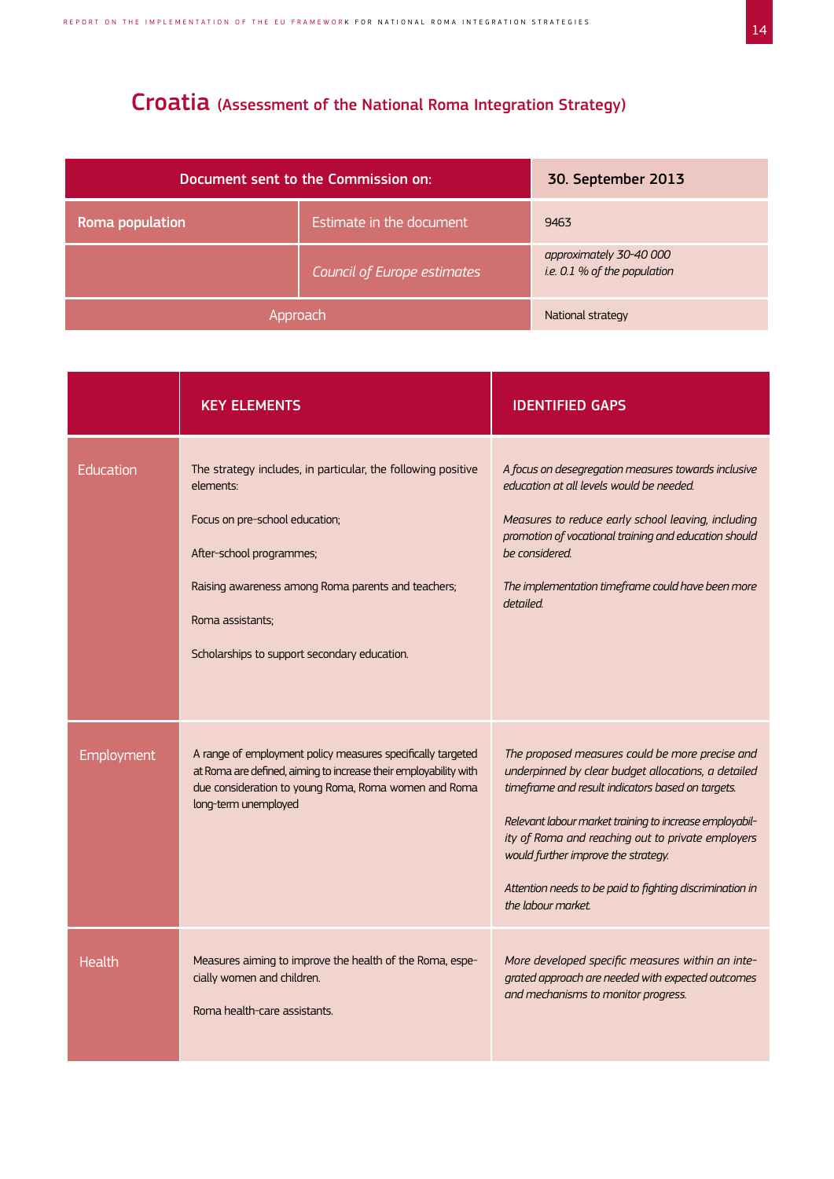# Croatia (Assessment of the National Roma Integration Strategy)

| Document sent to the Commission on: | | 30. September 2013 |
|---|---|---|
| **Roma population** | Estimate in the document | 9463 |
| | *Council of Europe estimates* | *approximately 30-40 000 i.e. 0.1 % of the population* |
| Approach | | National strategy |

| | KEY ELEMENTS | IDENTIFIED GAPS |
|---|---|---|
| Education | The strategy includes, in particular, the following positive elements:<br><br>Focus on pre-school education;<br><br>After-school programmes;<br><br>Raising awareness among Roma parents and teachers;<br><br>Roma assistants;<br><br>Scholarships to support secondary education. | *A focus on desegregation measures towards inclusive education at all levels would be needed.*<br><br>*Measures to reduce early school leaving, including promotion of vocational training and education should be considered.*<br><br>*The implementation timeframe could have been more detailed.* |
| Employment | A range of employment policy measures specifically targeted at Roma are defined, aiming to increase their employability with due consideration to young Roma, Roma women and Roma long-term unemployed | *The proposed measures could be more precise and underpinned by clear budget allocations, a detailed timeframe and result indicators based on targets.*<br><br>*Relevant labour market training to increase employability of Roma and reaching out to private employers would further improve the strategy.*<br><br>*Attention needs to be paid to fighting discrimination in the labour market.* |
| Health | Measures aiming to improve the health of the Roma, especially women and children.<br><br>Roma health-care assistants. | *More developed specific measures within an integrated approach are needed with expected outcomes and mechanisms to monitor progress.* |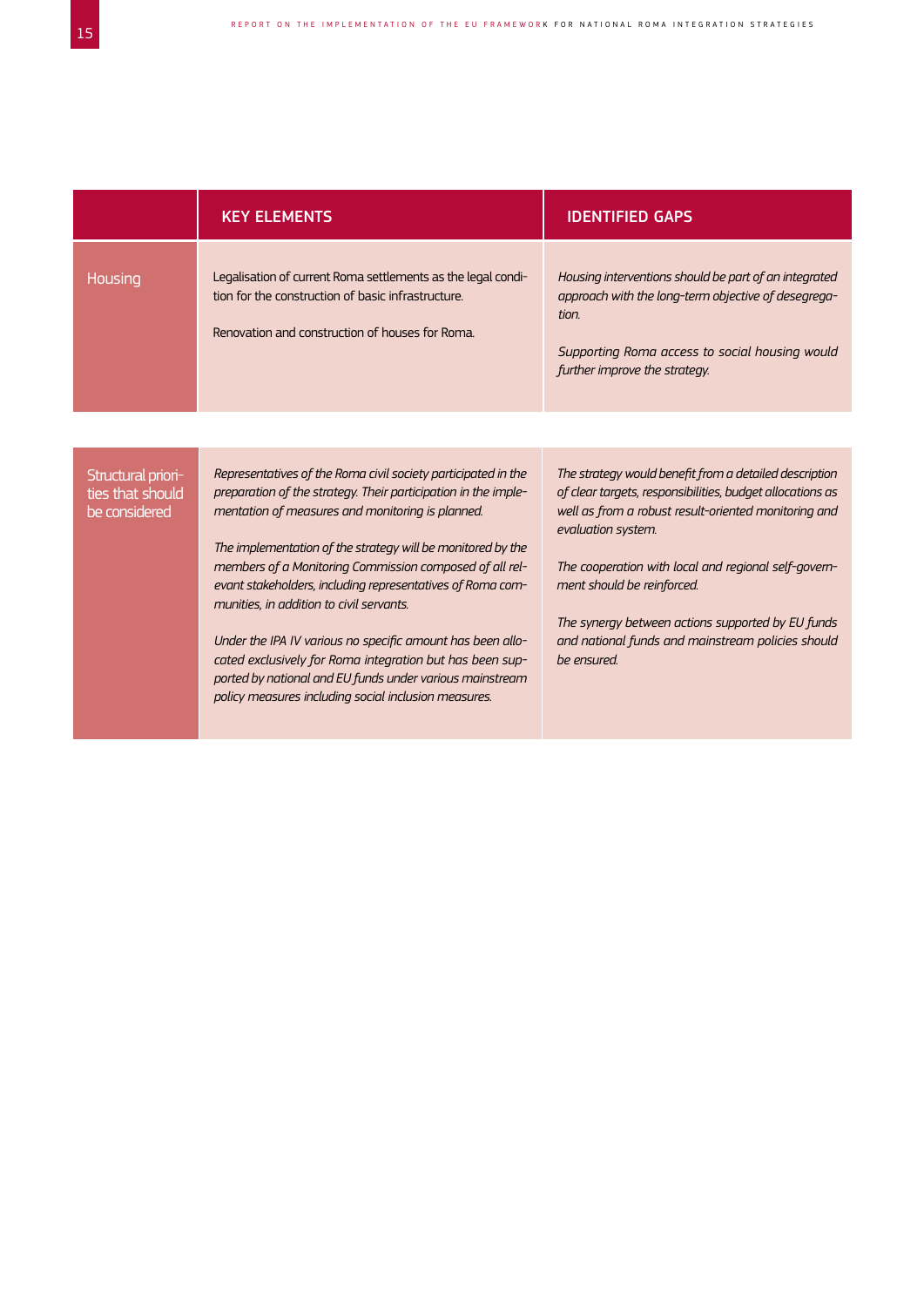| | KEY ELEMENTS | IDENTIFIED GAPS |
|---|---|---|
| Housing | Legalisation of current Roma settlements as the legal condition for the construction of basic infrastructure.<br><br>Renovation and construction of houses for Roma. | *Housing interventions should be part of an integrated approach with the long-term objective of desegregation.*<br><br>*Supporting Roma access to social housing would further improve the strategy.* |
| Structural priorities that should be considered | *Representatives of the Roma civil society participated in the preparation of the strategy. Their participation in the implementation of measures and monitoring is planned.*<br><br>*The implementation of the strategy will be monitored by the members of a Monitoring Commission composed of all relevant stakeholders, including representatives of Roma communities, in addition to civil servants.*<br><br>*Under the IPA IV various no specific amount has been allocated exclusively for Roma integration but has been supported by national and EU funds under various mainstream policy measures including social inclusion measures.* | *The strategy would benefit from a detailed description of clear targets, responsibilities, budget allocations as well as from a robust result-oriented monitoring and evaluation system.*<br><br>*The cooperation with local and regional self-government should be reinforced.*<br><br>*The synergy between actions supported by EU funds and national funds and mainstream policies should be ensured.* |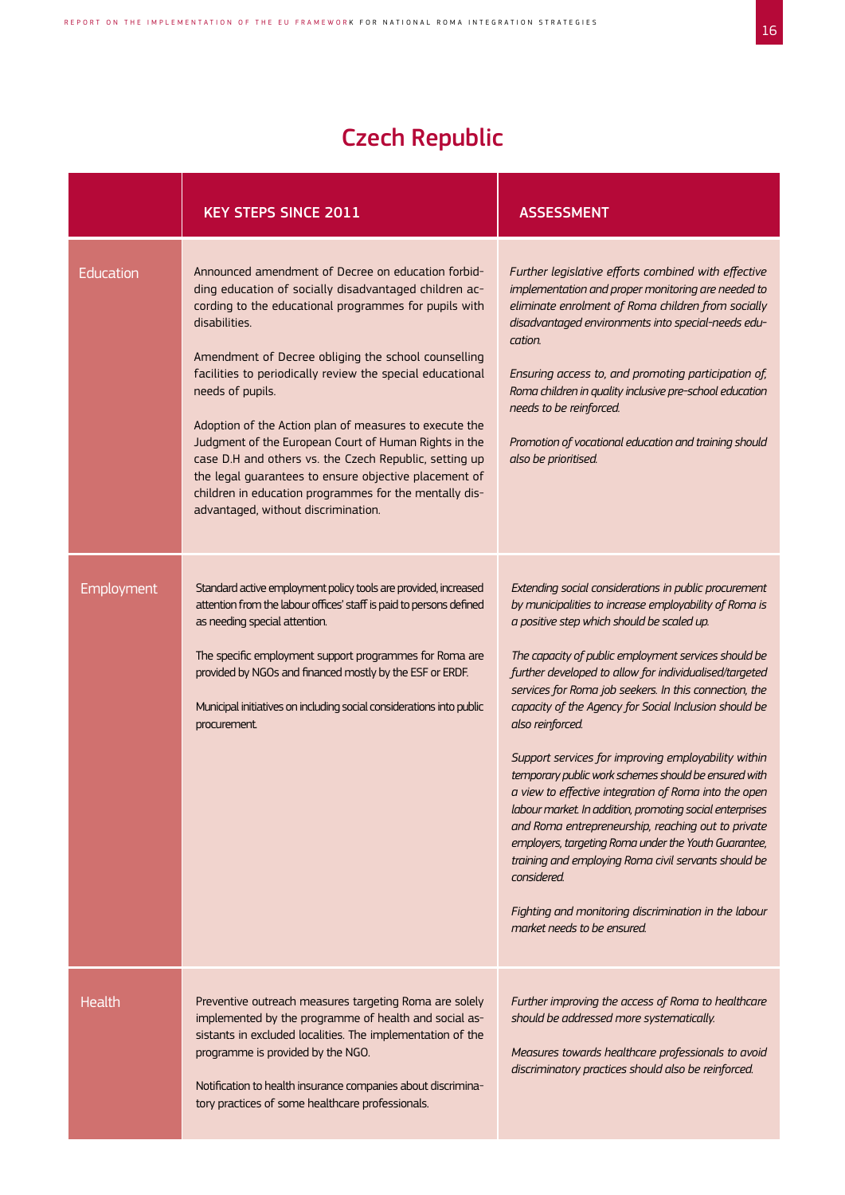# Czech Republic

| | KEY STEPS SINCE 2011 | ASSESSMENT |
|---|---|---|
| Education | Announced amendment of Decree on education forbidding education of socially disadvantaged children according to the educational programmes for pupils with disabilities.<br><br>Amendment of Decree obliging the school counselling facilities to periodically review the special educational needs of pupils.<br><br>Adoption of the Action plan of measures to execute the Judgment of the European Court of Human Rights in the case D.H and others vs. the Czech Republic, setting up the legal guarantees to ensure objective placement of children in education programmes for the mentally disadvantaged, without discrimination. | *Further legislative efforts combined with effective implementation and proper monitoring are needed to eliminate enrolment of Roma children from socially disadvantaged environments into special-needs education.*<br><br>*Ensuring access to, and promoting participation of, Roma children in quality inclusive pre-school education needs to be reinforced.*<br><br>*Promotion of vocational education and training should also be prioritised.* |
| Employment | Standard active employment policy tools are provided, increased attention from the labour offices' staff is paid to persons defined as needing special attention.<br><br>The specific employment support programmes for Roma are provided by NGOs and financed mostly by the ESF or ERDF.<br><br>Municipal initiatives on including social considerations into public procurement. | *Extending social considerations in public procurement by municipalities to increase employability of Roma is a positive step which should be scaled up.*<br><br>*The capacity of public employment services should be further developed to allow for individualised/targeted services for Roma job seekers. In this connection, the capacity of the Agency for Social Inclusion should be also reinforced.*<br><br>*Support services for improving employability within temporary public work schemes should be ensured with a view to effective integration of Roma into the open labour market. In addition, promoting social enterprises and Roma entrepreneurship, reaching out to private employers, targeting Roma under the Youth Guarantee, training and employing Roma civil servants should be considered.*<br><br>*Fighting and monitoring discrimination in the labour market needs to be ensured.* |
| Health | Preventive outreach measures targeting Roma are solely implemented by the programme of health and social assistants in excluded localities. The implementation of the programme is provided by the NGO.<br><br>Notification to health insurance companies about discriminatory practices of some healthcare professionals. | *Further improving the access of Roma to healthcare should be addressed more systematically.*<br><br>*Measures towards healthcare professionals to avoid discriminatory practices should also be reinforced.* |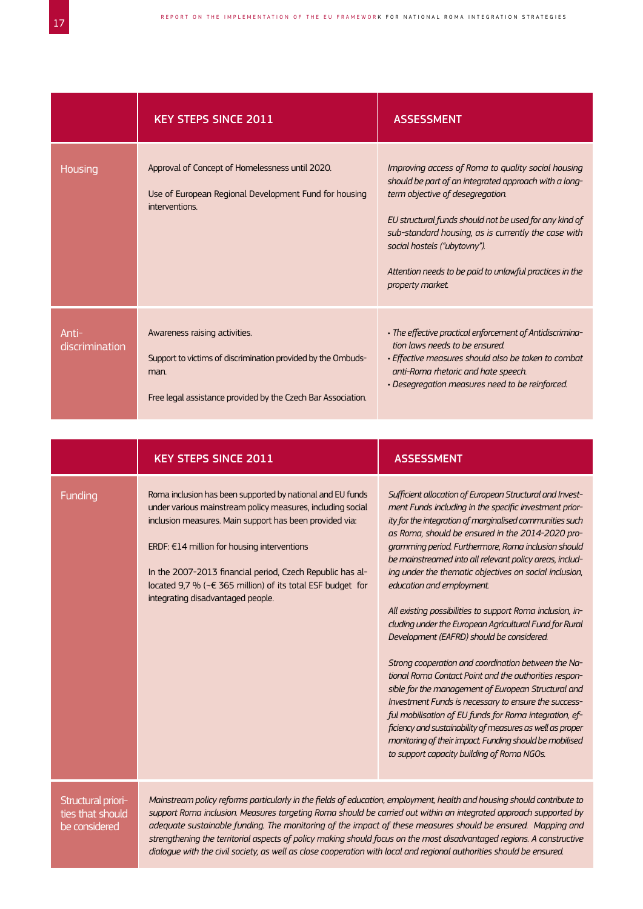| | KEY STEPS SINCE 2011 | ASSESSMENT |
|---|---|---|
| Housing | Approval of Concept of Homelessness until 2020.<br><br>Use of European Regional Development Fund for housing interventions. | *Improving access of Roma to quality social housing should be part of an integrated approach with a long-term objective of desegregation.*<br><br>*EU structural funds should not be used for any kind of sub-standard housing, as is currently the case with social hostels ("ubytovny").*<br><br>*Attention needs to be paid to unlawful practices in the property market.* |
| Anti-discrimination | Awareness raising activities.<br><br>Support to victims of discrimination provided by the Ombudsman.<br><br>Free legal assistance provided by the Czech Bar Association. | • *The effective practical enforcement of Antidiscrimination laws needs to be ensured.*<br>• *Effective measures should also be taken to combat anti-Roma rhetoric and hate speech.*<br>• *Desegregation measures need to be reinforced.* |

| | KEY STEPS SINCE 2011 | ASSESSMENT |
|---|---|---|
| Funding | Roma inclusion has been supported by national and EU funds under various mainstream policy measures, including social inclusion measures. Main support has been provided via:<br><br>ERDF: €14 million for housing interventions<br><br>In the 2007-2013 financial period, Czech Republic has allocated 9,7 % (~€ 365 million) of its total ESF budget for integrating disadvantaged people. | *Sufficient allocation of European Structural and Investment Funds including in the specific investment priority for the integration of marginalised communities such as Roma, should be ensured in the 2014-2020 programming period. Furthermore, Roma inclusion should be mainstreamed into all relevant policy areas, including under the thematic objectives on social inclusion, education and employment.*<br><br>*All existing possibilities to support Roma inclusion, including under the European Agricultural Fund for Rural Development (EAFRD) should be considered.*<br><br>*Strong cooperation and coordination between the National Roma Contact Point and the authorities responsible for the management of European Structural and Investment Funds is necessary to ensure the successful mobilisation of EU funds for Roma integration, efficiency and sustainability of measures as well as proper monitoring of their impact. Funding should be mobilised to support capacity building of Roma NGOs.* |
| Structural priorities that should be considered | *Mainstream policy reforms particularly in the fields of education, employment, health and housing should contribute to support Roma inclusion. Measures targeting Roma should be carried out within an integrated approach supported by adequate sustainable funding. The monitoring of the impact of these measures should be ensured. Mapping and strengthening the territorial aspects of policy making should focus on the most disadvantaged regions. A constructive dialogue with the civil society, as well as close cooperation with local and regional authorities should be ensured.* | |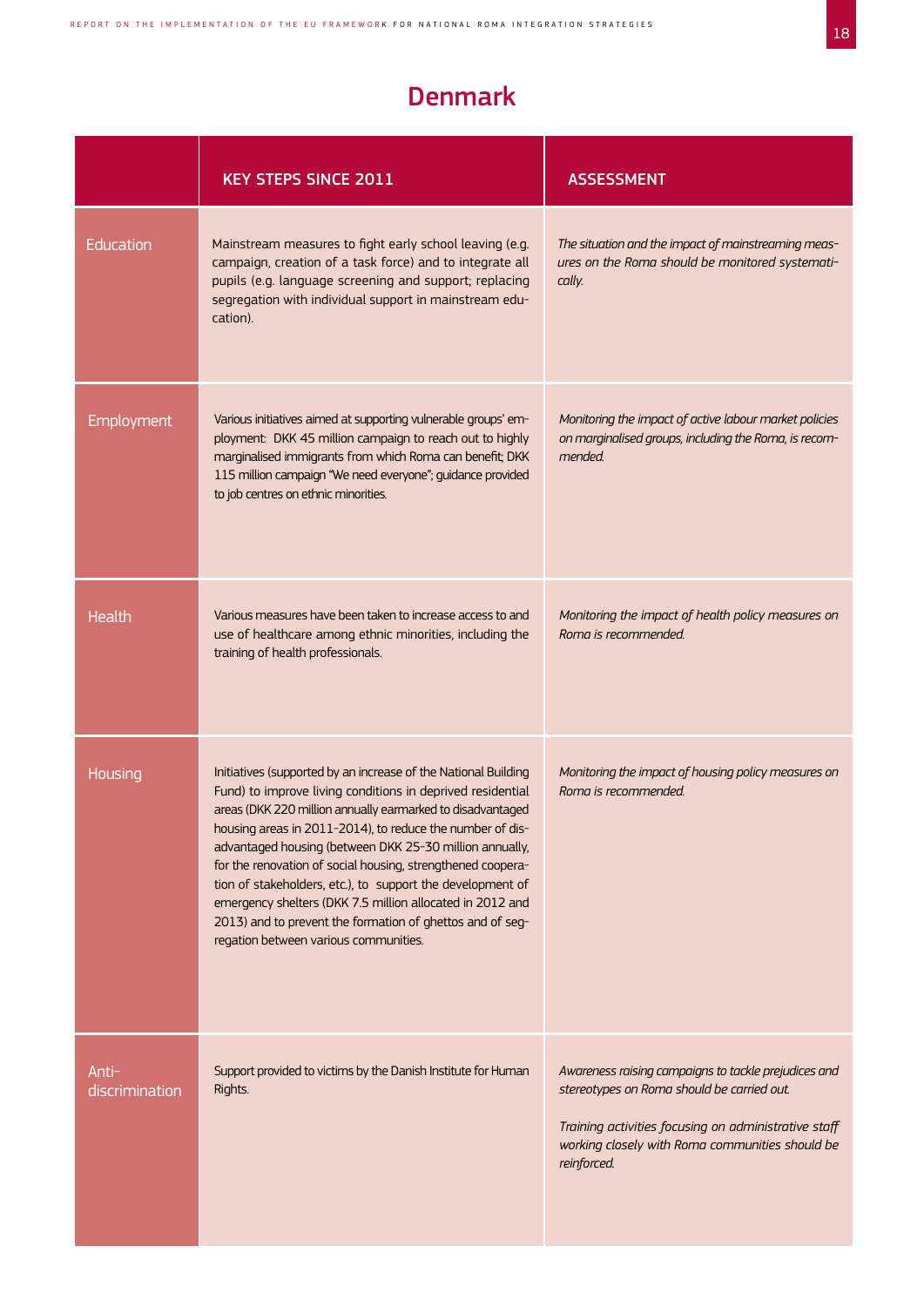# Denmark

| | KEY STEPS SINCE 2011 | ASSESSMENT |
|---|---|---|
| Education | Mainstream measures to fight early school leaving (e.g. campaign, creation of a task force) and to integrate all pupils (e.g. language screening and support; replacing segregation with individual support in mainstream education). | *The situation and the impact of mainstreaming measures on the Roma should be monitored systematically.* |
| Employment | Various initiatives aimed at supporting vulnerable groups' employment: DKK 45 million campaign to reach out to highly marginalised immigrants from which Roma can benefit; DKK 115 million campaign "We need everyone"; guidance provided to job centres on ethnic minorities. | *Monitoring the impact of active labour market policies on marginalised groups, including the Roma, is recommended.* |
| Health | Various measures have been taken to increase access to and use of healthcare among ethnic minorities, including the training of health professionals. | *Monitoring the impact of health policy measures on Roma is recommended.* |
| Housing | Initiatives (supported by an increase of the National Building Fund) to improve living conditions in deprived residential areas (DKK 220 million annually earmarked to disadvantaged housing areas in 2011-2014), to reduce the number of disadvantaged housing (between DKK 25-30 million annually, for the renovation of social housing, strengthened cooperation of stakeholders, etc.), to support the development of emergency shelters (DKK 7.5 million allocated in 2012 and 2013) and to prevent the formation of ghettos and of segregation between various communities. | *Monitoring the impact of housing policy measures on Roma is recommended.* |
| Anti-discrimination | Support provided to victims by the Danish Institute for Human Rights. | *Awareness raising campaigns to tackle prejudices and stereotypes on Roma should be carried out.*<br><br>*Training activities focusing on administrative staff working closely with Roma communities should be reinforced.* |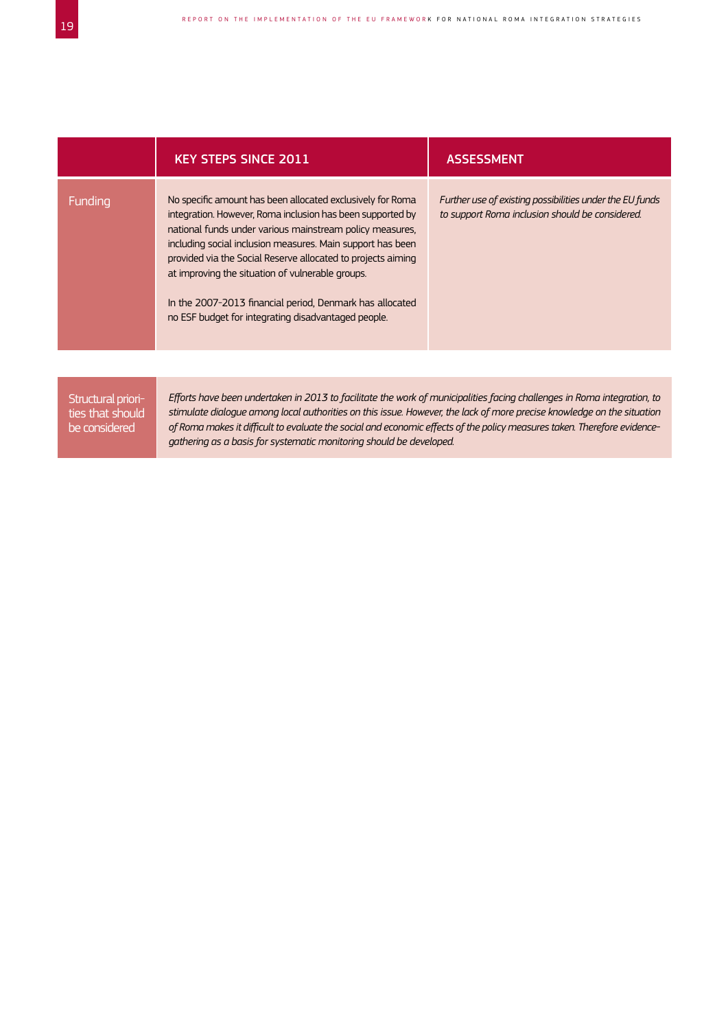| | KEY STEPS SINCE 2011 | ASSESSMENT |
|---|---|---|
| Funding | No specific amount has been allocated exclusively for Roma integration. However, Roma inclusion has been supported by national funds under various mainstream policy measures, including social inclusion measures. Main support has been provided via the Social Reserve allocated to projects aiming at improving the situation of vulnerable groups.<br><br>In the 2007-2013 financial period, Denmark has allocated no ESF budget for integrating disadvantaged people. | *Further use of existing possibilities under the EU funds to support Roma inclusion should be considered.* |

| Structural priorities that should be considered | *Efforts have been undertaken in 2013 to facilitate the work of municipalities facing challenges in Roma integration, to stimulate dialogue among local authorities on this issue. However, the lack of more precise knowledge on the situation of Roma makes it difficult to evaluate the social and economic effects of the policy measures taken. Therefore evidence-gathering as a basis for systematic monitoring should be developed.* |
|---|---|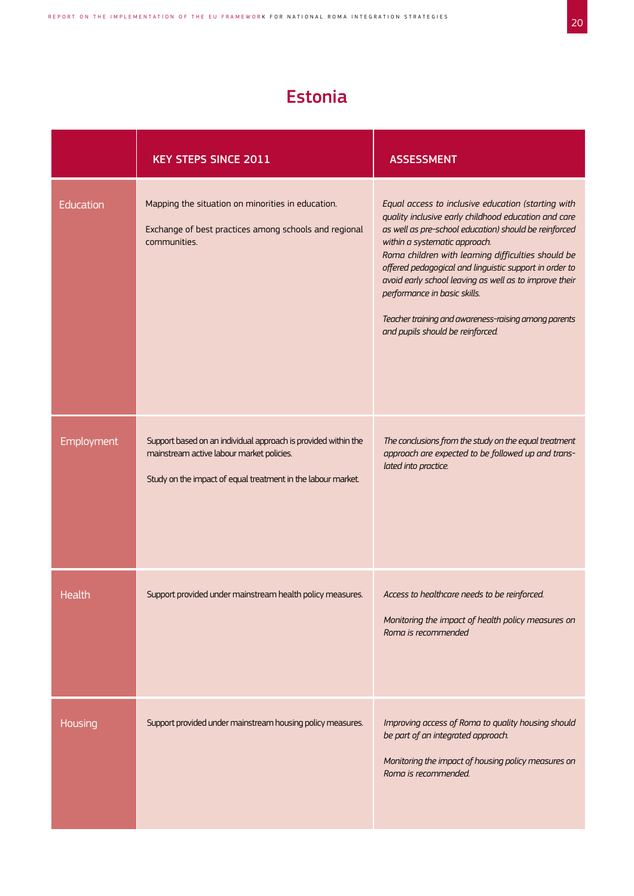# Estonia

| | KEY STEPS SINCE 2011 | ASSESSMENT |
|---|---|---|
| Education | Mapping the situation on minorities in education.<br><br>Exchange of best practices among schools and regional communities. | *Equal access to inclusive education (starting with quality inclusive early childhood education and care as well as pre-school education) should be reinforced within a systematic approach.*<br>*Roma children with learning difficulties should be offered pedagogical and linguistic support in order to avoid early school leaving as well as to improve their performance in basic skills.*<br><br>*Teacher training and awareness-raising among parents and pupils should be reinforced.* |
| Employment | Support based on an individual approach is provided within the mainstream active labour market policies.<br><br>Study on the impact of equal treatment in the labour market. | *The conclusions from the study on the equal treatment approach are expected to be followed up and translated into practice.* |
| Health | Support provided under mainstream health policy measures. | *Access to healthcare needs to be reinforced.*<br><br>*Monitoring the impact of health policy measures on Roma is recommended* |
| Housing | Support provided under mainstream housing policy measures. | *Improving access of Roma to quality housing should be part of an integrated approach.*<br><br>*Monitoring the impact of housing policy measures on Roma is recommended.* |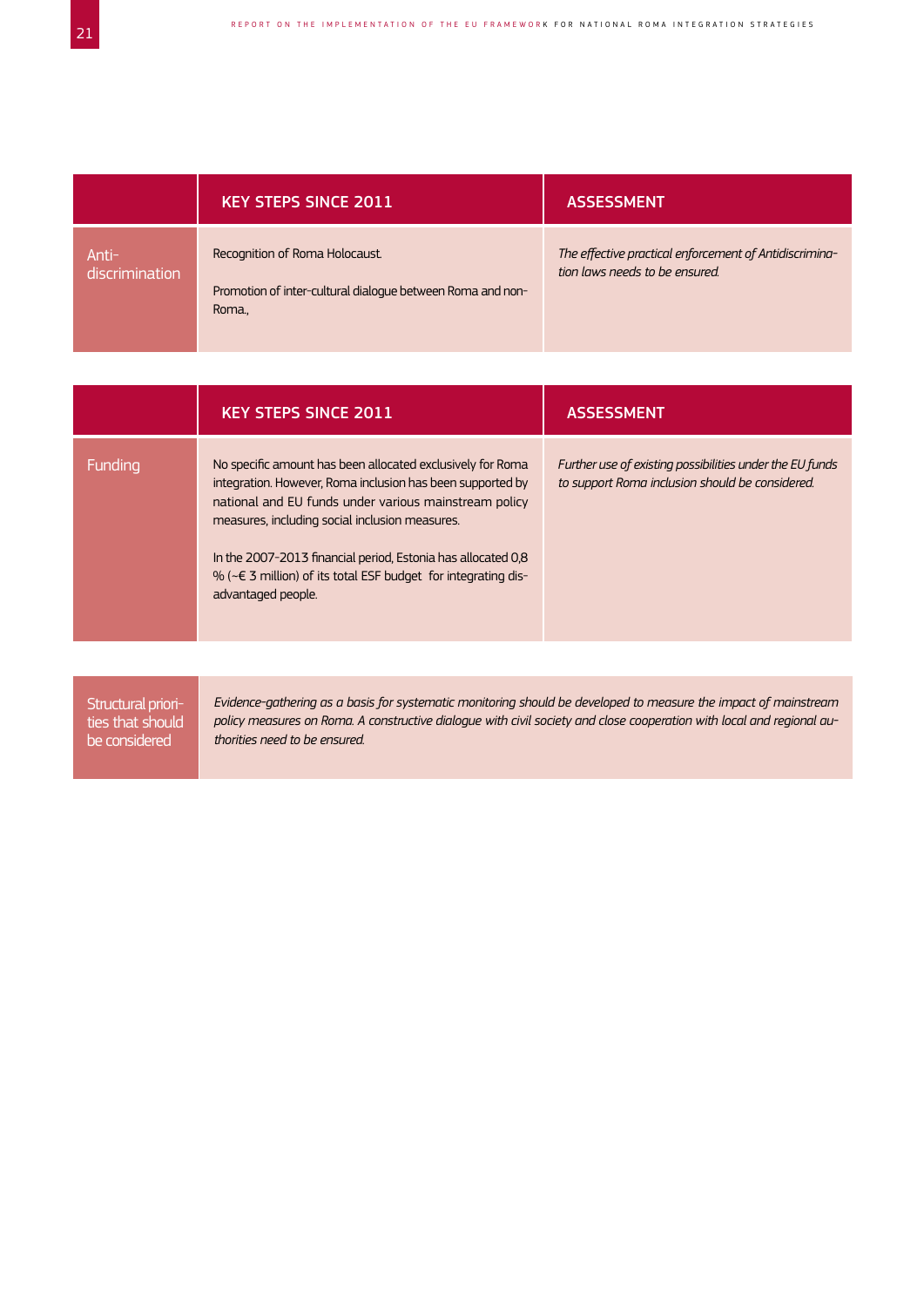| | KEY STEPS SINCE 2011 | ASSESSMENT |
|---|---|---|
| Anti-discrimination | Recognition of Roma Holocaust.<br><br>Promotion of inter-cultural dialogue between Roma and non-Roma., | *The effective practical enforcement of Antidiscrimination laws needs to be ensured.* |

| | KEY STEPS SINCE 2011 | ASSESSMENT |
|---|---|---|
| Funding | No specific amount has been allocated exclusively for Roma integration. However, Roma inclusion has been supported by national and EU funds under various mainstream policy measures, including social inclusion measures.<br><br>In the 2007-2013 financial period, Estonia has allocated 0,8 % (~€ 3 million) of its total ESF budget for integrating disadvantaged people. | *Further use of existing possibilities under the EU funds to support Roma inclusion should be considered.* |

| Structural priorities that should be considered | *Evidence-gathering as a basis for systematic monitoring should be developed to measure the impact of mainstream policy measures on Roma. A constructive dialogue with civil society and close cooperation with local and regional authorities need to be ensured.* |
|---|---|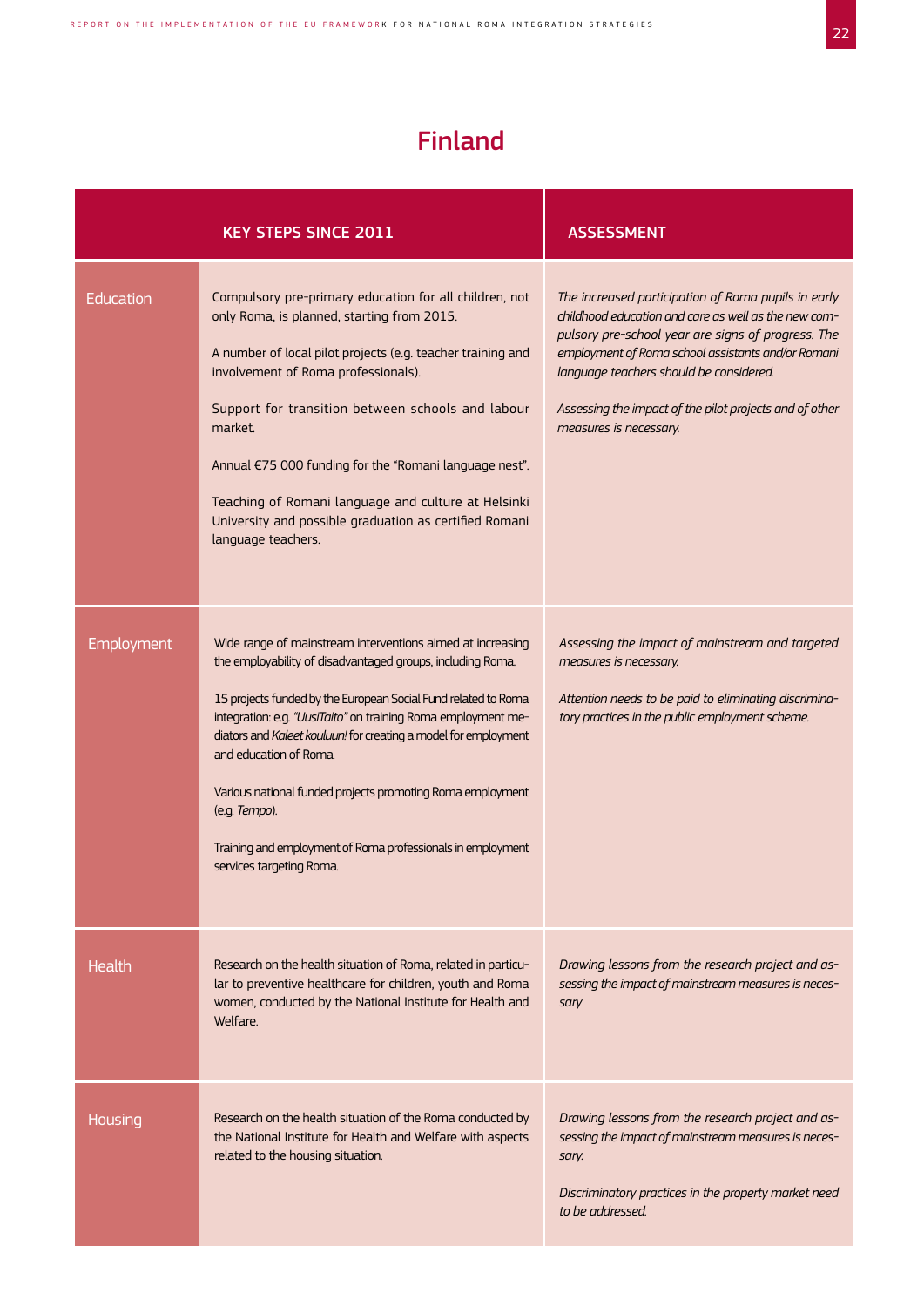# Finland

| | KEY STEPS SINCE 2011 | ASSESSMENT |
|---|---|---|
| Education | Compulsory pre-primary education for all children, not only Roma, is planned, starting from 2015.<br><br>A number of local pilot projects (e.g. teacher training and involvement of Roma professionals).<br><br>Support for transition between schools and labour market.<br><br>Annual €75 000 funding for the "Romani language nest".<br><br>Teaching of Romani language and culture at Helsinki University and possible graduation as certified Romani language teachers. | *The increased participation of Roma pupils in early childhood education and care as well as the new compulsory pre-school year are signs of progress. The employment of Roma school assistants and/or Romani language teachers should be considered.*<br><br>*Assessing the impact of the pilot projects and of other measures is necessary.* |
| Employment | Wide range of mainstream interventions aimed at increasing the employability of disadvantaged groups, including Roma.<br><br>15 projects funded by the European Social Fund related to Roma integration: e.g. *"UusiTaito"* on training Roma employment mediators and *Kaleet kouluun!* for creating a model for employment and education of Roma.<br><br>Various national funded projects promoting Roma employment (e.g. *Tempo*).<br><br>Training and employment of Roma professionals in employment services targeting Roma. | *Assessing the impact of mainstream and targeted measures is necessary.*<br><br>*Attention needs to be paid to eliminating discriminatory practices in the public employment scheme.* |
| Health | Research on the health situation of Roma, related in particular to preventive healthcare for children, youth and Roma women, conducted by the National Institute for Health and Welfare. | *Drawing lessons from the research project and assessing the impact of mainstream measures is necessary* |
| Housing | Research on the health situation of the Roma conducted by the National Institute for Health and Welfare with aspects related to the housing situation. | *Drawing lessons from the research project and assessing the impact of mainstream measures is necessary.*<br><br>*Discriminatory practices in the property market need to be addressed.* |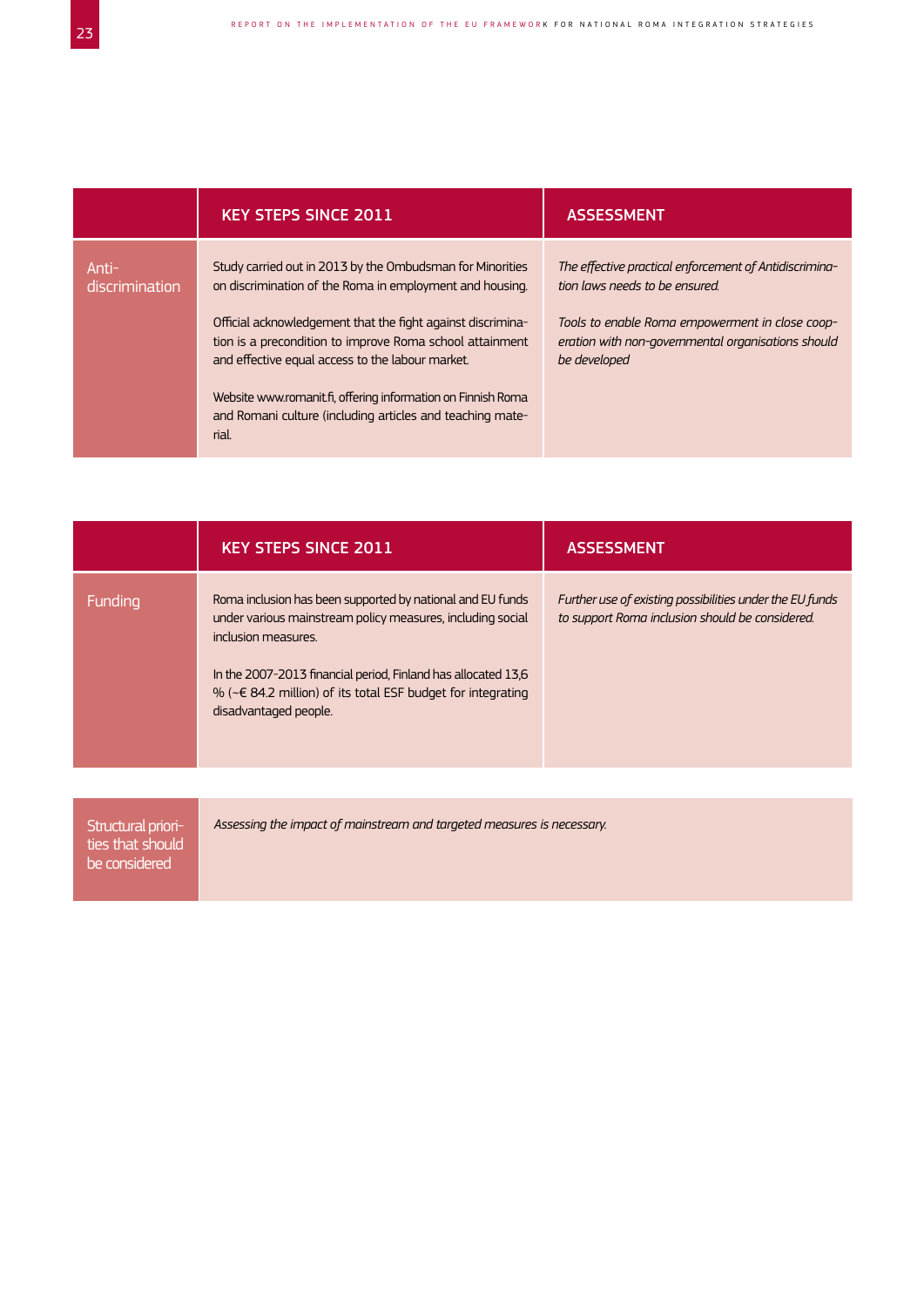| | KEY STEPS SINCE 2011 | ASSESSMENT |
|---|---|---|
| Anti-discrimination | Study carried out in 2013 by the Ombudsman for Minorities on discrimination of the Roma in employment and housing.<br><br>Official acknowledgement that the fight against discrimination is a precondition to improve Roma school attainment and effective equal access to the labour market.<br><br>Website www.romanit.fi, offering information on Finnish Roma and Romani culture (including articles and teaching material. | *The effective practical enforcement of Antidiscrimination laws needs to be ensured.*<br><br>*Tools to enable Roma empowerment in close cooperation with non-governmental organisations should be developed* |

| | KEY STEPS SINCE 2011 | ASSESSMENT |
|---|---|---|
| Funding | Roma inclusion has been supported by national and EU funds under various mainstream policy measures, including social inclusion measures.<br><br>In the 2007-2013 financial period, Finland has allocated 13,6 % (~€ 84.2 million) of its total ESF budget for integrating disadvantaged people. | *Further use of existing possibilities under the EU funds to support Roma inclusion should be considered.* |

| Structural priorities that should be considered | *Assessing the impact of mainstream and targeted measures is necessary.* |
|---|---|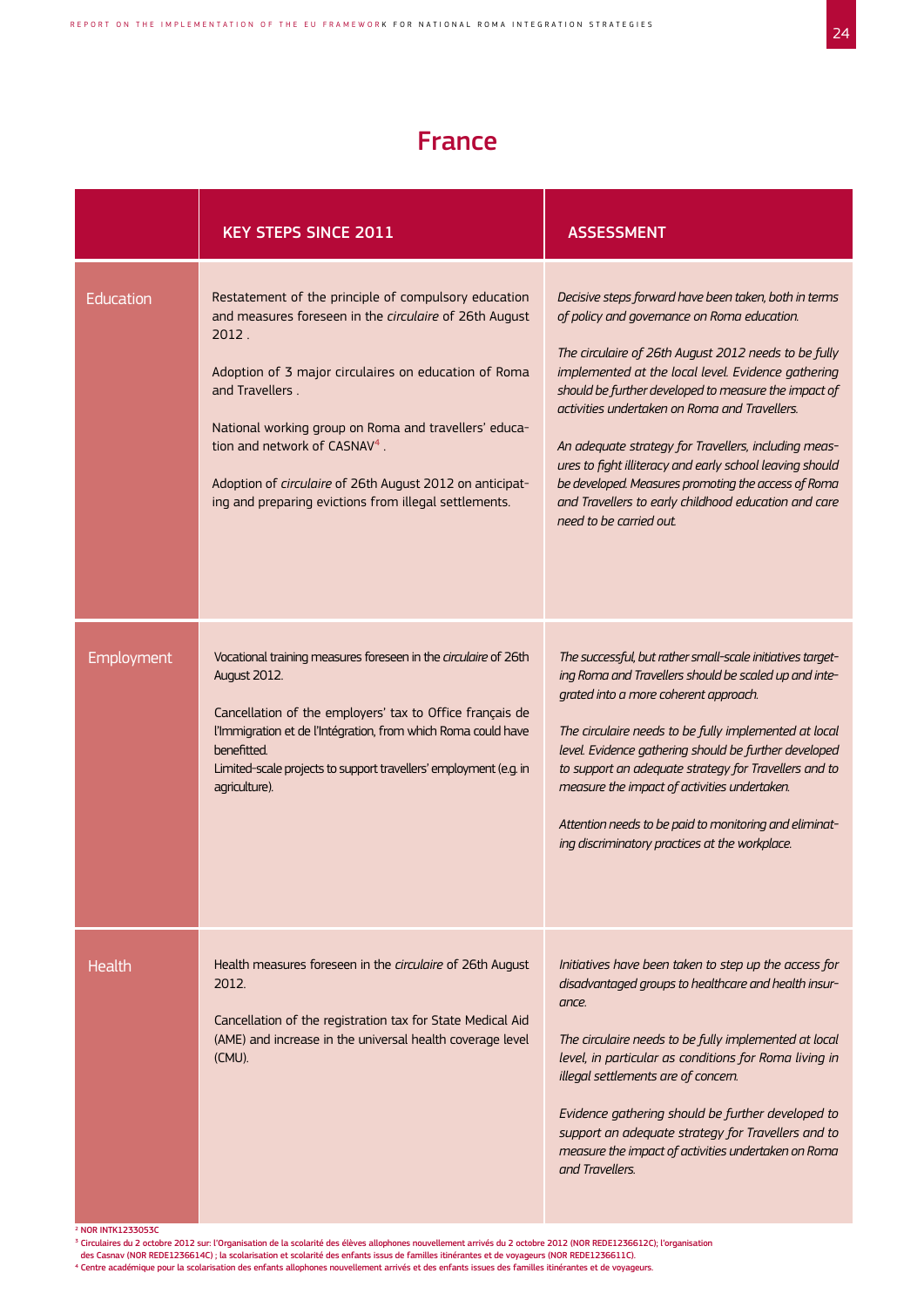# France

| | KEY STEPS SINCE 2011 | ASSESSMENT |
|---|---|---|
| Education | Restatement of the principle of compulsory education and measures foreseen in the *circulaire* of 26th August 2012 .<br><br>Adoption of 3 major circulaires on education of Roma and Travellers .<br><br>National working group on Roma and travellers' education and network of CASNAV[4] .<br><br>Adoption of *circulaire* of 26th August 2012 on anticipating and preparing evictions from illegal settlements. | *Decisive steps forward have been taken, both in terms of policy and governance on Roma education.*<br><br>*The circulaire of 26th August 2012 needs to be fully implemented at the local level. Evidence gathering should be further developed to measure the impact of activities undertaken on Roma and Travellers.*<br><br>*An adequate strategy for Travellers, including measures to fight illiteracy and early school leaving should be developed. Measures promoting the access of Roma and Travellers to early childhood education and care need to be carried out.* |
| Employment | Vocational training measures foreseen in the *circulaire* of 26th August 2012.<br><br>Cancellation of the employers' tax to Office français de l'Immigration et de l'Intégration, from which Roma could have benefitted.<br>Limited-scale projects to support travellers' employment (e.g. in agriculture). | *The successful, but rather small-scale initiatives targeting Roma and Travellers should be scaled up and integrated into a more coherent approach.*<br><br>*The circulaire needs to be fully implemented at local level. Evidence gathering should be further developed to support an adequate strategy for Travellers and to measure the impact of activities undertaken.*<br><br>*Attention needs to be paid to monitoring and eliminating discriminatory practices at the workplace.* |
| Health | Health measures foreseen in the *circulaire* of 26th August 2012.<br><br>Cancellation of the registration tax for State Medical Aid (AME) and increase in the universal health coverage level (CMU). | *Initiatives have been taken to step up the access for disadvantaged groups to healthcare and health insurance.*<br><br>*The circulaire needs to be fully implemented at local level, in particular as conditions for Roma living in illegal settlements are of concern.*<br><br>*Evidence gathering should be further developed to support an adequate strategy for Travellers and to measure the impact of activities undertaken on Roma and Travellers.* |

[2] NOR INTK1233053C

[3] Circulaires du 2 octobre 2012 sur: l'Organisation de la scolarité des élèves allophones nouvellement arrivés du 2 octobre 2012 (NOR REDE1236612C); l'organisation des Casnav (NOR REDE1236614C) ; la scolarisation et scolarité des enfants issus de familles itinérantes et de voyageurs (NOR REDE1236611C).

[4] Centre académique pour la scolarisation des enfants allophones nouvellement arrivés et des enfants issues des familles itinérantes et de voyageurs.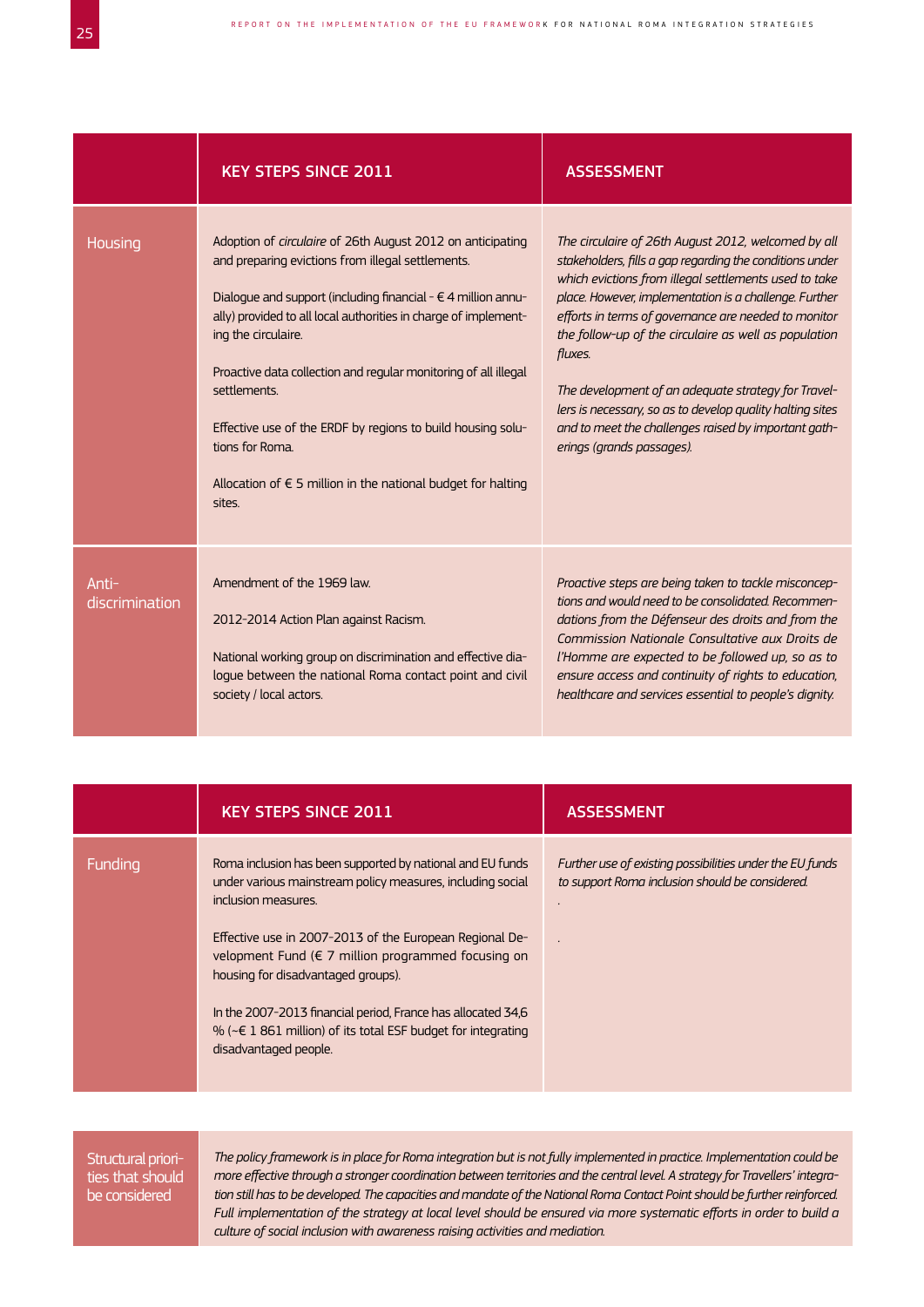| | KEY STEPS SINCE 2011 | ASSESSMENT |
|---|---|---|
| Housing | Adoption of *circulaire* of 26th August 2012 on anticipating and preparing evictions from illegal settlements.<br><br>Dialogue and support (including financial - € 4 million annually) provided to all local authorities in charge of implementing the circulaire.<br><br>Proactive data collection and regular monitoring of all illegal settlements.<br><br>Effective use of the ERDF by regions to build housing solutions for Roma.<br><br>Allocation of € 5 million in the national budget for halting sites. | *The circulaire of 26th August 2012, welcomed by all stakeholders, fills a gap regarding the conditions under which evictions from illegal settlements used to take place. However, implementation is a challenge. Further efforts in terms of governance are needed to monitor the follow-up of the circulaire as well as population fluxes.*<br><br>*The development of an adequate strategy for Travellers is necessary, so as to develop quality halting sites and to meet the challenges raised by important gatherings (grands passages).* |
| Anti-discrimination | Amendment of the 1969 law.<br><br>2012-2014 Action Plan against Racism.<br><br>National working group on discrimination and effective dialogue between the national Roma contact point and civil society / local actors. | *Proactive steps are being taken to tackle misconceptions and would need to be consolidated. Recommendations from the Défenseur des droits and from the Commission Nationale Consultative aux Droits de l'Homme are expected to be followed up, so as to ensure access and continuity of rights to education, healthcare and services essential to people's dignity.* |

| | KEY STEPS SINCE 2011 | ASSESSMENT |
|---|---|---|
| Funding | Roma inclusion has been supported by national and EU funds under various mainstream policy measures, including social inclusion measures.<br><br>Effective use in 2007-2013 of the European Regional Development Fund (€ 7 million programmed focusing on housing for disadvantaged groups).<br><br>In the 2007-2013 financial period, France has allocated 34,6 % (~€ 1 861 million) of its total ESF budget for integrating disadvantaged people. | *Further use of existing possibilities under the EU funds to support Roma inclusion should be considered.*<br><br>.<br><br>. |

| Structural priorities that should be considered | *The policy framework is in place for Roma integration but is not fully implemented in practice. Implementation could be more effective through a stronger coordination between territories and the central level. A strategy for Travellers' integration still has to be developed. The capacities and mandate of the National Roma Contact Point should be further reinforced. Full implementation of the strategy at local level should be ensured via more systematic efforts in order to build a culture of social inclusion with awareness raising activities and mediation.* |
|---|---|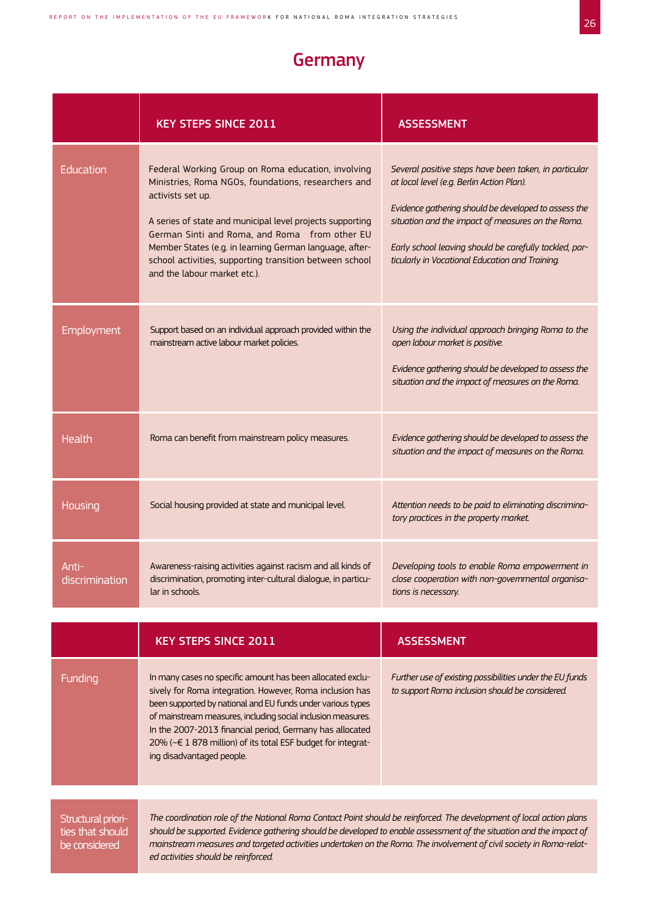# Germany

| | KEY STEPS SINCE 2011 | ASSESSMENT |
|---|---|---|
| Education | Federal Working Group on Roma education, involving Ministries, Roma NGOs, foundations, researchers and activists set up.<br><br>A series of state and municipal level projects supporting German Sinti and Roma, and Roma from other EU Member States (e.g. in learning German language, after-school activities, supporting transition between school and the labour market etc.). | *Several positive steps have been taken, in particular at local level (e.g. Berlin Action Plan).*<br><br>*Evidence gathering should be developed to assess the situation and the impact of measures on the Roma.*<br><br>*Early school leaving should be carefully tackled, particularly in Vocational Education and Training.* |
| Employment | Support based on an individual approach provided within the mainstream active labour market policies. | *Using the individual approach bringing Roma to the open labour market is positive.*<br><br>*Evidence gathering should be developed to assess the situation and the impact of measures on the Roma.* |
| Health | Roma can benefit from mainstream policy measures. | *Evidence gathering should be developed to assess the situation and the impact of measures on the Roma.* |
| Housing | Social housing provided at state and municipal level. | *Attention needs to be paid to eliminating discriminatory practices in the property market.* |
| Anti-discrimination | Awareness-raising activities against racism and all kinds of discrimination, promoting inter-cultural dialogue, in particular in schools. | *Developing tools to enable Roma empowerment in close cooperation with non-governmental organisations is necessary.* |

| | KEY STEPS SINCE 2011 | ASSESSMENT |
|---|---|---|
| Funding | In many cases no specific amount has been allocated exclusively for Roma integration. However, Roma inclusion has been supported by national and EU funds under various types of mainstream measures, including social inclusion measures. In the 2007-2013 financial period, Germany has allocated 20% (~€ 1 878 million) of its total ESF budget for integrating disadvantaged people. | *Further use of existing possibilities under the EU funds to support Roma inclusion should be considered.* |

| Structural priorities that should be considered | *The coordination role of the National Roma Contact Point should be reinforced. The development of local action plans should be supported. Evidence gathering should be developed to enable assessment of the situation and the impact of mainstream measures and targeted activities undertaken on the Roma. The involvement of civil society in Roma-related activities should be reinforced.* |
|---|---|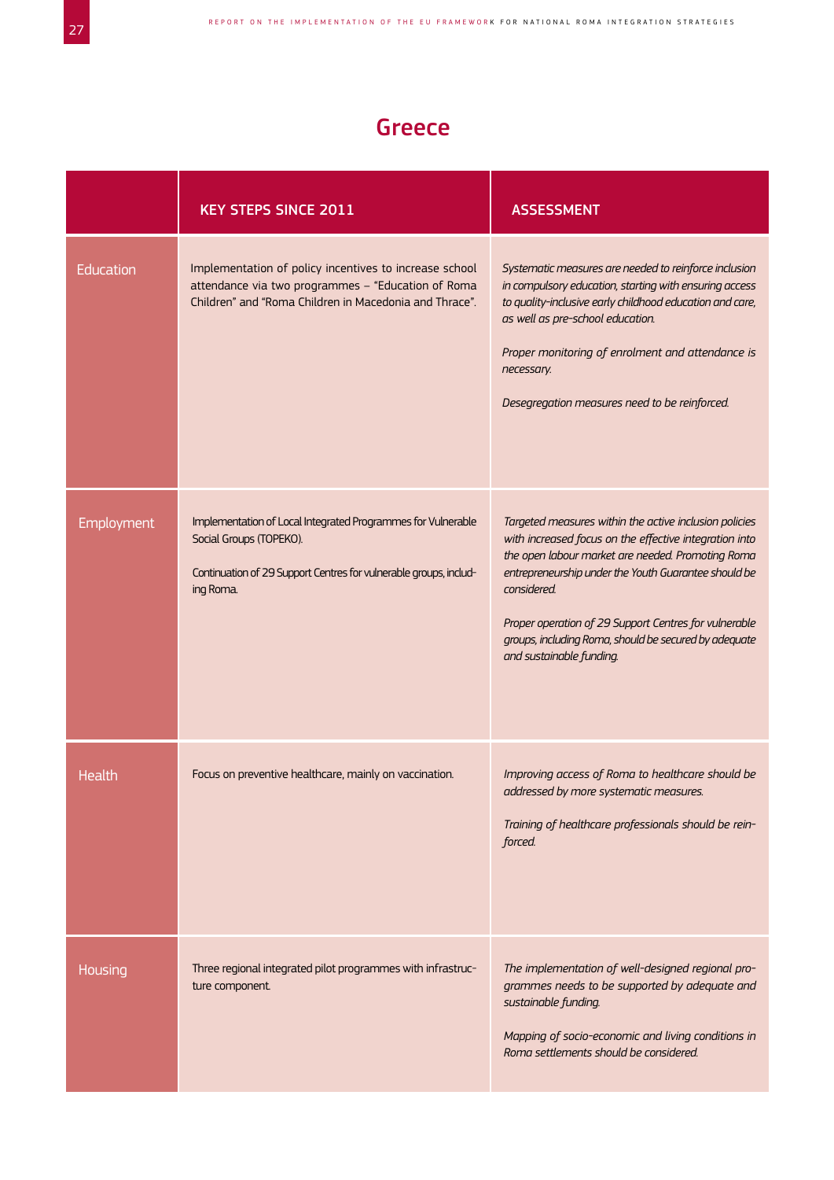## Greece

| | KEY STEPS SINCE 2011 | ASSESSMENT |
|---|---|---|
| Education | Implementation of policy incentives to increase school attendance via two programmes – "Education of Roma Children" and "Roma Children in Macedonia and Thrace". | *Systematic measures are needed to reinforce inclusion in compulsory education, starting with ensuring access to quality-inclusive early childhood education and care, as well as pre-school education.*<br><br>*Proper monitoring of enrolment and attendance is necessary.*<br><br>*Desegregation measures need to be reinforced.* |
| Employment | Implementation of Local Integrated Programmes for Vulnerable Social Groups (TOPEKO).<br><br>Continuation of 29 Support Centres for vulnerable groups, including Roma. | *Targeted measures within the active inclusion policies with increased focus on the effective integration into the open labour market are needed. Promoting Roma entrepreneurship under the Youth Guarantee should be considered.*<br><br>*Proper operation of 29 Support Centres for vulnerable groups, including Roma, should be secured by adequate and sustainable funding.* |
| Health | Focus on preventive healthcare, mainly on vaccination. | *Improving access of Roma to healthcare should be addressed by more systematic measures.*<br><br>*Training of healthcare professionals should be reinforced.* |
| Housing | Three regional integrated pilot programmes with infrastructure component. | *The implementation of well-designed regional programmes needs to be supported by adequate and sustainable funding.*<br><br>*Mapping of socio-economic and living conditions in Roma settlements should be considered.* |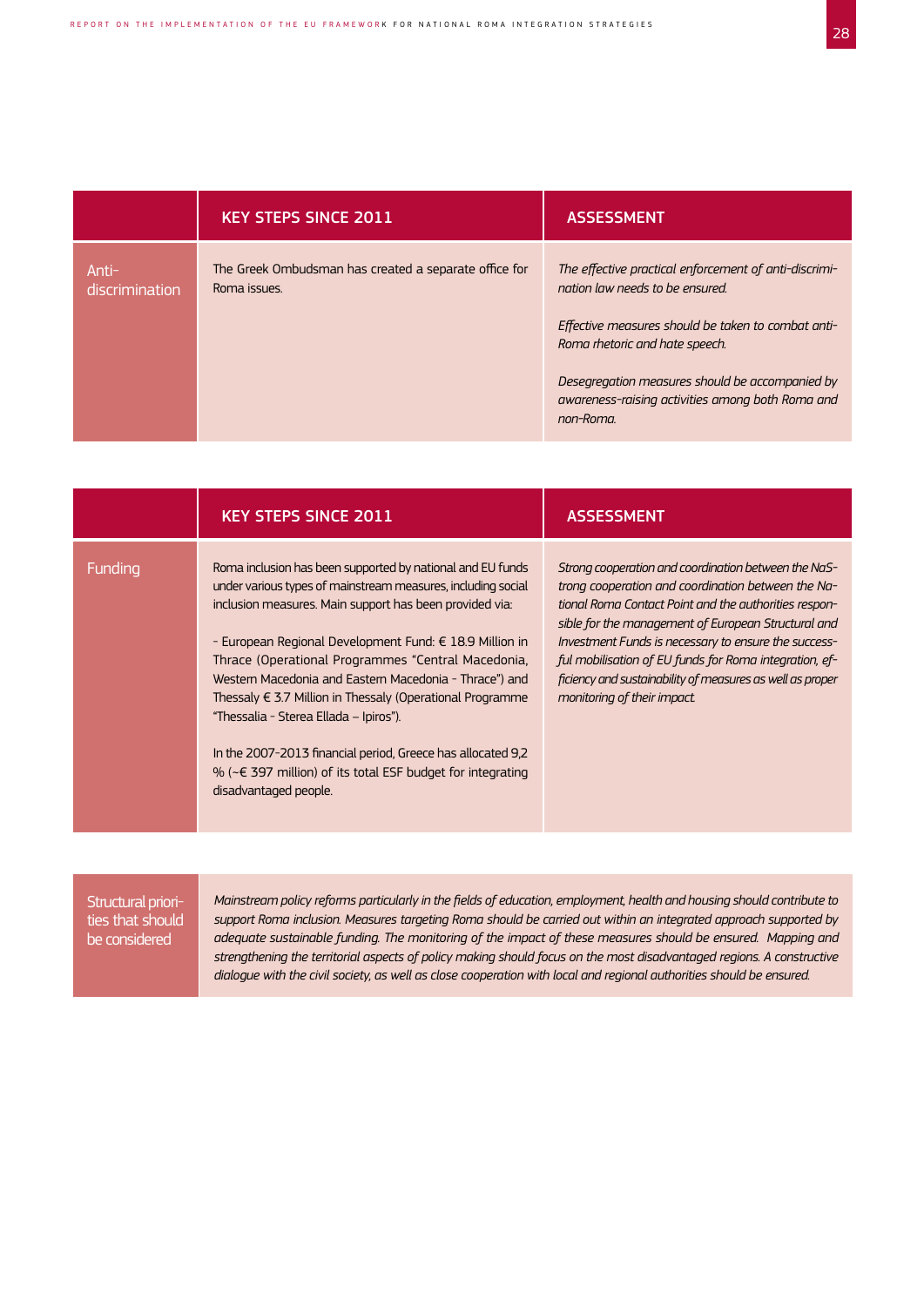| | KEY STEPS SINCE 2011 | ASSESSMENT |
|---|---|---|
| Anti-discrimination | The Greek Ombudsman has created a separate office for Roma issues. | *The effective practical enforcement of anti-discrimination law needs to be ensured.*<br><br>*Effective measures should be taken to combat anti-Roma rhetoric and hate speech.*<br><br>*Desegregation measures should be accompanied by awareness-raising activities among both Roma and non-Roma.* |

| | KEY STEPS SINCE 2011 | ASSESSMENT |
|---|---|---|
| Funding | Roma inclusion has been supported by national and EU funds under various types of mainstream measures, including social inclusion measures. Main support has been provided via:<br><br>- European Regional Development Fund: € 18.9 Million in Thrace (Operational Programmes "Central Macedonia, Western Macedonia and Eastern Macedonia - Thrace") and Thessaly € 3.7 Million in Thessaly (Operational Programme "Thessalia - Sterea Ellada – Ipiros").<br><br>In the 2007-2013 financial period, Greece has allocated 9,2 % (~€ 397 million) of its total ESF budget for integrating disadvantaged people. | *Strong cooperation and coordination between the NaS-trong cooperation and coordination between the National Roma Contact Point and the authorities responsible for the management of European Structural and Investment Funds is necessary to ensure the successful mobilisation of EU funds for Roma integration, efficiency and sustainability of measures as well as proper monitoring of their impact.* |

| Structural priorities that should be considered | *Mainstream policy reforms particularly in the fields of education, employment, health and housing should contribute to support Roma inclusion. Measures targeting Roma should be carried out within an integrated approach supported by adequate sustainable funding. The monitoring of the impact of these measures should be ensured. Mapping and strengthening the territorial aspects of policy making should focus on the most disadvantaged regions. A constructive dialogue with the civil society, as well as close cooperation with local and regional authorities should be ensured.* |
|---|---|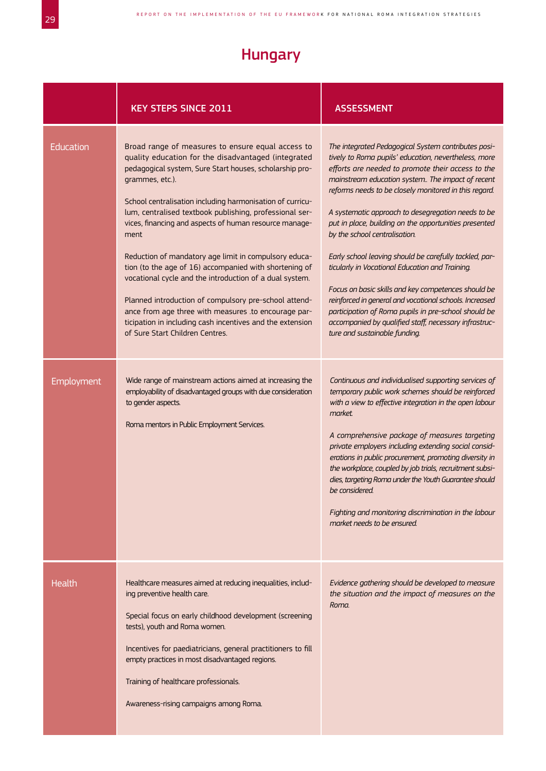# Hungary

| | KEY STEPS SINCE 2011 | ASSESSMENT |
|---|---|---|
| Education | Broad range of measures to ensure equal access to quality education for the disadvantaged (integrated pedagogical system, Sure Start houses, scholarship programmes, etc.).<br><br>School centralisation including harmonisation of curriculum, centralised textbook publishing, professional services, financing and aspects of human resource management<br><br>Reduction of mandatory age limit in compulsory education (to the age of 16) accompanied with shortening of vocational cycle and the introduction of a dual system.<br><br>Planned introduction of compulsory pre-school attendance from age three with measures .to encourage participation in including cash incentives and the extension of Sure Start Children Centres. | *The integrated Pedagogical System contributes positively to Roma pupils' education, nevertheless, more efforts are needed to promote their access to the mainstream education system.. The impact of recent reforms needs to be closely monitored in this regard.*<br><br>*A systematic approach to desegregation needs to be put in place, building on the opportunities presented by the school centralisation.*<br><br>*Early school leaving should be carefully tackled, particularly in Vocational Education and Training.*<br><br>*Focus on basic skills and key competences should be reinforced in general and vocational schools. Increased participation of Roma pupils in pre-school should be accompanied by qualified staff, necessary infrastructure and sustainable funding.* |
| Employment | Wide range of mainstream actions aimed at increasing the employability of disadvantaged groups with due consideration to gender aspects.<br><br>Roma mentors in Public Employment Services. | *Continuous and individualised supporting services of temporary public work schemes should be reinforced with a view to effective integration in the open labour market.*<br><br>*A comprehensive package of measures targeting private employers including extending social considerations in public procurement, promoting diversity in the workplace, coupled by job trials, recruitment subsidies, targeting Roma under the Youth Guarantee should be considered.*<br><br>*Fighting and monitoring discrimination in the labour market needs to be ensured.* |
| Health | Healthcare measures aimed at reducing inequalities, including preventive health care.<br><br>Special focus on early childhood development (screening tests), youth and Roma women.<br><br>Incentives for paediatricians, general practitioners to fill empty practices in most disadvantaged regions.<br><br>Training of healthcare professionals.<br><br>Awareness-rising campaigns among Roma. | *Evidence gathering should be developed to measure the situation and the impact of measures on the Roma.* |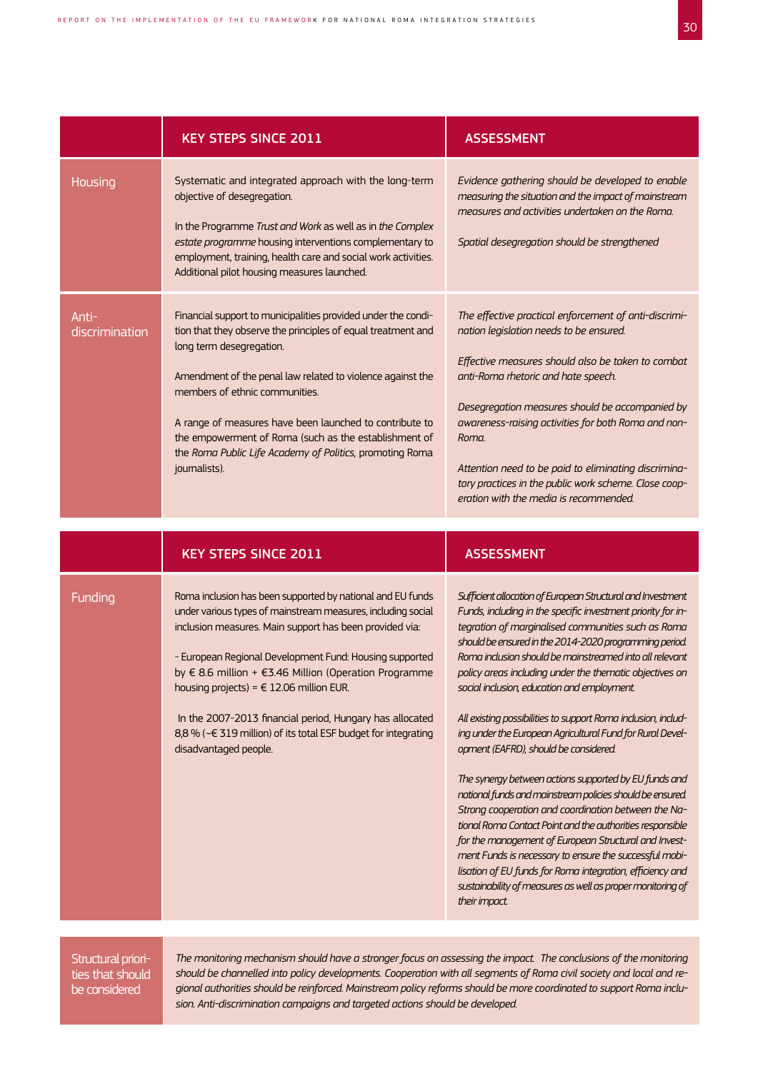| | KEY STEPS SINCE 2011 | ASSESSMENT |
|---|---|---|
| Housing | Systematic and integrated approach with the long-term objective of desegregation.<br><br>In the Programme *Trust and Work* as well as in *the Complex estate programme* housing interventions complementary to employment, training, health care and social work activities. Additional pilot housing measures launched. | *Evidence gathering should be developed to enable measuring the situation and the impact of mainstream measures and activities undertaken on the Roma.*<br><br>*Spatial desegregation should be strengthened* |
| Anti-discrimination | Financial support to municipalities provided under the condition that they observe the principles of equal treatment and long term desegregation.<br><br>Amendment of the penal law related to violence against the members of ethnic communities.<br><br>A range of measures have been launched to contribute to the empowerment of Roma (such as the establishment of the *Roma Public Life Academy of Politics*, promoting Roma journalists). | *The effective practical enforcement of anti-discrimination legislation needs to be ensured.*<br><br>*Effective measures should also be taken to combat anti-Roma rhetoric and hate speech.*<br><br>*Desegregation measures should be accompanied by awareness-raising activities for both Roma and non-Roma.*<br><br>*Attention need to be paid to eliminating discriminatory practices in the public work scheme. Close cooperation with the media is recommended.* |

| | KEY STEPS SINCE 2011 | ASSESSMENT |
|---|---|---|
| Funding | Roma inclusion has been supported by national and EU funds under various types of mainstream measures, including social inclusion measures. Main support has been provided via:<br><br>- European Regional Development Fund: Housing supported by € 8.6 million + €3.46 Million (Operation Programme housing projects) = € 12.06 million EUR.<br><br>In the 2007-2013 financial period, Hungary has allocated 8,8 % (~€ 319 million) of its total ESF budget for integrating disadvantaged people. | *Sufficient allocation of European Structural and Investment Funds, including in the specific investment priority for integration of marginalised communities such as Roma should be ensured in the 2014-2020 programming period. Roma inclusion should be mainstreamed into all relevant policy areas including under the thematic objectives on social inclusion, education and employment.*<br><br>*All existing possibilities to support Roma inclusion, including under the European Agricultural Fund for Rural Development (EAFRD), should be considered.*<br><br>*The synergy between actions supported by EU funds and national funds and mainstream policies should be ensured. Strong cooperation and coordination between the National Roma Contact Point and the authorities responsible for the management of European Structural and Investment Funds is necessary to ensure the successful mobilisation of EU funds for Roma integration, efficiency and sustainability of measures as well as proper monitoring of their impact.* |

| Structural priorities that should be considered | *The monitoring mechanism should have a stronger focus on assessing the impact. The conclusions of the monitoring should be channelled into policy developments. Cooperation with all segments of Roma civil society and local and regional authorities should be reinforced. Mainstream policy reforms should be more coordinated to support Roma inclusion. Anti-discrimination campaigns and targeted actions should be developed.* |
|---|---|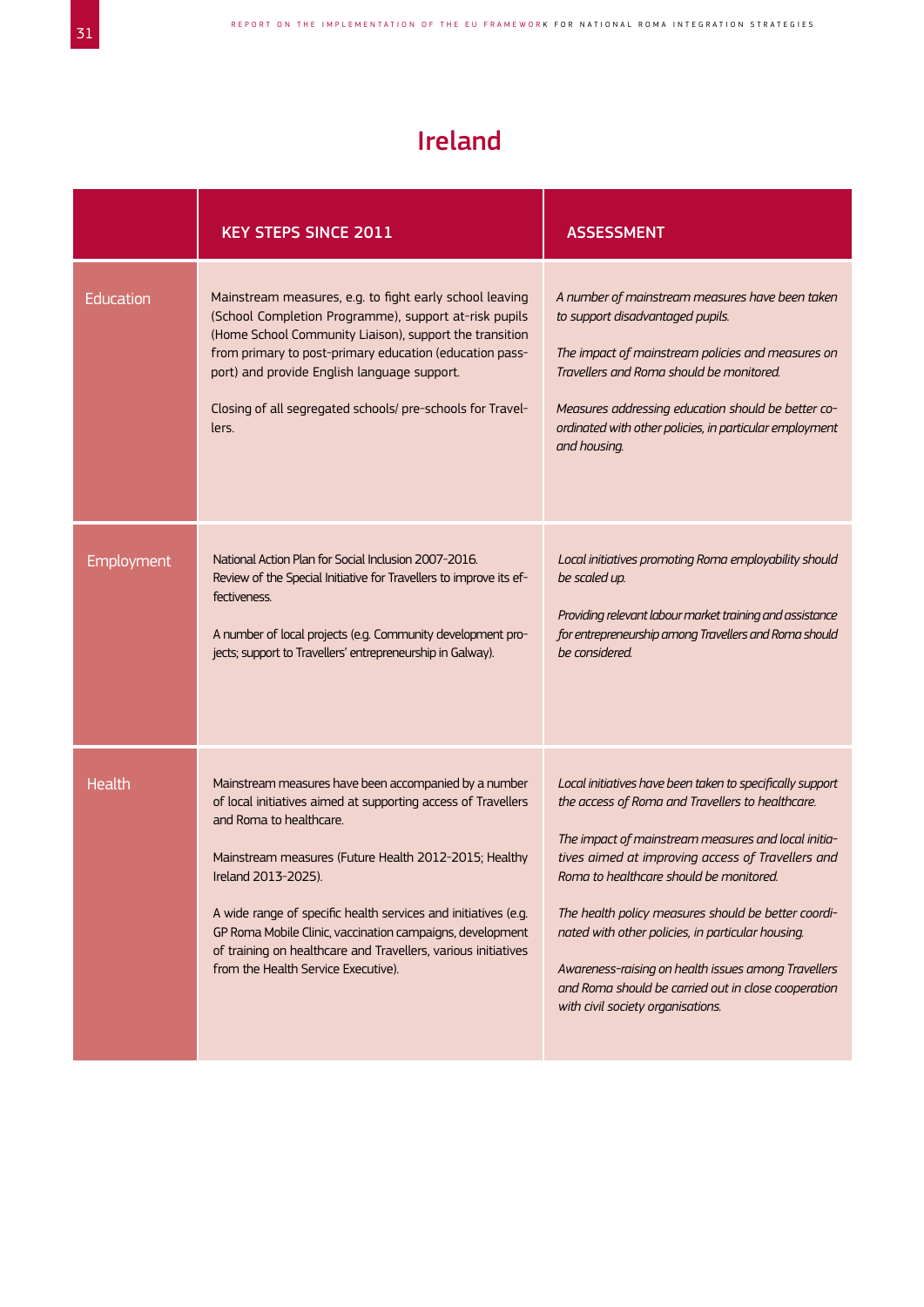# Ireland

| | KEY STEPS SINCE 2011 | ASSESSMENT |
|---|---|---|
| Education | Mainstream measures, e.g. to fight early school leaving (School Completion Programme), support at-risk pupils (Home School Community Liaison), support the transition from primary to post-primary education (education passport) and provide English language support.<br><br>Closing of all segregated schools/ pre-schools for Travellers. | *A number of mainstream measures have been taken to support disadvantaged pupils.*<br><br>*The impact of mainstream policies and measures on Travellers and Roma should be monitored.*<br><br>*Measures addressing education should be better co-ordinated with other policies, in particular employment and housing.* |
| Employment | National Action Plan for Social Inclusion 2007-2016.<br>Review of the Special Initiative for Travellers to improve its effectiveness.<br><br>A number of local projects (e.g. Community development projects; support to Travellers' entrepreneurship in Galway). | *Local initiatives promoting Roma employability should be scaled up.*<br><br>*Providing relevant labour market training and assistance for entrepreneurship among Travellers and Roma should be considered.* |
| Health | Mainstream measures have been accompanied by a number of local initiatives aimed at supporting access of Travellers and Roma to healthcare.<br><br>Mainstream measures (Future Health 2012-2015; Healthy Ireland 2013-2025).<br><br>A wide range of specific health services and initiatives (e.g. GP Roma Mobile Clinic, vaccination campaigns, development of training on healthcare and Travellers, various initiatives from the Health Service Executive). | *Local initiatives have been taken to specifically support the access of Roma and Travellers to healthcare.*<br><br>*The impact of mainstream measures and local initiatives aimed at improving access of Travellers and Roma to healthcare should be monitored.*<br><br>*The health policy measures should be better coordinated with other policies, in particular housing.*<br><br>*Awareness-raising on health issues among Travellers and Roma should be carried out in close cooperation with civil society organisations.* |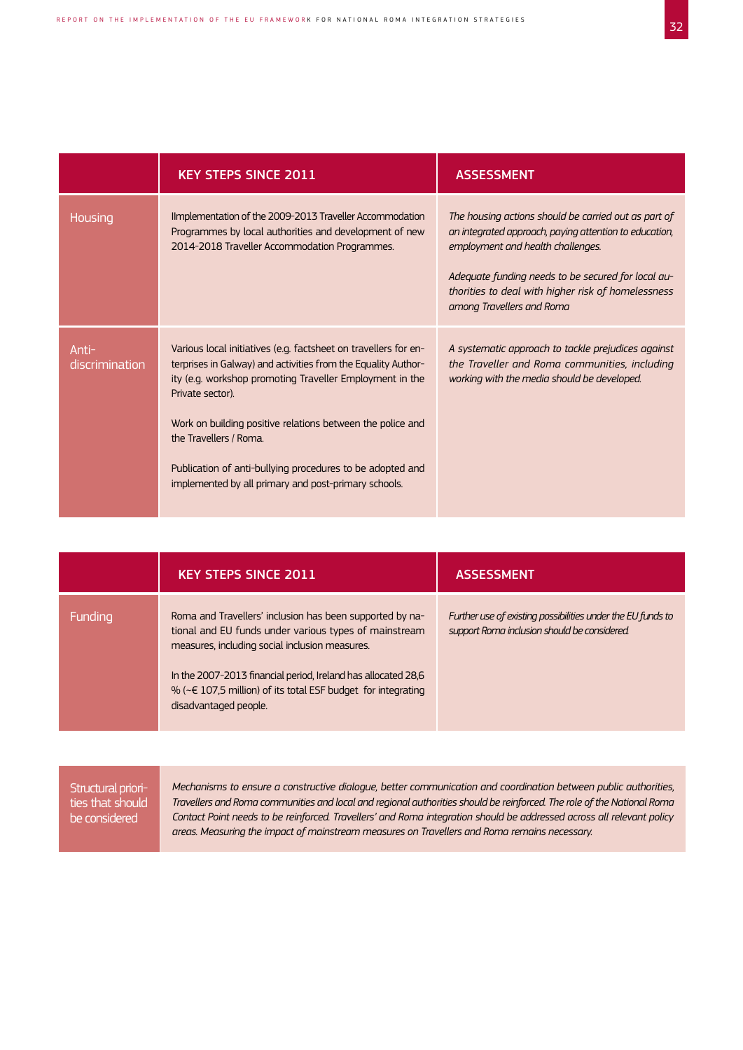| | KEY STEPS SINCE 2011 | ASSESSMENT |
| --- | --- | --- |
| Housing | IImplementation of the 2009-2013 Traveller Accommodation Programmes by local authorities and development of new 2014-2018 Traveller Accommodation Programmes. | *The housing actions should be carried out as part of an integrated approach, paying attention to education, employment and health challenges.*<br><br>*Adequate funding needs to be secured for local authorities to deal with higher risk of homelessness among Travellers and Roma* |
| Anti-discrimination | Various local initiatives (e.g. factsheet on travellers for enterprises in Galway) and activities from the Equality Authority (e.g. workshop promoting Traveller Employment in the Private sector).<br><br>Work on building positive relations between the police and the Travellers / Roma.<br><br>Publication of anti-bullying procedures to be adopted and implemented by all primary and post-primary schools. | *A systematic approach to tackle prejudices against the Traveller and Roma communities, including working with the media should be developed.* |

| | KEY STEPS SINCE 2011 | ASSESSMENT |
| --- | --- | --- |
| Funding | Roma and Travellers' inclusion has been supported by national and EU funds under various types of mainstream measures, including social inclusion measures.<br><br>In the 2007-2013 financial period, Ireland has allocated 28,6 % (~€ 107,5 million) of its total ESF budget for integrating disadvantaged people. | *Further use of existing possibilities under the EU funds to support Roma inclusion should be considered.* |

| Structural priorities that should be considered | *Mechanisms to ensure a constructive dialogue, better communication and coordination between public authorities, Travellers and Roma communities and local and regional authorities should be reinforced. The role of the National Roma Contact Point needs to be reinforced. Travellers' and Roma integration should be addressed across all relevant policy areas. Measuring the impact of mainstream measures on Travellers and Roma remains necessary.* |
| --- | --- |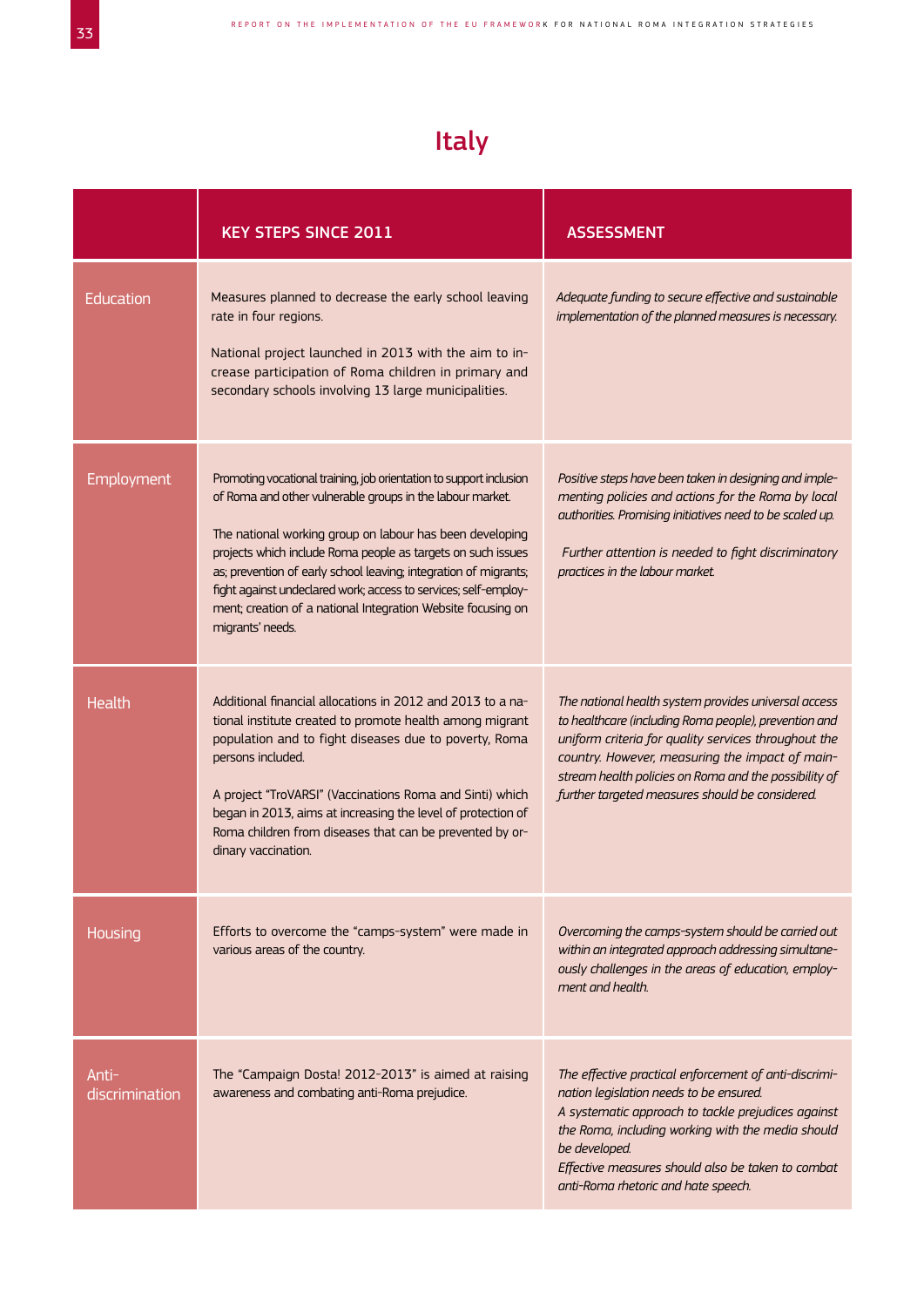# Italy

| | KEY STEPS SINCE 2011 | ASSESSMENT |
|---|---|---|
| Education | Measures planned to decrease the early school leaving rate in four regions.<br><br>National project launched in 2013 with the aim to increase participation of Roma children in primary and secondary schools involving 13 large municipalities. | *Adequate funding to secure effective and sustainable implementation of the planned measures is necessary.* |
| Employment | Promoting vocational training, job orientation to support inclusion of Roma and other vulnerable groups in the labour market.<br><br>The national working group on labour has been developing projects which include Roma people as targets on such issues as; prevention of early school leaving; integration of migrants; fight against undeclared work; access to services; self-employment; creation of a national Integration Website focusing on migrants' needs. | *Positive steps have been taken in designing and implementing policies and actions for the Roma by local authorities. Promising initiatives need to be scaled up.*<br><br>*Further attention is needed to fight discriminatory practices in the labour market.* |
| Health | Additional financial allocations in 2012 and 2013 to a national institute created to promote health among migrant population and to fight diseases due to poverty, Roma persons included.<br><br>A project "TroVARSI" (Vaccinations Roma and Sinti) which began in 2013, aims at increasing the level of protection of Roma children from diseases that can be prevented by ordinary vaccination. | *The national health system provides universal access to healthcare (including Roma people), prevention and uniform criteria for quality services throughout the country. However, measuring the impact of mainstream health policies on Roma and the possibility of further targeted measures should be considered.* |
| Housing | Efforts to overcome the "camps-system" were made in various areas of the country. | *Overcoming the camps-system should be carried out within an integrated approach addressing simultaneously challenges in the areas of education, employment and health.* |
| Anti-discrimination | The "Campaign Dosta! 2012-2013" is aimed at raising awareness and combating anti-Roma prejudice. | *The effective practical enforcement of anti-discrimination legislation needs to be ensured.*<br>*A systematic approach to tackle prejudices against the Roma, including working with the media should be developed.*<br>*Effective measures should also be taken to combat anti-Roma rhetoric and hate speech.* |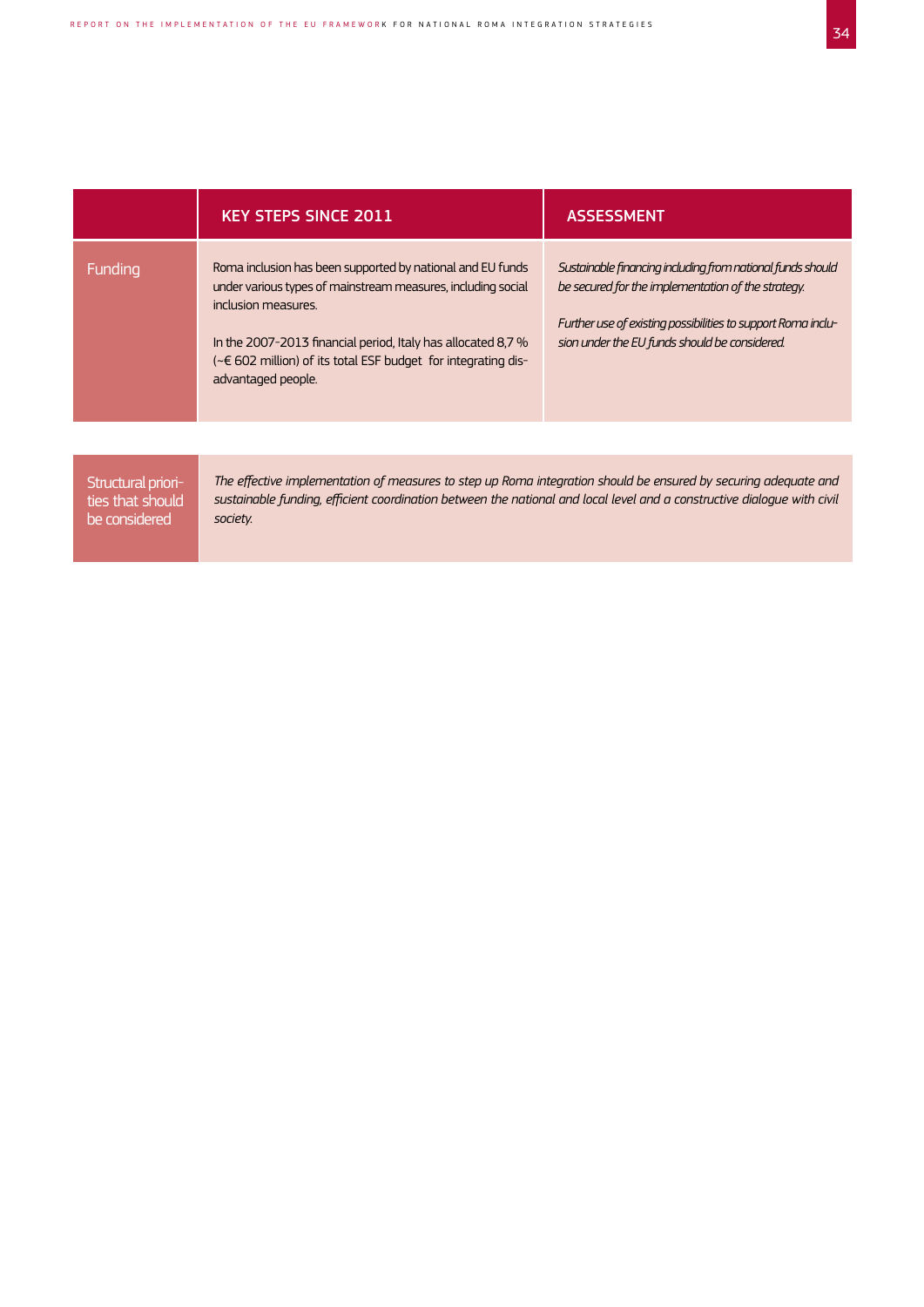| | KEY STEPS SINCE 2011 | ASSESSMENT |
|---|---|---|
| Funding | Roma inclusion has been supported by national and EU funds under various types of mainstream measures, including social inclusion measures.<br><br>In the 2007-2013 financial period, Italy has allocated 8,7 % (~€ 602 million) of its total ESF budget for integrating disadvantaged people. | *Sustainable financing including from national funds should be secured for the implementation of the strategy.*<br><br>*Further use of existing possibilities to support Roma inclusion under the EU funds should be considered.* |

| Structural priorities that should be considered | *The effective implementation of measures to step up Roma integration should be ensured by securing adequate and sustainable funding, efficient coordination between the national and local level and a constructive dialogue with civil society.* |
|---|---|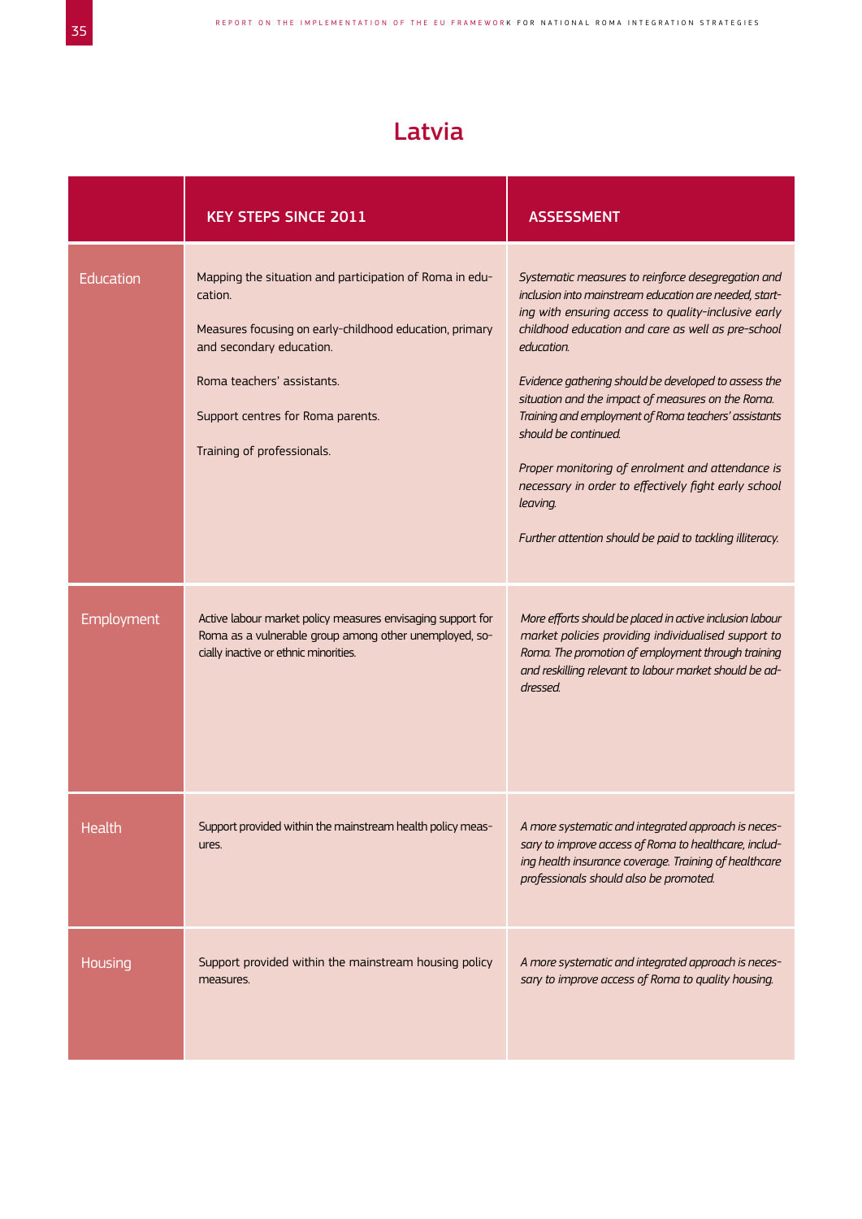# Latvia

| | KEY STEPS SINCE 2011 | ASSESSMENT |
|---|---|---|
| Education | Mapping the situation and participation of Roma in education.<br><br>Measures focusing on early-childhood education, primary and secondary education.<br><br>Roma teachers' assistants.<br><br>Support centres for Roma parents.<br><br>Training of professionals. | *Systematic measures to reinforce desegregation and inclusion into mainstream education are needed, starting with ensuring access to quality-inclusive early childhood education and care as well as pre-school education.*<br><br>*Evidence gathering should be developed to assess the situation and the impact of measures on the Roma. Training and employment of Roma teachers' assistants should be continued.*<br><br>*Proper monitoring of enrolment and attendance is necessary in order to effectively fight early school leaving.*<br><br>*Further attention should be paid to tackling illiteracy.* |
| Employment | Active labour market policy measures envisaging support for Roma as a vulnerable group among other unemployed, socially inactive or ethnic minorities. | *More efforts should be placed in active inclusion labour market policies providing individualised support to Roma. The promotion of employment through training and reskilling relevant to labour market should be addressed.* |
| Health | Support provided within the mainstream health policy measures. | *A more systematic and integrated approach is necessary to improve access of Roma to healthcare, including health insurance coverage. Training of healthcare professionals should also be promoted.* |
| Housing | Support provided within the mainstream housing policy measures. | *A more systematic and integrated approach is necessary to improve access of Roma to quality housing.* |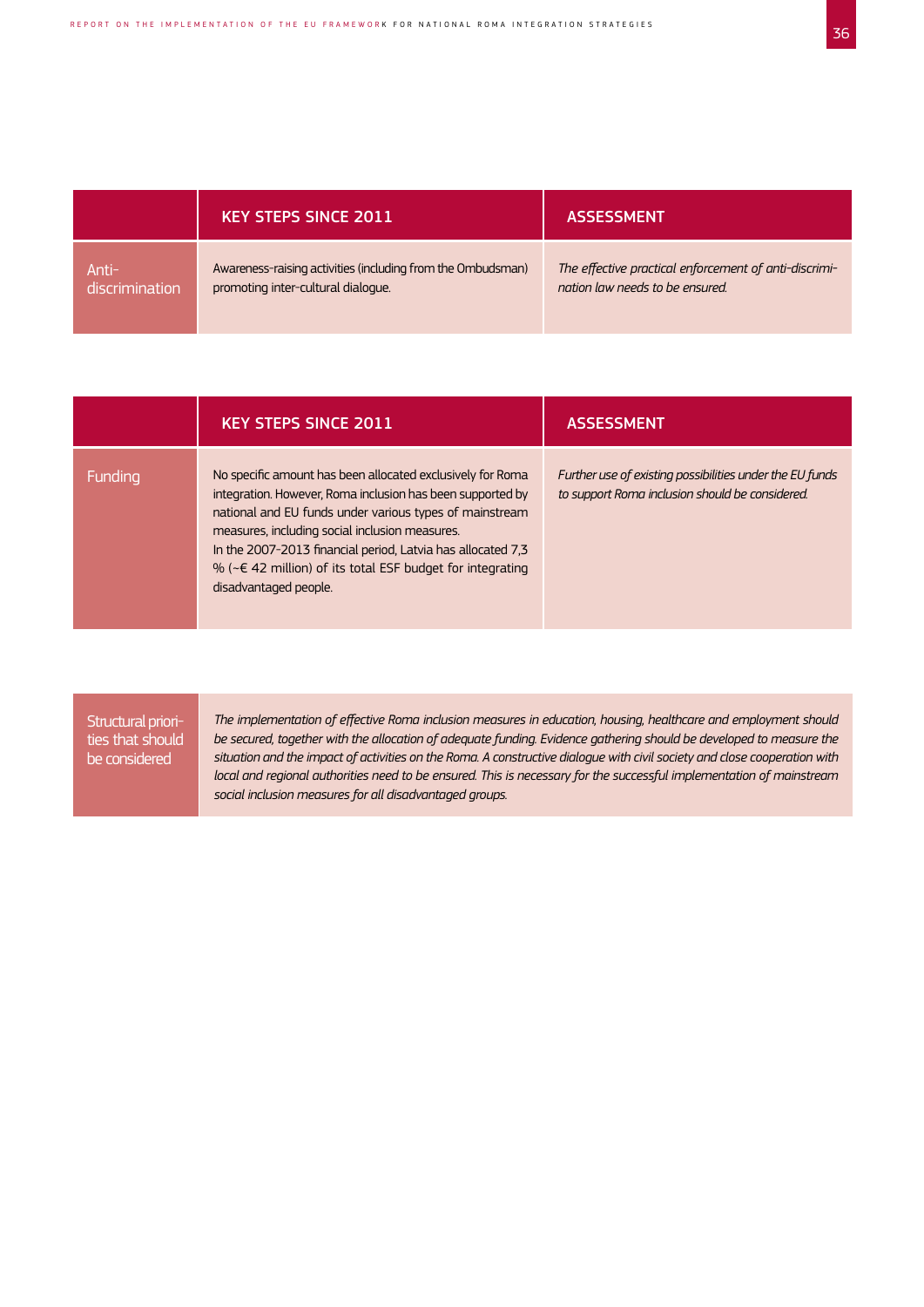| | KEY STEPS SINCE 2011 | ASSESSMENT |
|---|---|---|
| Anti-discrimination | Awareness-raising activities (including from the Ombudsman) promoting inter-cultural dialogue. | *The effective practical enforcement of anti-discrimination law needs to be ensured.* |

| | KEY STEPS SINCE 2011 | ASSESSMENT |
|---|---|---|
| Funding | No specific amount has been allocated exclusively for Roma integration. However, Roma inclusion has been supported by national and EU funds under various types of mainstream measures, including social inclusion measures.<br>In the 2007-2013 financial period, Latvia has allocated 7,3 % (~€ 42 million) of its total ESF budget for integrating disadvantaged people. | *Further use of existing possibilities under the EU funds to support Roma inclusion should be considered.* |

| Structural priorities that should be considered | *The implementation of effective Roma inclusion measures in education, housing, healthcare and employment should be secured, together with the allocation of adequate funding. Evidence gathering should be developed to measure the situation and the impact of activities on the Roma. A constructive dialogue with civil society and close cooperation with local and regional authorities need to be ensured. This is necessary for the successful implementation of mainstream social inclusion measures for all disadvantaged groups.* |
|---|---|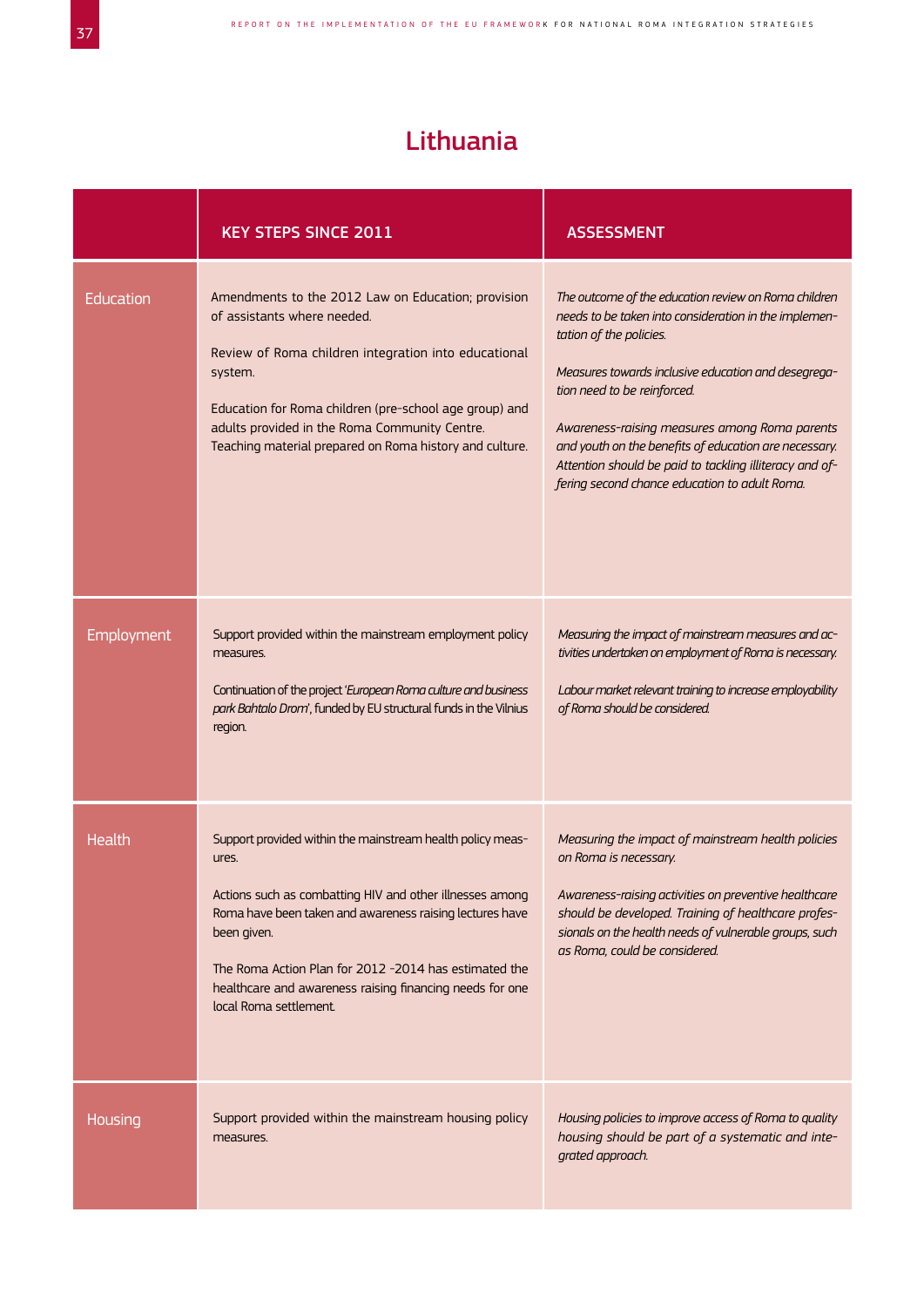# Lithuania

| | KEY STEPS SINCE 2011 | ASSESSMENT |
|---|---|---|
| Education | Amendments to the 2012 Law on Education; provision of assistants where needed.<br><br>Review of Roma children integration into educational system.<br><br>Education for Roma children (pre-school age group) and adults provided in the Roma Community Centre. Teaching material prepared on Roma history and culture. | *The outcome of the education review on Roma children needs to be taken into consideration in the implementation of the policies.*<br><br>*Measures towards inclusive education and desegregation need to be reinforced.*<br><br>*Awareness-raising measures among Roma parents and youth on the benefits of education are necessary. Attention should be paid to tackling illiteracy and offering second chance education to adult Roma.* |
| Employment | Support provided within the mainstream employment policy measures.<br><br>Continuation of the project '*European Roma culture and business park Bahtalo Drom*', funded by EU structural funds in the Vilnius region. | *Measuring the impact of mainstream measures and activities undertaken on employment of Roma is necessary.*<br><br>*Labour market relevant training to increase employability of Roma should be considered.* |
| Health | Support provided within the mainstream health policy measures.<br><br>Actions such as combatting HIV and other illnesses among Roma have been taken and awareness raising lectures have been given.<br><br>The Roma Action Plan for 2012 -2014 has estimated the healthcare and awareness raising financing needs for one local Roma settlement. | *Measuring the impact of mainstream health policies on Roma is necessary.*<br><br>*Awareness-raising activities on preventive healthcare should be developed. Training of healthcare professionals on the health needs of vulnerable groups, such as Roma, could be considered.* |
| Housing | Support provided within the mainstream housing policy measures. | *Housing policies to improve access of Roma to quality housing should be part of a systematic and integrated approach.* |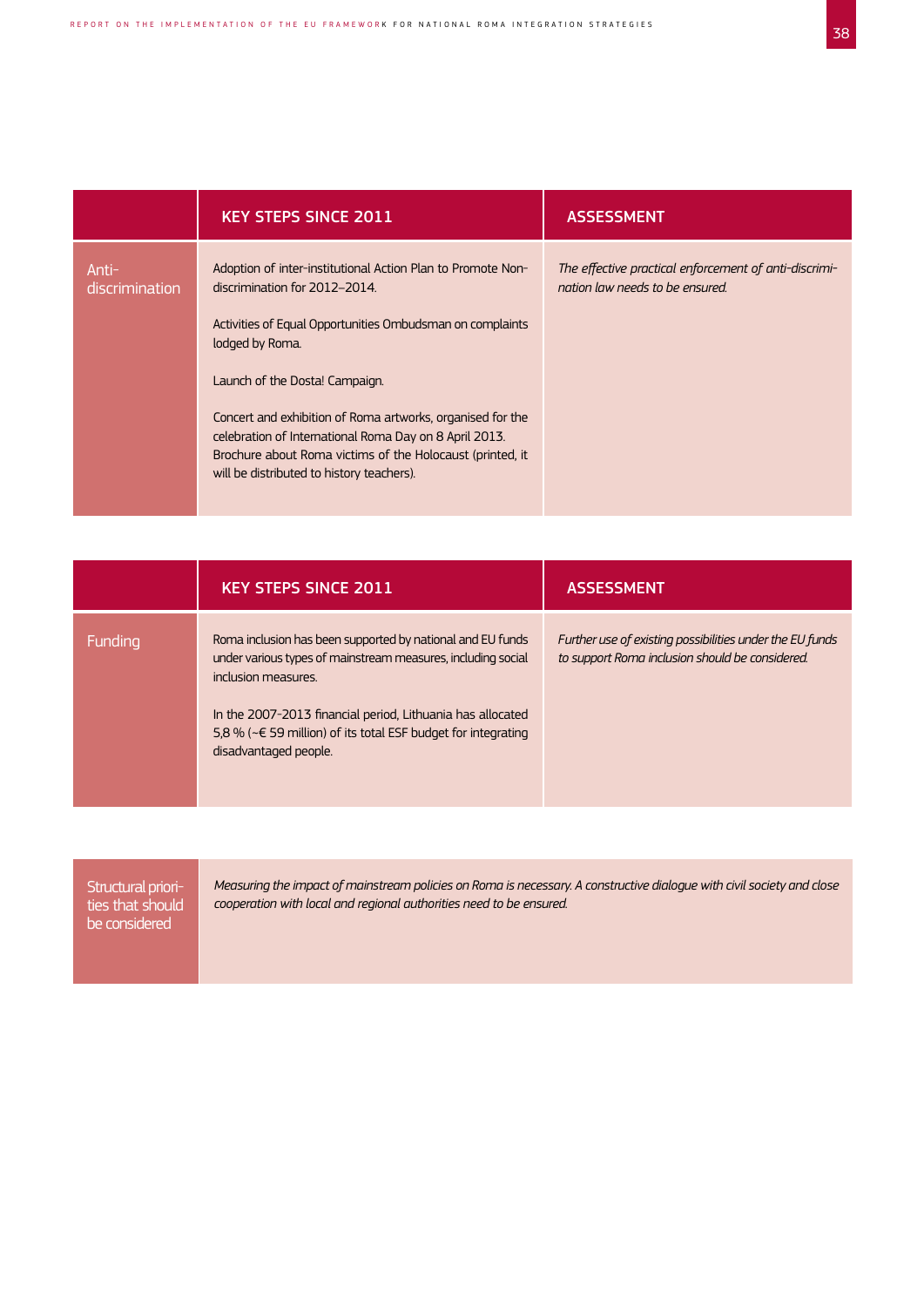| | KEY STEPS SINCE 2011 | ASSESSMENT |
|---|---|---|
| Anti-discrimination | Adoption of inter-institutional Action Plan to Promote Non-discrimination for 2012–2014.<br><br>Activities of Equal Opportunities Ombudsman on complaints lodged by Roma.<br><br>Launch of the Dosta! Campaign.<br><br>Concert and exhibition of Roma artworks, organised for the celebration of International Roma Day on 8 April 2013. Brochure about Roma victims of the Holocaust (printed, it will be distributed to history teachers). | *The effective practical enforcement of anti-discrimination law needs to be ensured.* |

| | KEY STEPS SINCE 2011 | ASSESSMENT |
|---|---|---|
| Funding | Roma inclusion has been supported by national and EU funds under various types of mainstream measures, including social inclusion measures.<br><br>In the 2007-2013 financial period, Lithuania has allocated 5,8 % (~€ 59 million) of its total ESF budget for integrating disadvantaged people. | *Further use of existing possibilities under the EU funds to support Roma inclusion should be considered.* |

| Structural priorities that should be considered | *Measuring the impact of mainstream policies on Roma is necessary. A constructive dialogue with civil society and close cooperation with local and regional authorities need to be ensured.* |
|---|---|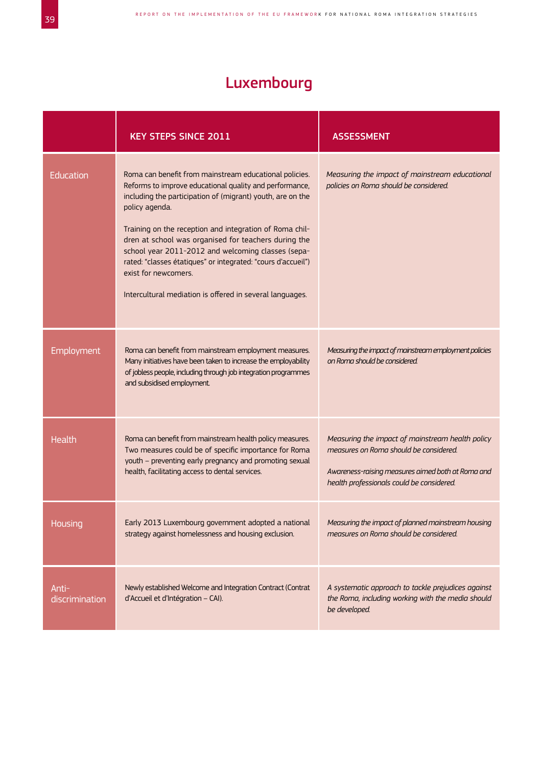# Luxembourg

| | KEY STEPS SINCE 2011 | ASSESSMENT |
|---|---|---|
| Education | Roma can benefit from mainstream educational policies. Reforms to improve educational quality and performance, including the participation of (migrant) youth, are on the policy agenda.<br><br>Training on the reception and integration of Roma children at school was organised for teachers during the school year 2011-2012 and welcoming classes (separated: "classes étatiques" or integrated: "cours d'accueil") exist for newcomers.<br><br>Intercultural mediation is offered in several languages. | *Measuring the impact of mainstream educational policies on Roma should be considered.* |
| Employment | Roma can benefit from mainstream employment measures. Many initiatives have been taken to increase the employability of jobless people, including through job integration programmes and subsidised employment. | *Measuring the impact of mainstream employment policies on Roma should be considered.* |
| Health | Roma can benefit from mainstream health policy measures. Two measures could be of specific importance for Roma youth – preventing early pregnancy and promoting sexual health, facilitating access to dental services. | *Measuring the impact of mainstream health policy measures on Roma should be considered.*<br><br>*Awareness-raising measures aimed both at Roma and health professionals could be considered.* |
| Housing | Early 2013 Luxembourg government adopted a national strategy against homelessness and housing exclusion. | *Measuring the impact of planned mainstream housing measures on Roma should be considered.* |
| Anti-discrimination | Newly established Welcome and Integration Contract (Contrat d'Accueil et d'Intégration – CAI). | *A systematic approach to tackle prejudices against the Roma, including working with the media should be developed.* |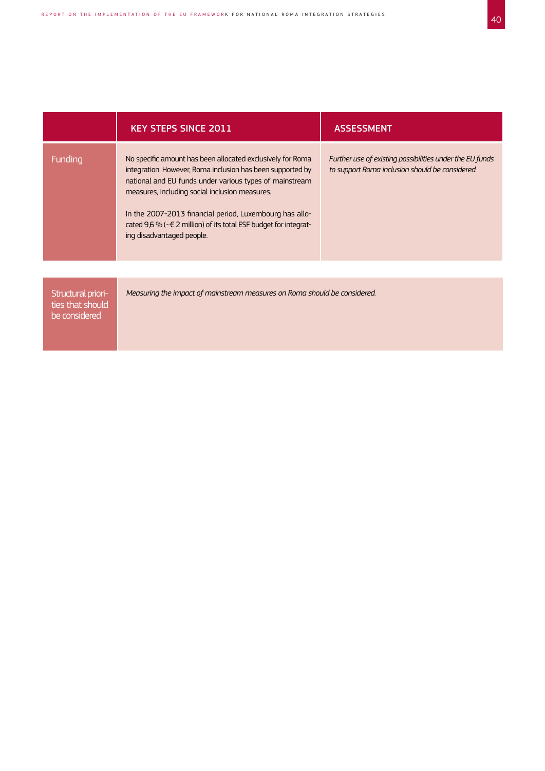| | KEY STEPS SINCE 2011 | ASSESSMENT |
|---|---|---|
| Funding | No specific amount has been allocated exclusively for Roma integration. However, Roma inclusion has been supported by national and EU funds under various types of mainstream measures, including social inclusion measures.<br><br>In the 2007-2013 financial period, Luxembourg has allocated 9,6 % (~€ 2 million) of its total ESF budget for integrating disadvantaged people. | *Further use of existing possibilities under the EU funds to support Roma inclusion should be considered.* |

| Structural priorities that should be considered | *Measuring the impact of mainstream measures on Roma should be considered.* |
|---|---|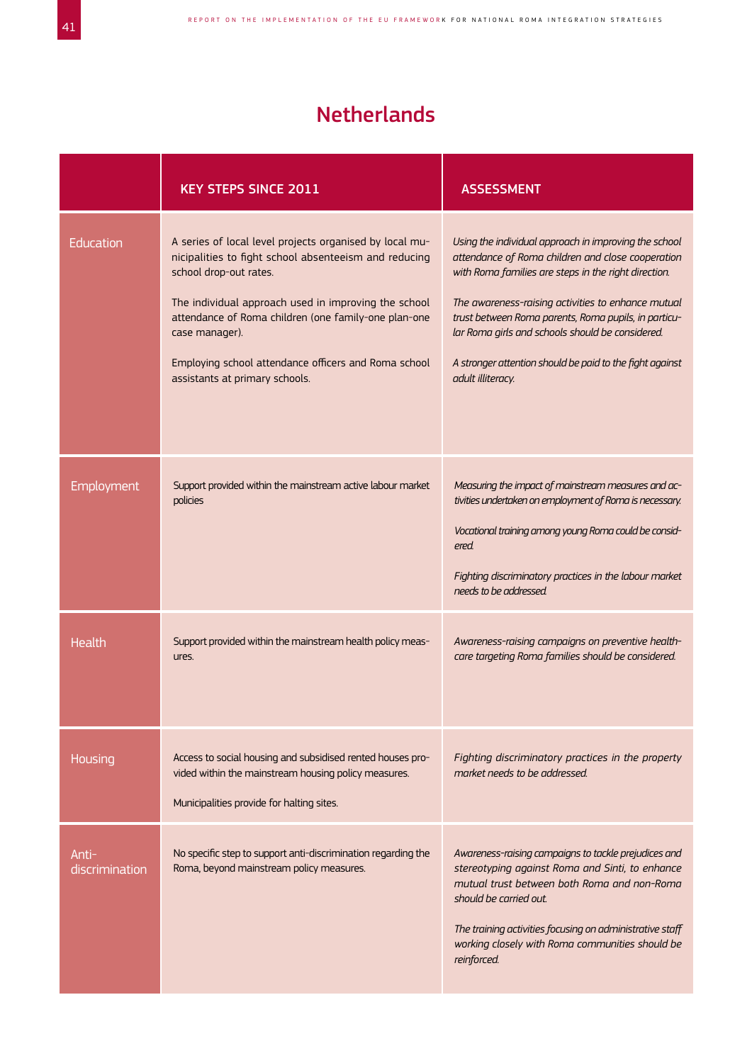# Netherlands

| | KEY STEPS SINCE 2011 | ASSESSMENT |
|---|---|---|
| Education | A series of local level projects organised by local municipalities to fight school absenteeism and reducing school drop-out rates.<br><br>The individual approach used in improving the school attendance of Roma children (one family-one plan-one case manager).<br><br>Employing school attendance officers and Roma school assistants at primary schools. | *Using the individual approach in improving the school attendance of Roma children and close cooperation with Roma families are steps in the right direction.*<br><br>*The awareness-raising activities to enhance mutual trust between Roma parents, Roma pupils, in particular Roma girls and schools should be considered.*<br><br>*A stronger attention should be paid to the fight against adult illiteracy.* |
| Employment | Support provided within the mainstream active labour market policies | *Measuring the impact of mainstream measures and activities undertaken on employment of Roma is necessary.*<br><br>*Vocational training among young Roma could be considered.*<br><br>*Fighting discriminatory practices in the labour market needs to be addressed.* |
| Health | Support provided within the mainstream health policy measures. | *Awareness-raising campaigns on preventive healthcare targeting Roma families should be considered.* |
| Housing | Access to social housing and subsidised rented houses provided within the mainstream housing policy measures.<br><br>Municipalities provide for halting sites. | *Fighting discriminatory practices in the property market needs to be addressed.* |
| Anti-discrimination | No specific step to support anti-discrimination regarding the Roma, beyond mainstream policy measures. | *Awareness-raising campaigns to tackle prejudices and stereotyping against Roma and Sinti, to enhance mutual trust between both Roma and non-Roma should be carried out.*<br><br>*The training activities focusing on administrative staff working closely with Roma communities should be reinforced.* |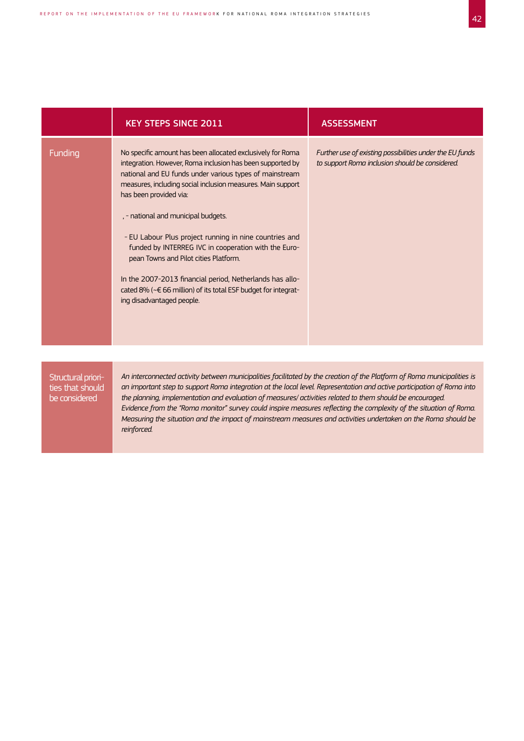| | KEY STEPS SINCE 2011 | ASSESSMENT |
|---|---|---|
| Funding | No specific amount has been allocated exclusively for Roma integration. However, Roma inclusion has been supported by national and EU funds under various types of mainstream measures, including social inclusion measures. Main support has been provided via:<br><br>, - national and municipal budgets.<br><br>- EU Labour Plus project running in nine countries and funded by INTERREG IVC in cooperation with the European Towns and Pilot cities Platform.<br><br>In the 2007-2013 financial period, Netherlands has allocated 8% (~€ 66 million) of its total ESF budget for integrating disadvantaged people. | *Further use of existing possibilities under the EU funds to support Roma inclusion should be considered.* |

| Structural priorities that should be considered | |
|---|---|
| | *An interconnected activity between municipalities facilitated by the creation of the Platform of Roma municipalities is an important step to support Roma integration at the local level. Representation and active participation of Roma into the planning, implementation and evaluation of measures/ activities related to them should be encouraged.*<br>*Evidence from the "Roma monitor" survey could inspire measures reflecting the complexity of the situation of Roma. Measuring the situation and the impact of mainstream measures and activities undertaken on the Roma should be reinforced.* |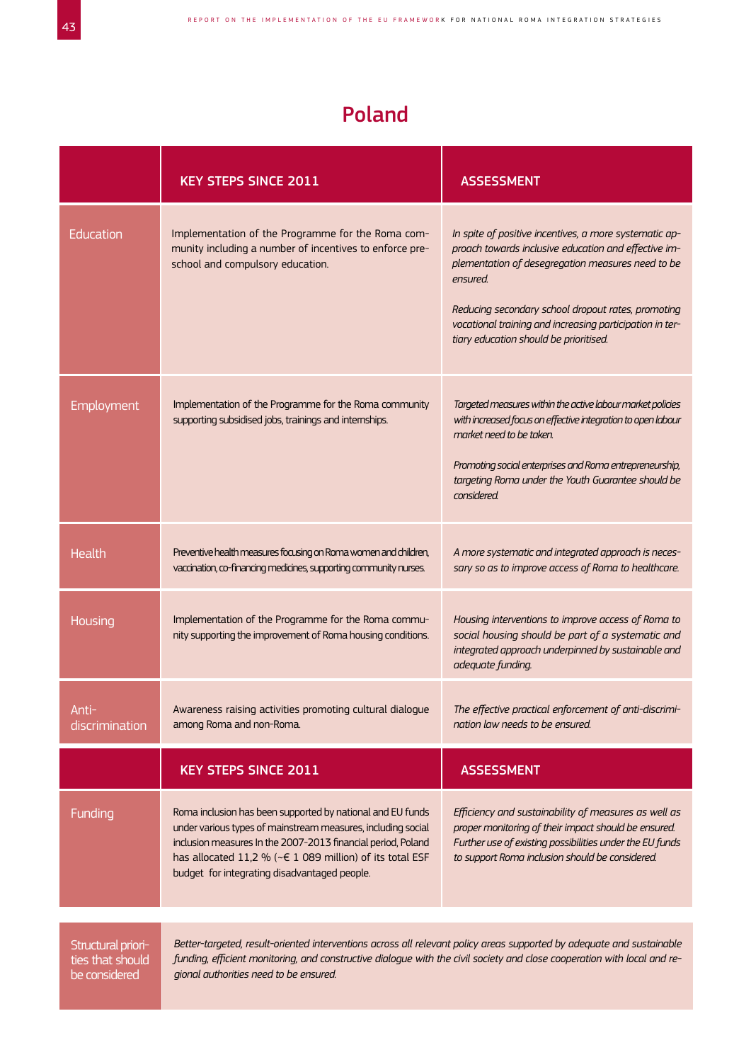# Poland

| | KEY STEPS SINCE 2011 | ASSESSMENT |
|---|---|---|
| Education | Implementation of the Programme for the Roma community including a number of incentives to enforce pre-school and compulsory education. | *In spite of positive incentives, a more systematic approach towards inclusive education and effective implementation of desegregation measures need to be ensured.*<br><br>*Reducing secondary school dropout rates, promoting vocational training and increasing participation in tertiary education should be prioritised.* |
| Employment | Implementation of the Programme for the Roma community supporting subsidised jobs, trainings and internships. | *Targeted measures within the active labour market policies with increased focus on effective integration to open labour market need to be taken.*<br><br>*Promoting social enterprises and Roma entrepreneurship, targeting Roma under the Youth Guarantee should be considered.* |
| Health | Preventive health measures focusing on Roma women and children, vaccination, co-financing medicines, supporting community nurses. | *A more systematic and integrated approach is necessary so as to improve access of Roma to healthcare.* |
| Housing | Implementation of the Programme for the Roma community supporting the improvement of Roma housing conditions. | *Housing interventions to improve access of Roma to social housing should be part of a systematic and integrated approach underpinned by sustainable and adequate funding.* |
| Anti-discrimination | Awareness raising activities promoting cultural dialogue among Roma and non-Roma. | *The effective practical enforcement of anti-discrimination law needs to be ensured.* |

| | KEY STEPS SINCE 2011 | ASSESSMENT |
|---|---|---|
| Funding | Roma inclusion has been supported by national and EU funds under various types of mainstream measures, including social inclusion measures In the 2007-2013 financial period, Poland has allocated 11,2 % (~€ 1 089 million) of its total ESF budget for integrating disadvantaged people. | *Efficiency and sustainability of measures as well as proper monitoring of their impact should be ensured. Further use of existing possibilities under the EU funds to support Roma inclusion should be considered.* |

| Structural priorities that should be considered | *Better-targeted, result-oriented interventions across all relevant policy areas supported by adequate and sustainable funding, efficient monitoring, and constructive dialogue with the civil society and close cooperation with local and regional authorities need to be ensured.* |
|---|---|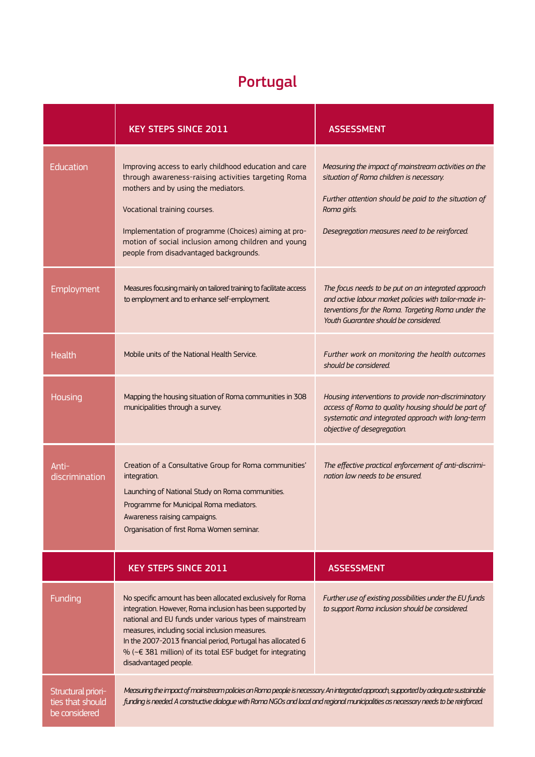# Portugal

| | KEY STEPS SINCE 2011 | ASSESSMENT |
|---|---|---|
| Education | Improving access to early childhood education and care through awareness-raising activities targeting Roma mothers and by using the mediators.<br><br>Vocational training courses.<br><br>Implementation of programme (Choices) aiming at promotion of social inclusion among children and young people from disadvantaged backgrounds. | *Measuring the impact of mainstream activities on the situation of Roma children is necessary.*<br><br>*Further attention should be paid to the situation of Roma girls.*<br><br>*Desegregation measures need to be reinforced.* |
| Employment | Measures focusing mainly on tailored training to facilitate access to employment and to enhance self-employment. | *The focus needs to be put on an integrated approach and active labour market policies with tailor-made interventions for the Roma. Targeting Roma under the Youth Guarantee should be considered.* |
| Health | Mobile units of the National Health Service. | *Further work on monitoring the health outcomes should be considered.* |
| Housing | Mapping the housing situation of Roma communities in 308 municipalities through a survey. | *Housing interventions to provide non-discriminatory access of Roma to quality housing should be part of systematic and integrated approach with long-term objective of desegregation.* |
| Anti-discrimination | Creation of a Consultative Group for Roma communities' integration.<br><br>Launching of National Study on Roma communities.<br><br>Programme for Municipal Roma mediators.<br><br>Awareness raising campaigns.<br><br>Organisation of first Roma Women seminar. | *The effective practical enforcement of anti-discrimination law needs to be ensured.* |
| | **KEY STEPS SINCE 2011** | **ASSESSMENT** |
| Funding | No specific amount has been allocated exclusively for Roma integration. However, Roma inclusion has been supported by national and EU funds under various types of mainstream measures, including social inclusion measures.<br>In the 2007-2013 financial period, Portugal has allocated 6 % (~€ 381 million) of its total ESF budget for integrating disadvantaged people. | *Further use of existing possibilities under the EU funds to support Roma inclusion should be considered.* |
| Structural priorities that should be considered | *Measuring the impact of mainstream policies on Roma people is necessary. An integrated approach, supported by adequate sustainable funding is needed. A constructive dialogue with Roma NGOs and local and regional municipalities as necessary needs to be reinforced.* | |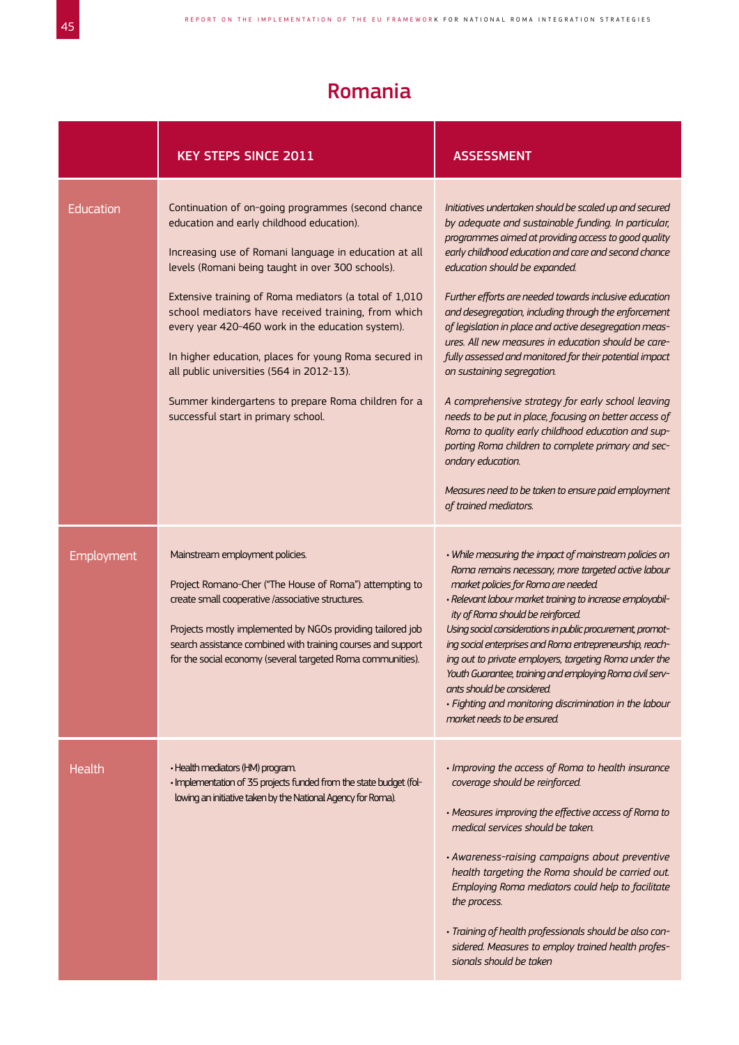# Romania

| | KEY STEPS SINCE 2011 | ASSESSMENT |
|---|---|---|
| Education | Continuation of on-going programmes (second chance education and early childhood education).<br><br>Increasing use of Romani language in education at all levels (Romani being taught in over 300 schools).<br><br>Extensive training of Roma mediators (a total of 1,010 school mediators have received training, from which every year 420-460 work in the education system).<br><br>In higher education, places for young Roma secured in all public universities (564 in 2012-13).<br><br>Summer kindergartens to prepare Roma children for a successful start in primary school. | *Initiatives undertaken should be scaled up and secured by adequate and sustainable funding. In particular, programmes aimed at providing access to good quality early childhood education and care and second chance education should be expanded.*<br><br>*Further efforts are needed towards inclusive education and desegregation, including through the enforcement of legislation in place and active desegregation measures. All new measures in education should be carefully assessed and monitored for their potential impact on sustaining segregation.*<br><br>*A comprehensive strategy for early school leaving needs to be put in place, focusing on better access of Roma to quality early childhood education and supporting Roma children to complete primary and secondary education.*<br><br>*Measures need to be taken to ensure paid employment of trained mediators.* |
| Employment | Mainstream employment policies.<br><br>Project Romano-Cher ("The House of Roma") attempting to create small cooperative /associative structures.<br><br>Projects mostly implemented by NGOs providing tailored job search assistance combined with training courses and support for the social economy (several targeted Roma communities). | *• While measuring the impact of mainstream policies on Roma remains necessary, more targeted active labour market policies for Roma are needed.*<br>*• Relevant labour market training to increase employability of Roma should be reinforced.*<br>*Using social considerations in public procurement, promoting social enterprises and Roma entrepreneurship, reaching out to private employers, targeting Roma under the Youth Guarantee, training and employing Roma civil servants should be considered.*<br>*• Fighting and monitoring discrimination in the labour market needs to be ensured.* |
| Health | • Health mediators (HM) program.<br>• Implementation of 35 projects funded from the state budget (following an initiative taken by the National Agency for Roma). | *• Improving the access of Roma to health insurance coverage should be reinforced.*<br><br>*• Measures improving the effective access of Roma to medical services should be taken.*<br><br>*• Awareness-raising campaigns about preventive health targeting the Roma should be carried out. Employing Roma mediators could help to facilitate the process.*<br><br>*• Training of health professionals should be also considered. Measures to employ trained health professionals should be taken* |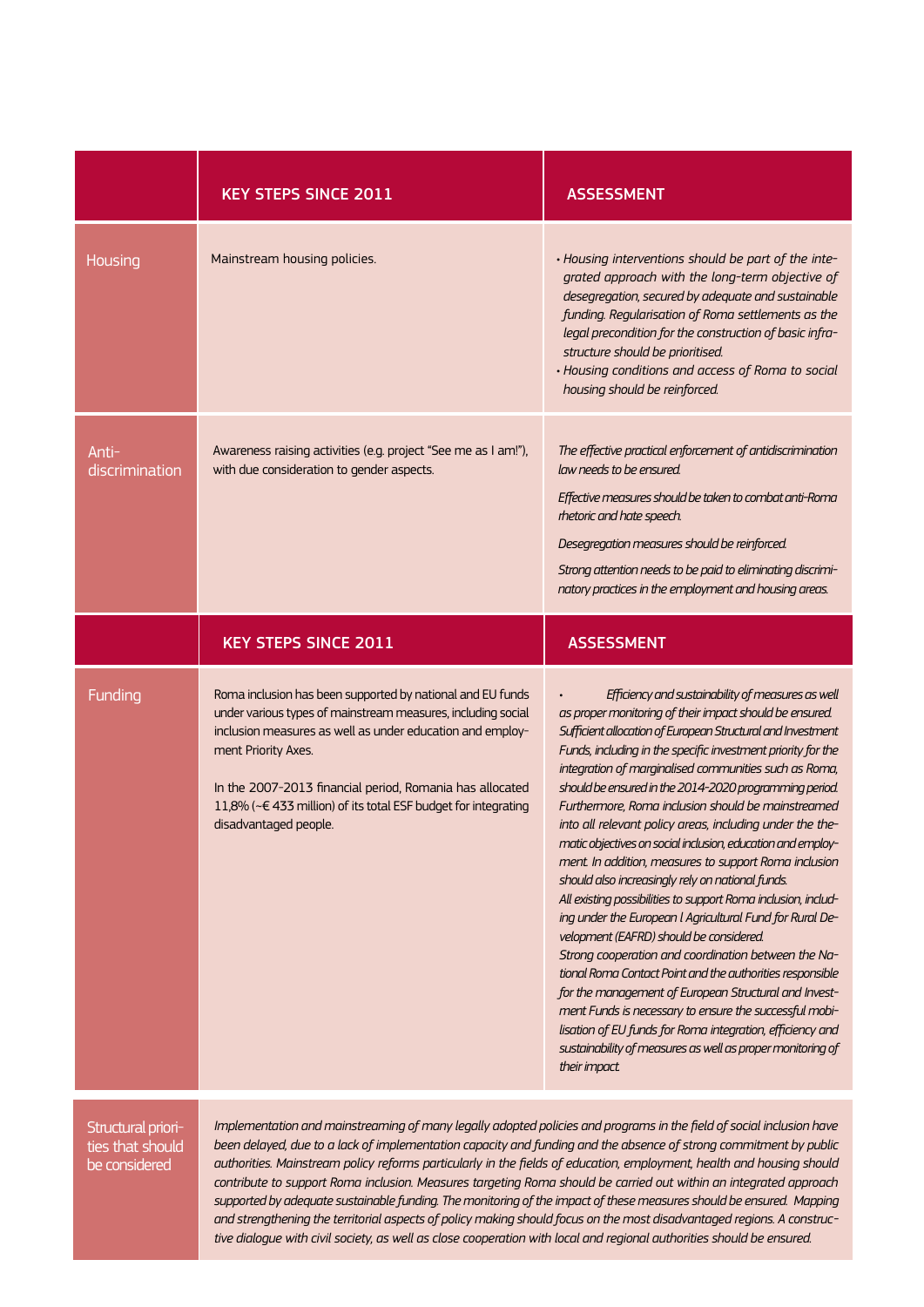| | KEY STEPS SINCE 2011 | ASSESSMENT |
|---|---|---|
| Housing | Mainstream housing policies. | • *Housing interventions should be part of the integrated approach with the long-term objective of desegregation, secured by adequate and sustainable funding. Regularisation of Roma settlements as the legal precondition for the construction of basic infrastructure should be prioritised.*<br>• *Housing conditions and access of Roma to social housing should be reinforced.* |
| Anti-discrimination | Awareness raising activities (e.g. project "See me as I am!"), with due consideration to gender aspects. | *The effective practical enforcement of antidiscrimination law needs to be ensured.*<br><br>*Effective measures should be taken to combat anti-Roma rhetoric and hate speech.*<br><br>*Desegregation measures should be reinforced.*<br><br>*Strong attention needs to be paid to eliminating discriminatory practices in the employment and housing areas.* |

| | KEY STEPS SINCE 2011 | ASSESSMENT |
|---|---|---|
| Funding | Roma inclusion has been supported by national and EU funds under various types of mainstream measures, including social inclusion measures as well as under education and employment Priority Axes.<br><br>In the 2007-2013 financial period, Romania has allocated 11,8% (~€ 433 million) of its total ESF budget for integrating disadvantaged people. | • *Efficiency and sustainability of measures as well as proper monitoring of their impact should be ensured. Sufficient allocation of European Structural and Investment Funds, including in the specific investment priority for the integration of marginalised communities such as Roma, should be ensured in the 2014-2020 programming period. Furthermore, Roma inclusion should be mainstreamed into all relevant policy areas, including under the thematic objectives on social inclusion, education and employment. In addition, measures to support Roma inclusion should also increasingly rely on national funds.*<br>*All existing possibilities to support Roma inclusion, including under the European l Agricultural Fund for Rural Development (EAFRD) should be considered.*<br>*Strong cooperation and coordination between the National Roma Contact Point and the authorities responsible for the management of European Structural and Investment Funds is necessary to ensure the successful mobilisation of EU funds for Roma integration, efficiency and sustainability of measures as well as proper monitoring of their impact.* |

| Structural priorities that should be considered | |
|---|---|
| | *Implementation and mainstreaming of many legally adopted policies and programs in the field of social inclusion have been delayed, due to a lack of implementation capacity and funding and the absence of strong commitment by public authorities. Mainstream policy reforms particularly in the fields of education, employment, health and housing should contribute to support Roma inclusion. Measures targeting Roma should be carried out within an integrated approach supported by adequate sustainable funding. The monitoring of the impact of these measures should be ensured. Mapping and strengthening the territorial aspects of policy making should focus on the most disadvantaged regions. A constructive dialogue with civil society, as well as close cooperation with local and regional authorities should be ensured.* |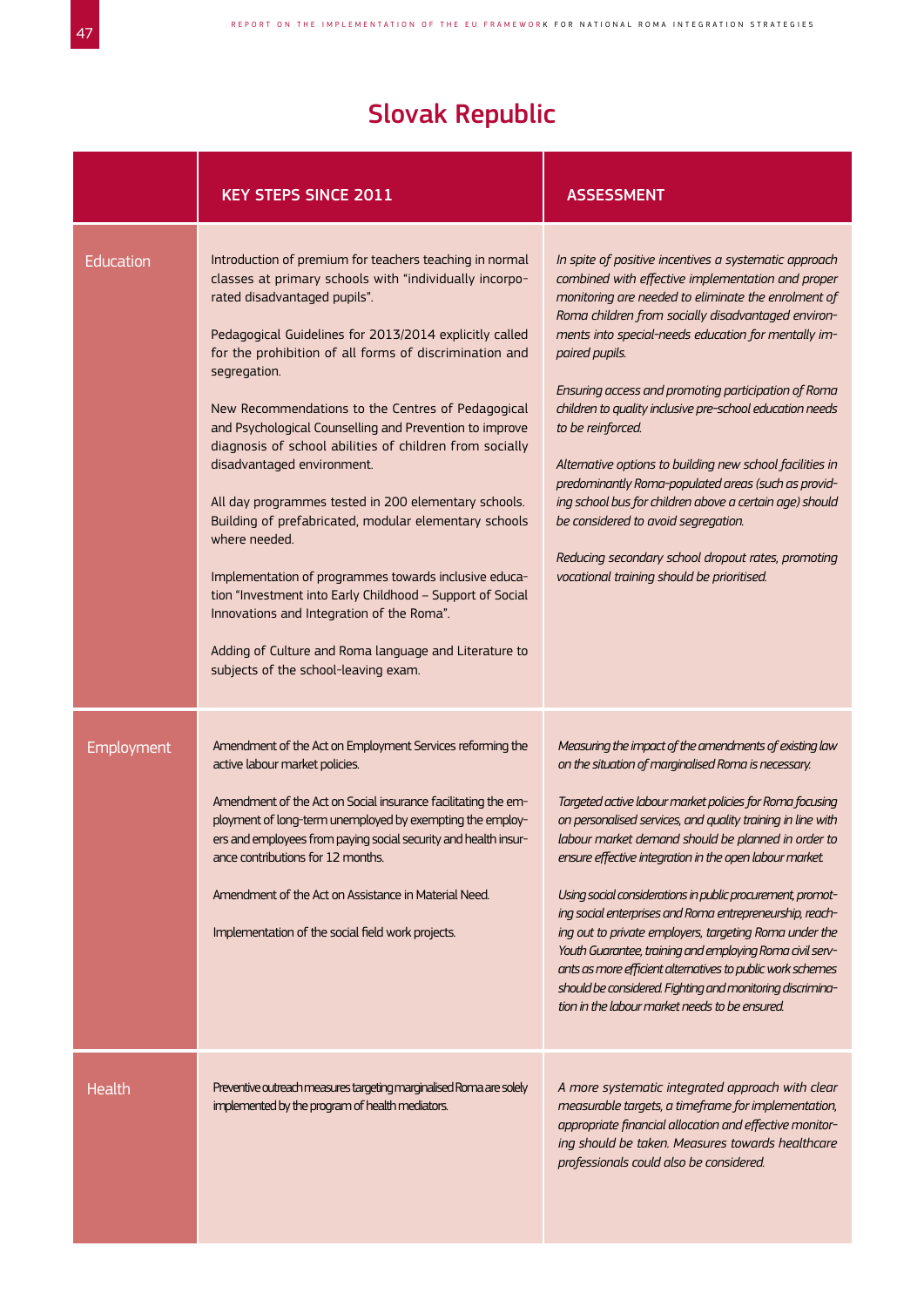# Slovak Republic

| | KEY STEPS SINCE 2011 | ASSESSMENT |
|---|---|---|
| Education | Introduction of premium for teachers teaching in normal classes at primary schools with "individually incorporated disadvantaged pupils".<br><br>Pedagogical Guidelines for 2013/2014 explicitly called for the prohibition of all forms of discrimination and segregation.<br><br>New Recommendations to the Centres of Pedagogical and Psychological Counselling and Prevention to improve diagnosis of school abilities of children from socially disadvantaged environment.<br><br>All day programmes tested in 200 elementary schools. Building of prefabricated, modular elementary schools where needed.<br><br>Implementation of programmes towards inclusive education "Investment into Early Childhood – Support of Social Innovations and Integration of the Roma".<br><br>Adding of Culture and Roma language and Literature to subjects of the school-leaving exam. | *In spite of positive incentives a systematic approach combined with effective implementation and proper monitoring are needed to eliminate the enrolment of Roma children from socially disadvantaged environments into special-needs education for mentally impaired pupils.*<br><br>*Ensuring access and promoting participation of Roma children to quality inclusive pre-school education needs to be reinforced.*<br><br>*Alternative options to building new school facilities in predominantly Roma-populated areas (such as providing school bus for children above a certain age) should be considered to avoid segregation.*<br><br>*Reducing secondary school dropout rates, promoting vocational training should be prioritised.* |
| Employment | Amendment of the Act on Employment Services reforming the active labour market policies.<br><br>Amendment of the Act on Social insurance facilitating the employment of long-term unemployed by exempting the employers and employees from paying social security and health insurance contributions for 12 months.<br><br>Amendment of the Act on Assistance in Material Need.<br><br>Implementation of the social field work projects. | *Measuring the impact of the amendments of existing law on the situation of marginalised Roma is necessary.*<br><br>*Targeted active labour market policies for Roma focusing on personalised services, and quality training in line with labour market demand should be planned in order to ensure effective integration in the open labour market.*<br><br>*Using social considerations in public procurement, promoting social enterprises and Roma entrepreneurship, reaching out to private employers, targeting Roma under the Youth Guarantee, training and employing Roma civil servants as more efficient alternatives to public work schemes should be considered. Fighting and monitoring discrimination in the labour market needs to be ensured.* |
| Health | Preventive outreach measures targeting marginalised Roma are solely implemented by the program of health mediators. | *A more systematic integrated approach with clear measurable targets, a timeframe for implementation, appropriate financial allocation and effective monitoring should be taken. Measures towards healthcare professionals could also be considered.* |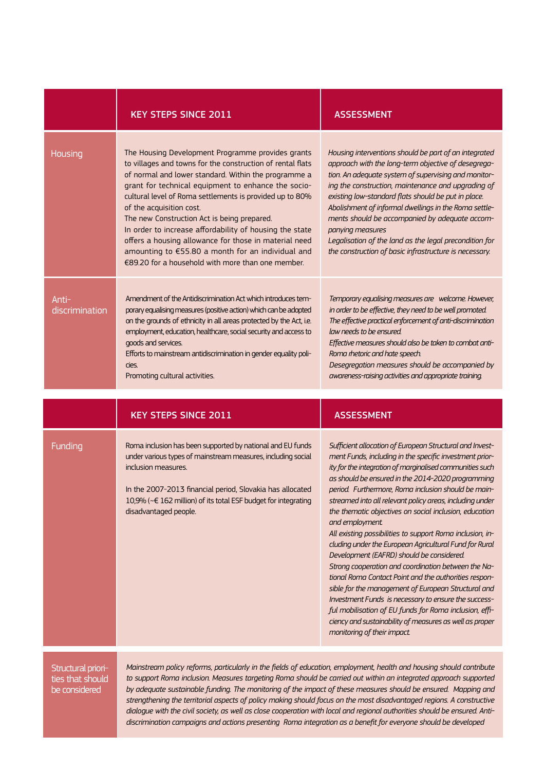| | KEY STEPS SINCE 2011 | ASSESSMENT |
|---|---|---|
| Housing | The Housing Development Programme provides grants to villages and towns for the construction of rental flats of normal and lower standard. Within the programme a grant for technical equipment to enhance the socio-cultural level of Roma settlements is provided up to 80% of the acquisition cost.<br>The new Construction Act is being prepared.<br>In order to increase affordability of housing the state offers a housing allowance for those in material need amounting to €55.80 a month for an individual and €89.20 for a household with more than one member. | *Housing interventions should be part of an integrated approach with the long-term objective of desegregation. An adequate system of supervising and monitoring the construction, maintenance and upgrading of existing low-standard flats should be put in place. Abolishment of informal dwellings in the Roma settlements should be accompanied by adequate accompanying measures<br>Legalisation of the land as the legal precondition for the construction of basic infrastructure is necessary.* |
| Anti-discrimination | Amendment of the Antidiscrimination Act which introduces temporary equalising measures (positive action) which can be adopted on the grounds of ethnicity in all areas protected by the Act, i.e. employment, education, healthcare, social security and access to goods and services.<br>Efforts to mainstream antidiscrimination in gender equality policies.<br>Promoting cultural activities. | *Temporary equalising measures are welcome. However, in order to be effective, they need to be well promoted. The effective practical enforcement of anti-discrimination law needs to be ensured.<br>Effective measures should also be taken to combat anti-Roma rhetoric and hate speech.<br>Desegregation measures should be accompanied by awareness-raising activities and appropriate training.* |

| | KEY STEPS SINCE 2011 | ASSESSMENT |
|---|---|---|
| Funding | Roma inclusion has been supported by national and EU funds under various types of mainstream measures, including social inclusion measures.<br><br>In the 2007-2013 financial period, Slovakia has allocated 10,9% (~€ 162 million) of its total ESF budget for integrating disadvantaged people. | *Sufficient allocation of European Structural and Investment Funds, including in the specific investment priority for the integration of marginalised communities such as should be ensured in the 2014-2020 programming period. Furthermore, Roma inclusion should be mainstreamed into all relevant policy areas, including under the thematic objectives on social inclusion, education and employment.<br>All existing possibilities to support Roma inclusion, including under the European Agricultural Fund for Rural Development (EAFRD) should be considered.<br>Strong cooperation and coordination between the National Roma Contact Point and the authorities responsible for the management of European Structural and Investment Funds is necessary to ensure the successful mobilisation of EU funds for Roma inclusion, efficiency and sustainability of measures as well as proper monitoring of their impact.* |
| Structural priorities that should be considered | *Mainstream policy reforms, particularly in the fields of education, employment, health and housing should contribute to support Roma inclusion. Measures targeting Roma should be carried out within an integrated approach supported by adequate sustainable funding. The monitoring of the impact of these measures should be ensured. Mapping and strengthening the territorial aspects of policy making should focus on the most disadvantaged regions. A constructive dialogue with the civil society, as well as close cooperation with local and regional authorities should be ensured. Anti-discrimination campaigns and actions presenting Roma integration as a benefit for everyone should be developed* | |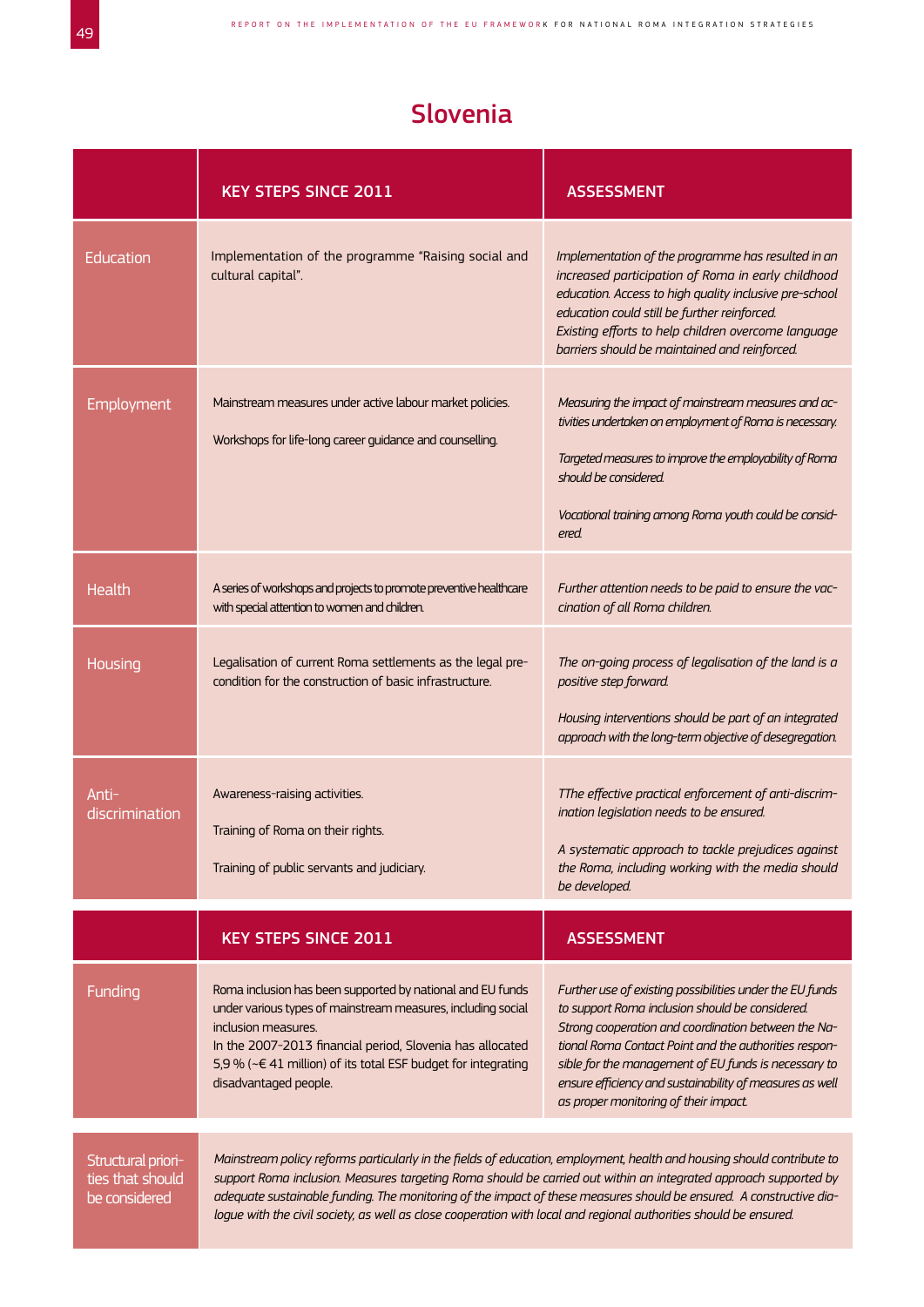## Slovenia

| | KEY STEPS SINCE 2011 | ASSESSMENT |
|---|---|---|
| Education | Implementation of the programme "Raising social and cultural capital". | *Implementation of the programme has resulted in an increased participation of Roma in early childhood education. Access to high quality inclusive pre-school education could still be further reinforced.*<br>*Existing efforts to help children overcome language barriers should be maintained and reinforced.* |
| Employment | Mainstream measures under active labour market policies.<br><br>Workshops for life-long career guidance and counselling. | *Measuring the impact of mainstream measures and activities undertaken on employment of Roma is necessary.*<br><br>*Targeted measures to improve the employability of Roma should be considered.*<br><br>*Vocational training among Roma youth could be considered.* |
| Health | A series of workshops and projects to promote preventive healthcare with special attention to women and children. | *Further attention needs to be paid to ensure the vaccination of all Roma children.* |
| Housing | Legalisation of current Roma settlements as the legal precondition for the construction of basic infrastructure. | *The on-going process of legalisation of the land is a positive step forward.*<br><br>*Housing interventions should be part of an integrated approach with the long-term objective of desegregation.* |
| Anti-discrimination | Awareness-raising activities.<br><br>Training of Roma on their rights.<br><br>Training of public servants and judiciary. | *TThe effective practical enforcement of anti-discrimination legislation needs to be ensured.*<br><br>*A systematic approach to tackle prejudices against the Roma, including working with the media should be developed.* |

| | KEY STEPS SINCE 2011 | ASSESSMENT |
|---|---|---|
| Funding | Roma inclusion has been supported by national and EU funds under various types of mainstream measures, including social inclusion measures.<br>In the 2007-2013 financial period, Slovenia has allocated 5,9 % (~€ 41 million) of its total ESF budget for integrating disadvantaged people. | *Further use of existing possibilities under the EU funds to support Roma inclusion should be considered.*<br>*Strong cooperation and coordination between the National Roma Contact Point and the authorities responsible for the management of EU funds is necessary to ensure efficiency and sustainability of measures as well as proper monitoring of their impact.* |

| Structural priorities that should be considered | *Mainstream policy reforms particularly in the fields of education, employment, health and housing should contribute to support Roma inclusion. Measures targeting Roma should be carried out within an integrated approach supported by adequate sustainable funding. The monitoring of the impact of these measures should be ensured. A constructive dialogue with the civil society, as well as close cooperation with local and regional authorities should be ensured.* |
|---|---|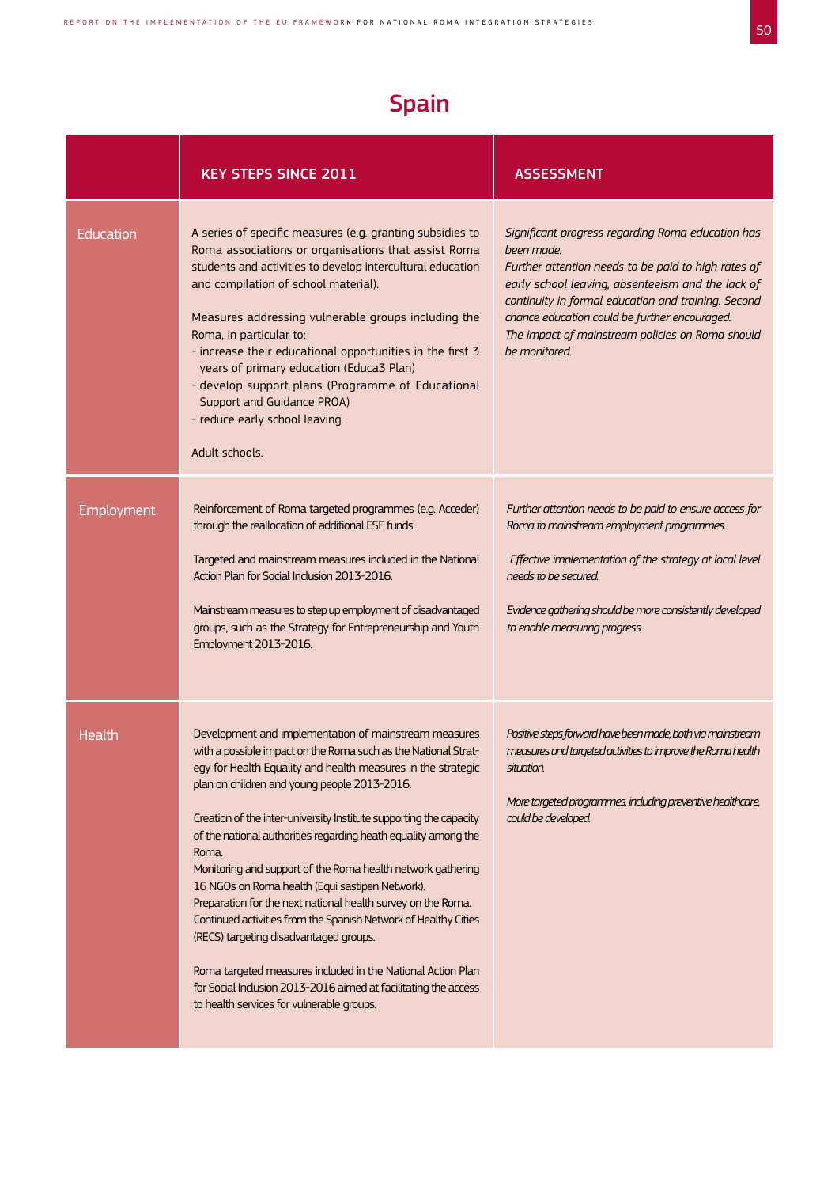# Spain

| | KEY STEPS SINCE 2011 | ASSESSMENT |
|---|---|---|
| Education | A series of specific measures (e.g. granting subsidies to Roma associations or organisations that assist Roma students and activities to develop intercultural education and compilation of school material).<br><br>Measures addressing vulnerable groups including the Roma, in particular to:<br>- increase their educational opportunities in the first 3 years of primary education (Educa3 Plan)<br>- develop support plans (Programme of Educational Support and Guidance PROA)<br>- reduce early school leaving.<br><br>Adult schools. | *Significant progress regarding Roma education has been made.*<br>*Further attention needs to be paid to high rates of early school leaving, absenteeism and the lack of continuity in formal education and training. Second chance education could be further encouraged.*<br>*The impact of mainstream policies on Roma should be monitored.* |
| Employment | Reinforcement of Roma targeted programmes (e.g. Acceder) through the reallocation of additional ESF funds.<br><br>Targeted and mainstream measures included in the National Action Plan for Social Inclusion 2013-2016.<br><br>Mainstream measures to step up employment of disadvantaged groups, such as the Strategy for Entrepreneurship and Youth Employment 2013-2016. | *Further attention needs to be paid to ensure access for Roma to mainstream employment programmes.*<br><br>*Effective implementation of the strategy at local level needs to be secured.*<br><br>*Evidence gathering should be more consistently developed to enable measuring progress.* |
| Health | Development and implementation of mainstream measures with a possible impact on the Roma such as the National Strategy for Health Equality and health measures in the strategic plan on children and young people 2013-2016.<br><br>Creation of the inter-university Institute supporting the capacity of the national authorities regarding heath equality among the Roma.<br>Monitoring and support of the Roma health network gathering 16 NGOs on Roma health (Equi sastipen Network).<br>Preparation for the next national health survey on the Roma.<br>Continued activities from the Spanish Network of Healthy Cities (RECS) targeting disadvantaged groups.<br><br>Roma targeted measures included in the National Action Plan for Social Inclusion 2013-2016 aimed at facilitating the access to health services for vulnerable groups. | *Positive steps forward have been made, both via mainstream measures and targeted activities to improve the Roma health situation.*<br><br>*More targeted programmes, including preventive healthcare, could be developed.* |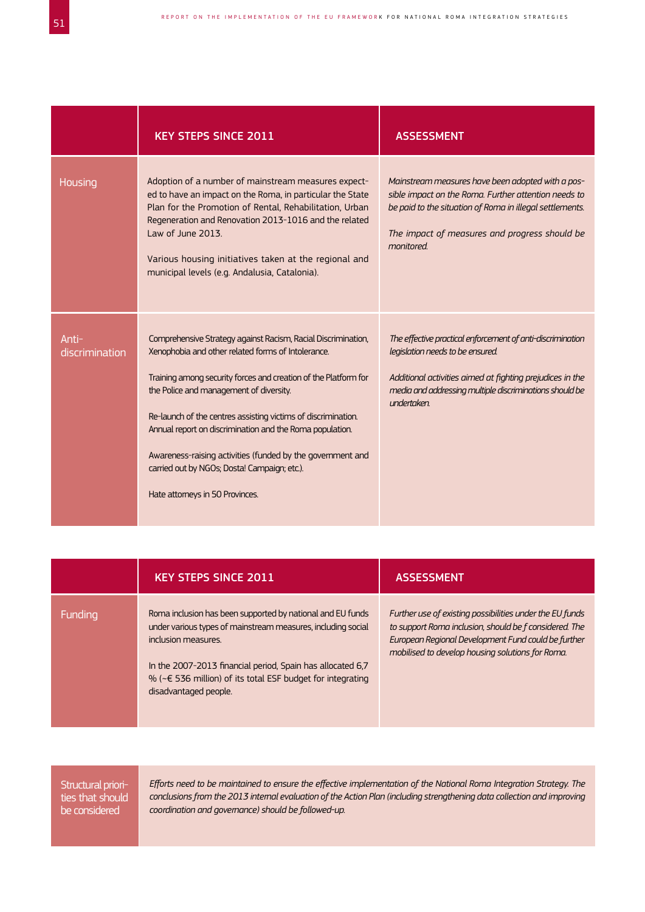| | KEY STEPS SINCE 2011 | ASSESSMENT |
|---|---|---|
| Housing | Adoption of a number of mainstream measures expected to have an impact on the Roma, in particular the State Plan for the Promotion of Rental, Rehabilitation, Urban Regeneration and Renovation 2013-1016 and the related Law of June 2013.<br><br>Various housing initiatives taken at the regional and municipal levels (e.g. Andalusia, Catalonia). | *Mainstream measures have been adopted with a possible impact on the Roma. Further attention needs to be paid to the situation of Roma in illegal settlements.*<br><br>*The impact of measures and progress should be monitored.* |
| Anti-discrimination | Comprehensive Strategy against Racism, Racial Discrimination, Xenophobia and other related forms of Intolerance.<br><br>Training among security forces and creation of the Platform for the Police and management of diversity.<br><br>Re-launch of the centres assisting victims of discrimination. Annual report on discrimination and the Roma population.<br><br>Awareness-raising activities (funded by the government and carried out by NGOs; Dosta! Campaign; etc.).<br><br>Hate attorneys in 50 Provinces. | *The effective practical enforcement of anti-discrimination legislation needs to be ensured.*<br><br>*Additional activities aimed at fighting prejudices in the media and addressing multiple discriminations should be undertaken.* |

| | KEY STEPS SINCE 2011 | ASSESSMENT |
|---|---|---|
| Funding | Roma inclusion has been supported by national and EU funds under various types of mainstream measures, including social inclusion measures.<br><br>In the 2007-2013 financial period, Spain has allocated 6,7 % (~€ 536 million) of its total ESF budget for integrating disadvantaged people. | *Further use of existing possibilities under the EU funds to support Roma inclusion, should be f considered. The European Regional Development Fund could be further mobilised to develop housing solutions for Roma.* |

| Structural priorities that should be considered | *Efforts need to be maintained to ensure the effective implementation of the National Roma Integration Strategy. The conclusions from the 2013 internal evaluation of the Action Plan (including strengthening data collection and improving coordination and governance) should be followed-up.* |
|---|---|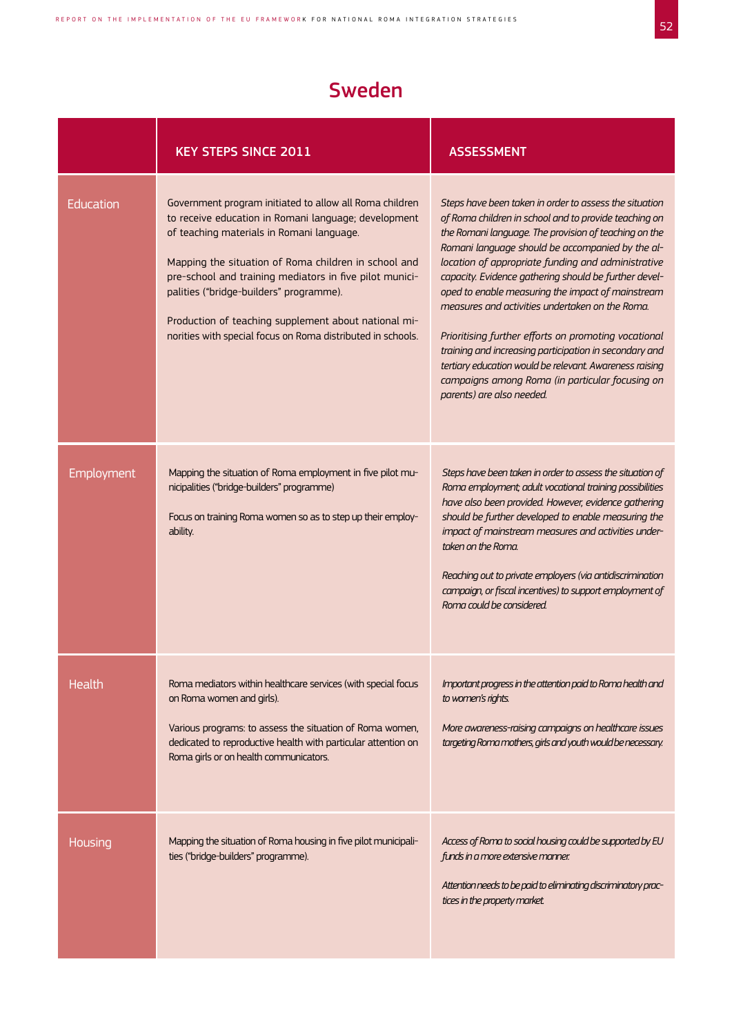## Sweden

| | KEY STEPS SINCE 2011 | ASSESSMENT |
|---|---|---|
| Education | Government program initiated to allow all Roma children to receive education in Romani language; development of teaching materials in Romani language.<br><br>Mapping the situation of Roma children in school and pre-school and training mediators in five pilot municipalities ("bridge-builders" programme).<br><br>Production of teaching supplement about national minorities with special focus on Roma distributed in schools. | *Steps have been taken in order to assess the situation of Roma children in school and to provide teaching on the Romani language. The provision of teaching on the Romani language should be accompanied by the allocation of appropriate funding and administrative capacity. Evidence gathering should be further developed to enable measuring the impact of mainstream measures and activities undertaken on the Roma.*<br><br>*Prioritising further efforts on promoting vocational training and increasing participation in secondary and tertiary education would be relevant. Awareness raising campaigns among Roma (in particular focusing on parents) are also needed.* |
| Employment | Mapping the situation of Roma employment in five pilot municipalities ("bridge-builders" programme)<br><br>Focus on training Roma women so as to step up their employability. | *Steps have been taken in order to assess the situation of Roma employment; adult vocational training possibilities have also been provided. However, evidence gathering should be further developed to enable measuring the impact of mainstream measures and activities undertaken on the Roma.*<br><br>*Reaching out to private employers (via antidiscrimination campaign, or fiscal incentives) to support employment of Roma could be considered.* |
| Health | Roma mediators within healthcare services (with special focus on Roma women and girls).<br><br>Various programs: to assess the situation of Roma women, dedicated to reproductive health with particular attention on Roma girls or on health communicators. | *Important progress in the attention paid to Roma health and to women's rights.*<br><br>*More awareness-raising campaigns on healthcare issues targeting Roma mothers, girls and youth would be necessary.* |
| Housing | Mapping the situation of Roma housing in five pilot municipalities ("bridge-builders" programme). | *Access of Roma to social housing could be supported by EU funds in a more extensive manner.*<br><br>*Attention needs to be paid to eliminating discriminatory practices in the property market.* |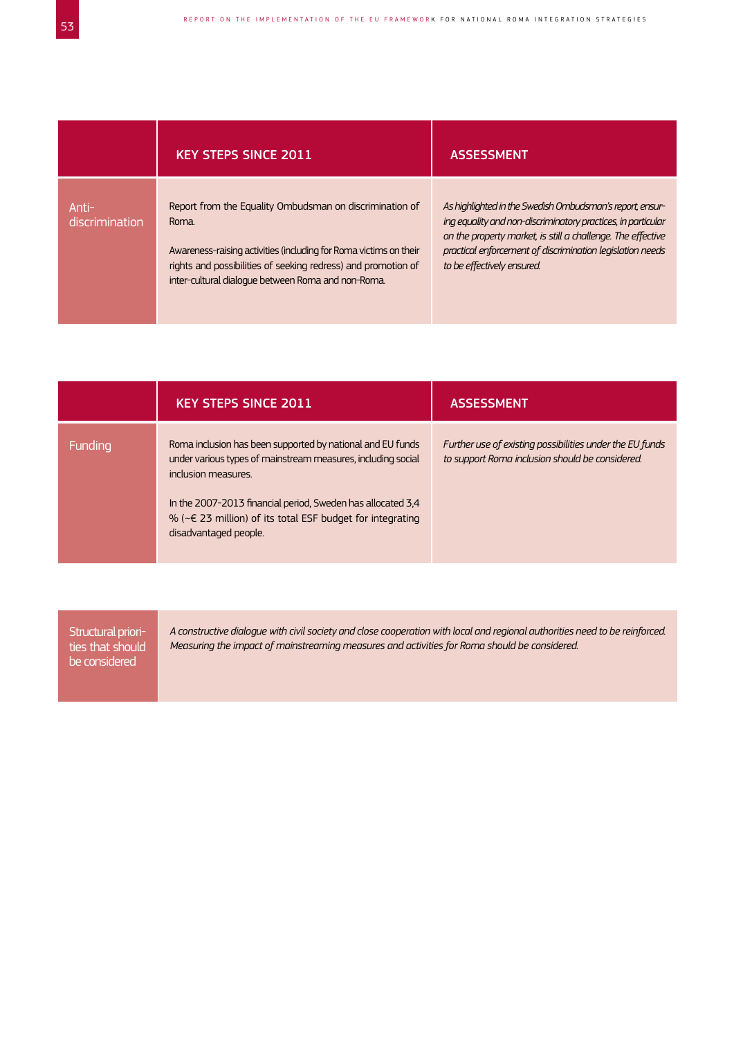| | KEY STEPS SINCE 2011 | ASSESSMENT |
|---|---|---|
| Anti-discrimination | Report from the Equality Ombudsman on discrimination of Roma.<br><br>Awareness-raising activities (including for Roma victims on their rights and possibilities of seeking redress) and promotion of inter-cultural dialogue between Roma and non-Roma. | *As highlighted in the Swedish Ombudsman's report, ensuring equality and non-discriminatory practices, in particular on the property market, is still a challenge. The effective practical enforcement of discrimination legislation needs to be effectively ensured.* |

| | KEY STEPS SINCE 2011 | ASSESSMENT |
|---|---|---|
| Funding | Roma inclusion has been supported by national and EU funds under various types of mainstream measures, including social inclusion measures.<br><br>In the 2007-2013 financial period, Sweden has allocated 3,4 % (~€ 23 million) of its total ESF budget for integrating disadvantaged people. | *Further use of existing possibilities under the EU funds to support Roma inclusion should be considered.* |

| Structural priorities that should be considered | *A constructive dialogue with civil society and close cooperation with local and regional authorities need to be reinforced. Measuring the impact of mainstreaming measures and activities for Roma should be considered.* |
|---|---|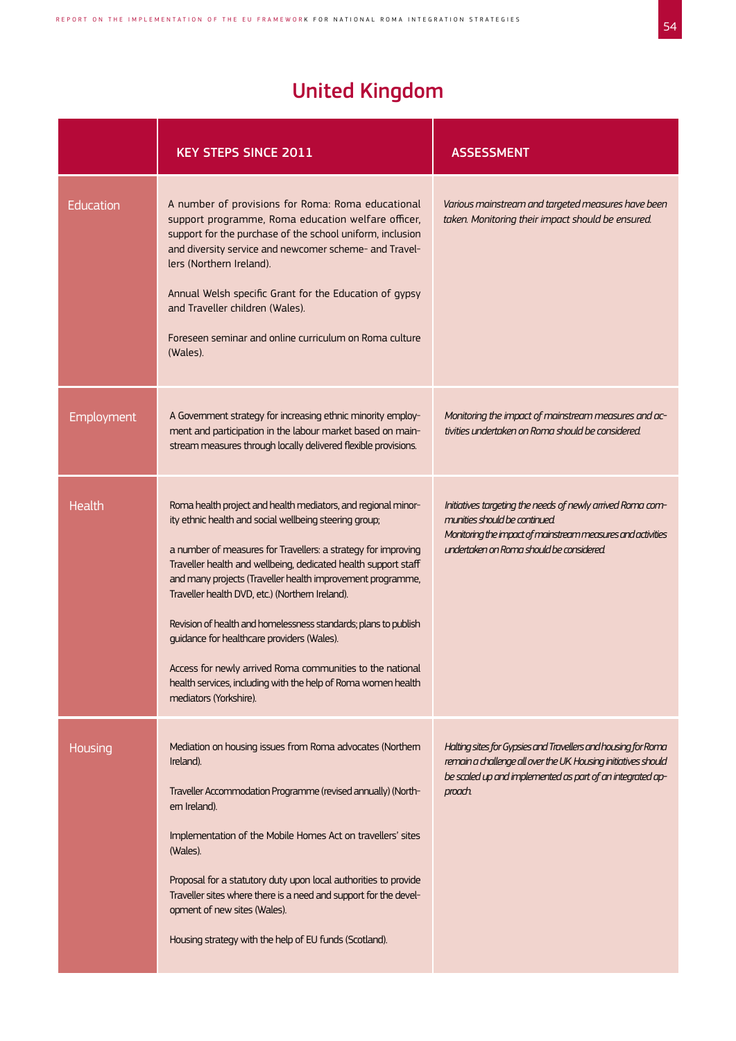# United Kingdom

| | KEY STEPS SINCE 2011 | ASSESSMENT |
|---|---|---|
| Education | A number of provisions for Roma: Roma educational support programme, Roma education welfare officer, support for the purchase of the school uniform, inclusion and diversity service and newcomer scheme- and Travellers (Northern Ireland).<br><br>Annual Welsh specific Grant for the Education of gypsy and Traveller children (Wales).<br><br>Foreseen seminar and online curriculum on Roma culture (Wales). | *Various mainstream and targeted measures have been taken. Monitoring their impact should be ensured.* |
| Employment | A Government strategy for increasing ethnic minority employment and participation in the labour market based on mainstream measures through locally delivered flexible provisions. | *Monitoring the impact of mainstream measures and activities undertaken on Roma should be considered.* |
| Health | Roma health project and health mediators, and regional minority ethnic health and social wellbeing steering group;<br><br>a number of measures for Travellers: a strategy for improving Traveller health and wellbeing, dedicated health support staff and many projects (Traveller health improvement programme, Traveller health DVD, etc.) (Northern Ireland).<br><br>Revision of health and homelessness standards; plans to publish guidance for healthcare providers (Wales).<br><br>Access for newly arrived Roma communities to the national health services, including with the help of Roma women health mediators (Yorkshire). | *Initiatives targeting the needs of newly arrived Roma communities should be continued.*<br>*Monitoring the impact of mainstream measures and activities undertaken on Roma should be considered.* |
| Housing | Mediation on housing issues from Roma advocates (Northern Ireland).<br><br>Traveller Accommodation Programme (revised annually) (Northern Ireland).<br><br>Implementation of the Mobile Homes Act on travellers' sites (Wales).<br><br>Proposal for a statutory duty upon local authorities to provide Traveller sites where there is a need and support for the development of new sites (Wales).<br><br>Housing strategy with the help of EU funds (Scotland). | *Halting sites for Gypsies and Travellers and housing for Roma remain a challenge all over the UK. Housing initiatives should be scaled up and implemented as part of an integrated approach.* |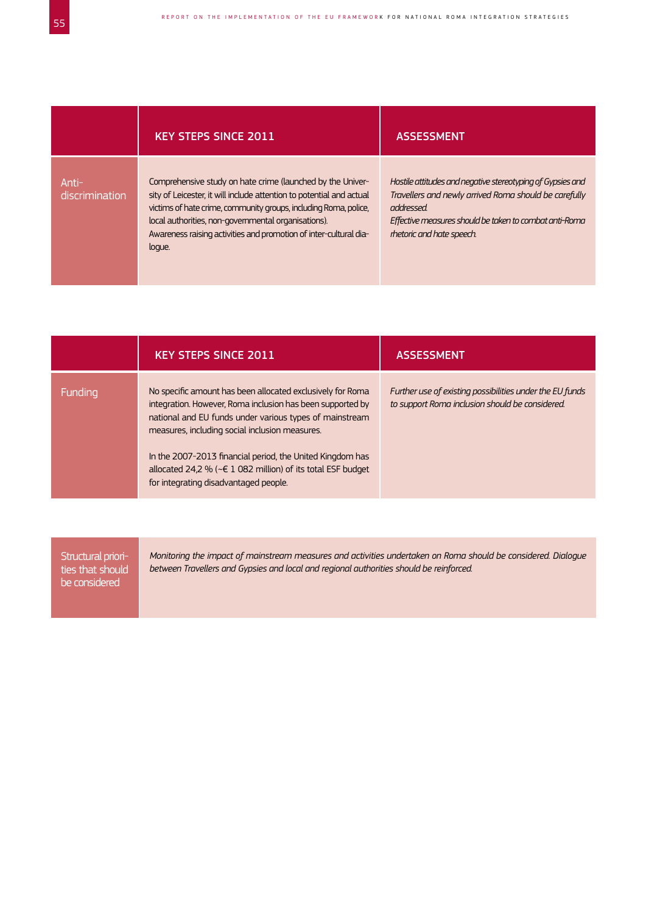| | KEY STEPS SINCE 2011 | ASSESSMENT |
|---|---|---|
| Anti-discrimination | Comprehensive study on hate crime (launched by the University of Leicester, it will include attention to potential and actual victims of hate crime, community groups, including Roma, police, local authorities, non-governmental organisations).<br>Awareness raising activities and promotion of inter-cultural dialogue. | *Hostile attitudes and negative stereotyping of Gypsies and Travellers and newly arrived Roma should be carefully addressed.*<br>*Effective measures should be taken to combat anti-Roma rhetoric and hate speech.* |

| | KEY STEPS SINCE 2011 | ASSESSMENT |
|---|---|---|
| Funding | No specific amount has been allocated exclusively for Roma integration. However, Roma inclusion has been supported by national and EU funds under various types of mainstream measures, including social inclusion measures.<br><br>In the 2007-2013 financial period, the United Kingdom has allocated 24,2 % (~€ 1 082 million) of its total ESF budget for integrating disadvantaged people. | *Further use of existing possibilities under the EU funds to support Roma inclusion should be considered.* |

| Structural priorities that should be considered | *Monitoring the impact of mainstream measures and activities undertaken on Roma should be considered. Dialogue between Travellers and Gypsies and local and regional authorities should be reinforced.* |
|---|---|